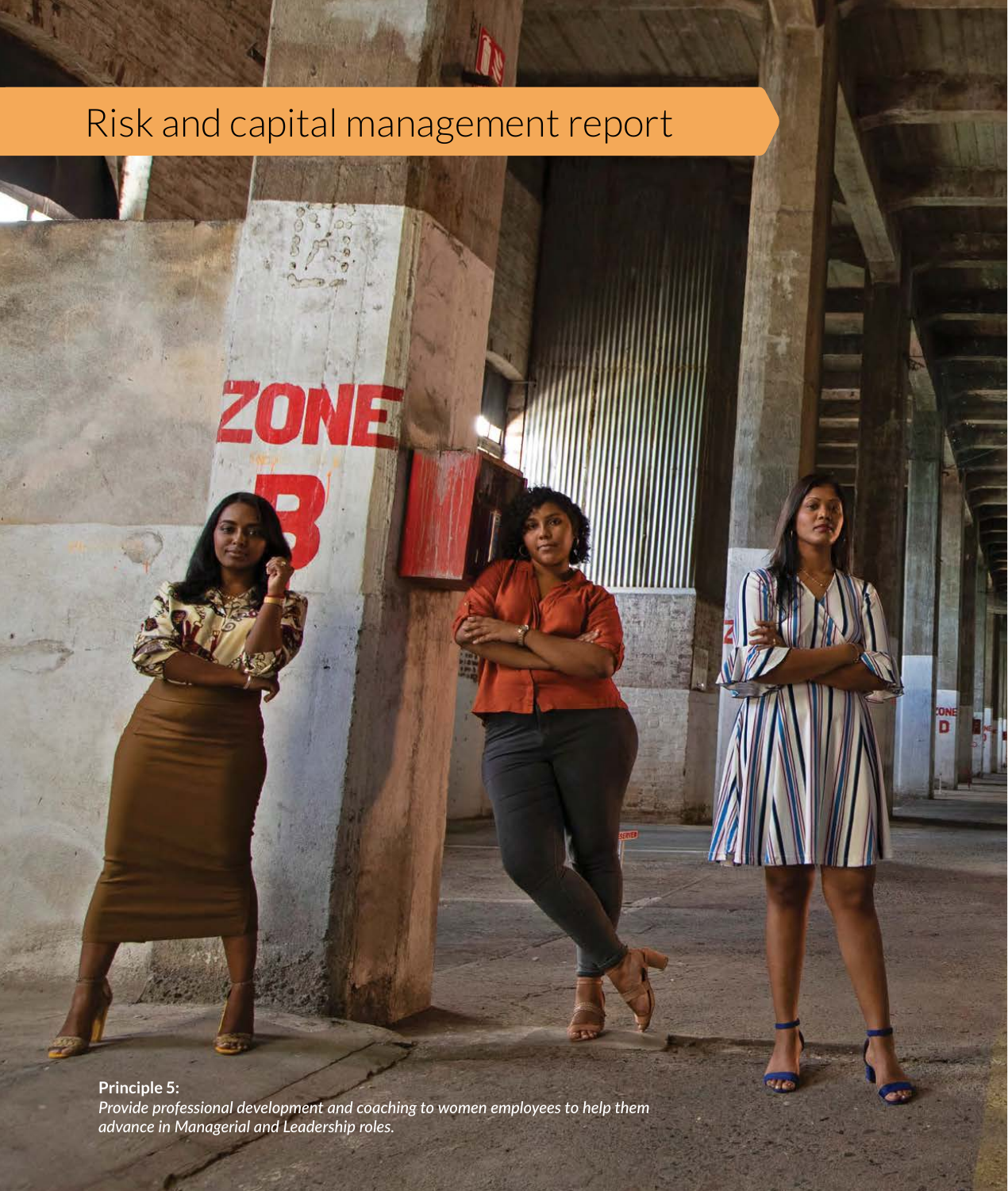# Risk and capital management report

**Principle 5:**
*Provide professional development and coaching to women employees to help them advance in Managerial and Leadership roles.*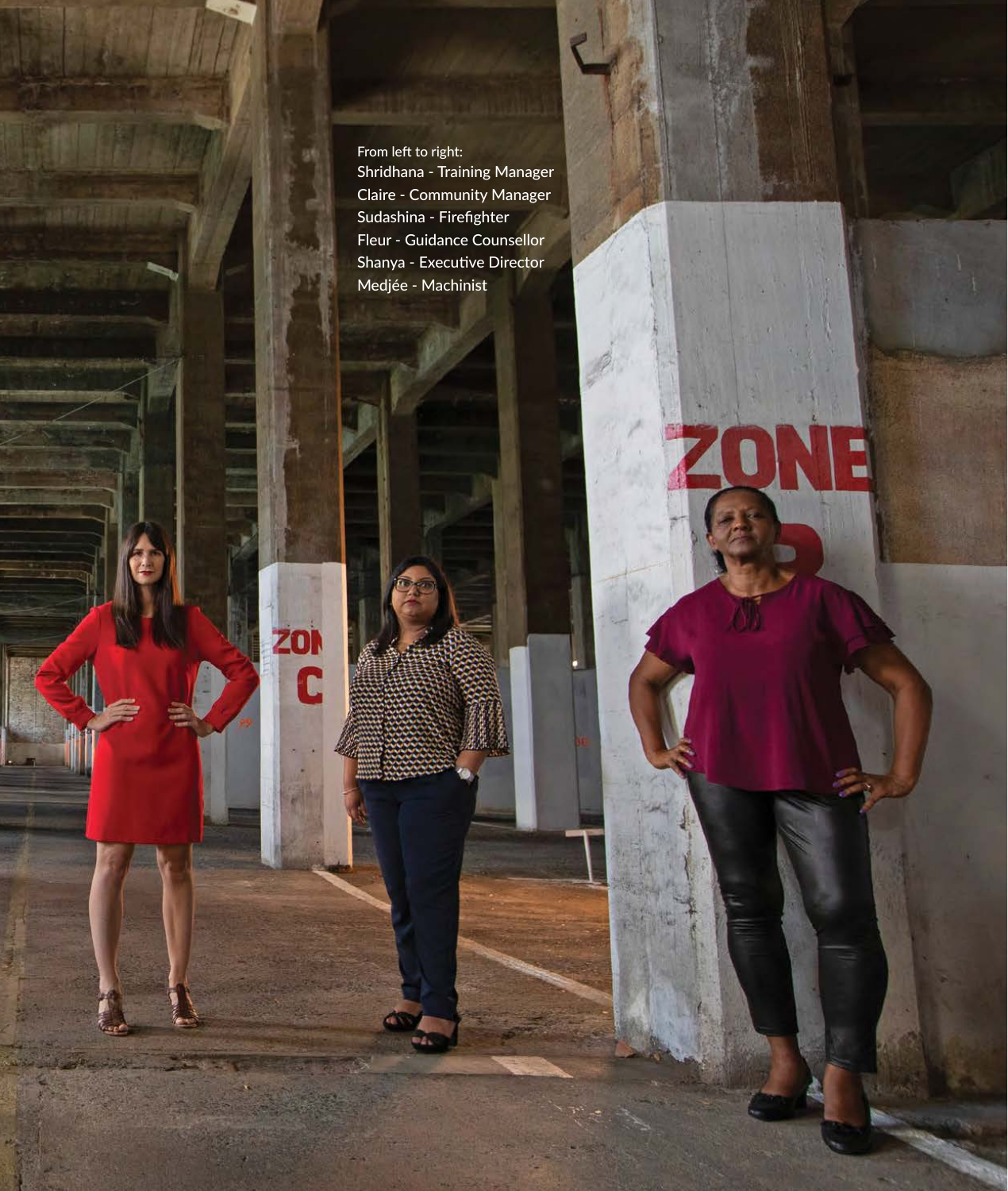From left to right:
Shridhana - Training Manager
Claire - Community Manager
Sudashina - Firefighter
Fleur - Guidance Counsellor
Shanya - Executive Director
Medjée - Machinist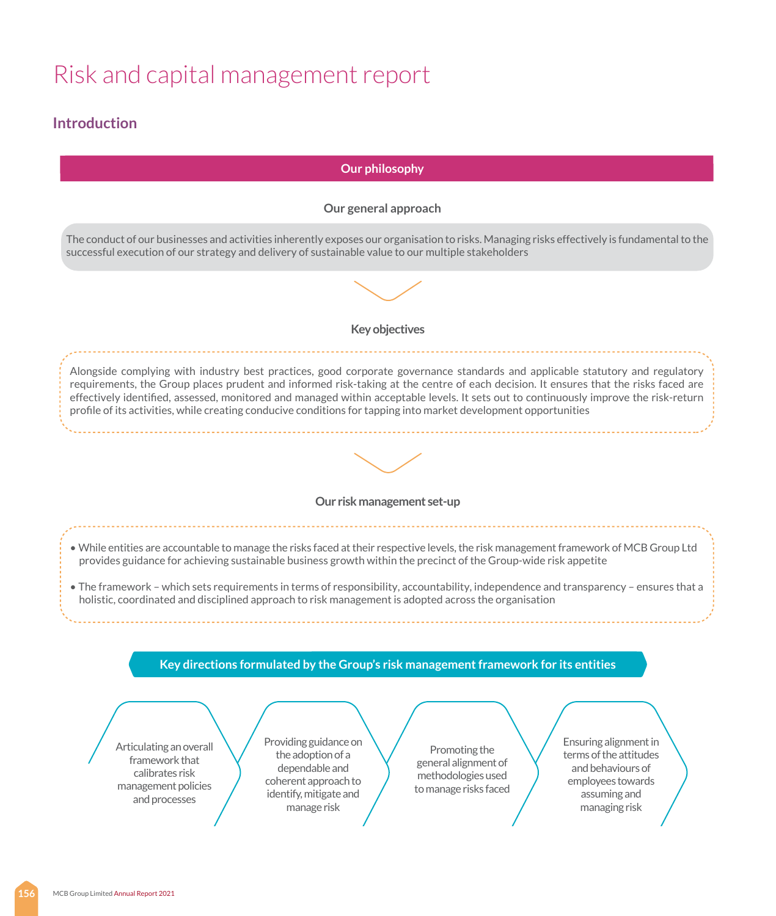# Risk and capital management report

## Introduction

### Our philosophy

**Our general approach**

The conduct of our businesses and activities inherently exposes our organisation to risks. Managing risks effectively is fundamental to the successful execution of our strategy and delivery of sustainable value to our multiple stakeholders

**Key objectives**

Alongside complying with industry best practices, good corporate governance standards and applicable statutory and regulatory requirements, the Group places prudent and informed risk-taking at the centre of each decision. It ensures that the risks faced are effectively identified, assessed, monitored and managed within acceptable levels. It sets out to continuously improve the risk-return profile of its activities, while creating conducive conditions for tapping into market development opportunities

**Our risk management set-up**

- While entities are accountable to manage the risks faced at their respective levels, the risk management framework of MCB Group Ltd provides guidance for achieving sustainable business growth within the precinct of the Group-wide risk appetite
- The framework – which sets requirements in terms of responsibility, accountability, independence and transparency – ensures that a holistic, coordinated and disciplined approach to risk management is adopted across the organisation

### Key directions formulated by the Group's risk management framework for its entities

- Articulating an overall framework that calibrates risk management policies and processes
- Providing guidance on the adoption of a dependable and coherent approach to identify, mitigate and manage risk
- Promoting the general alignment of methodologies used to manage risks faced
- Ensuring alignment in terms of the attitudes and behaviours of employees towards assuming and managing risk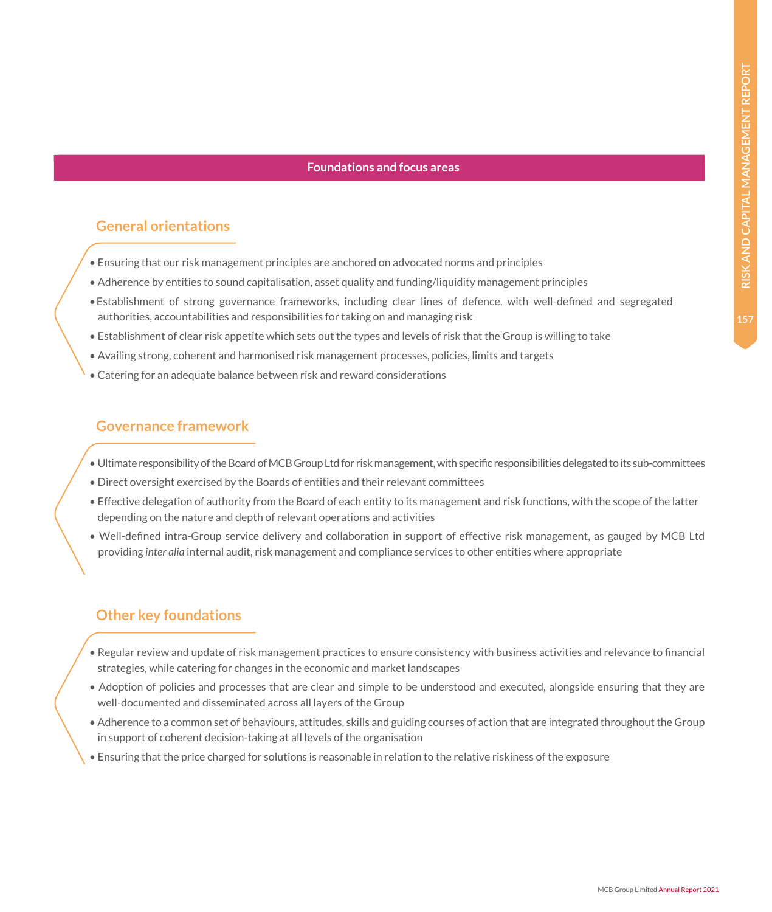## Foundations and focus areas

### General orientations

- Ensuring that our risk management principles are anchored on advocated norms and principles
- Adherence by entities to sound capitalisation, asset quality and funding/liquidity management principles
- Establishment of strong governance frameworks, including clear lines of defence, with well-defined and segregated authorities, accountabilities and responsibilities for taking on and managing risk
- Establishment of clear risk appetite which sets out the types and levels of risk that the Group is willing to take
- Availing strong, coherent and harmonised risk management processes, policies, limits and targets
- Catering for an adequate balance between risk and reward considerations

### Governance framework

- Ultimate responsibility of the Board of MCB Group Ltd for risk management, with specific responsibilities delegated to its sub-committees
- Direct oversight exercised by the Boards of entities and their relevant committees
- Effective delegation of authority from the Board of each entity to its management and risk functions, with the scope of the latter depending on the nature and depth of relevant operations and activities
- Well-defined intra-Group service delivery and collaboration in support of effective risk management, as gauged by MCB Ltd providing *inter alia* internal audit, risk management and compliance services to other entities where appropriate

### Other key foundations

- Regular review and update of risk management practices to ensure consistency with business activities and relevance to financial strategies, while catering for changes in the economic and market landscapes
- Adoption of policies and processes that are clear and simple to be understood and executed, alongside ensuring that they are well-documented and disseminated across all layers of the Group
- Adherence to a common set of behaviours, attitudes, skills and guiding courses of action that are integrated throughout the Group in support of coherent decision-taking at all levels of the organisation
- Ensuring that the price charged for solutions is reasonable in relation to the relative riskiness of the exposure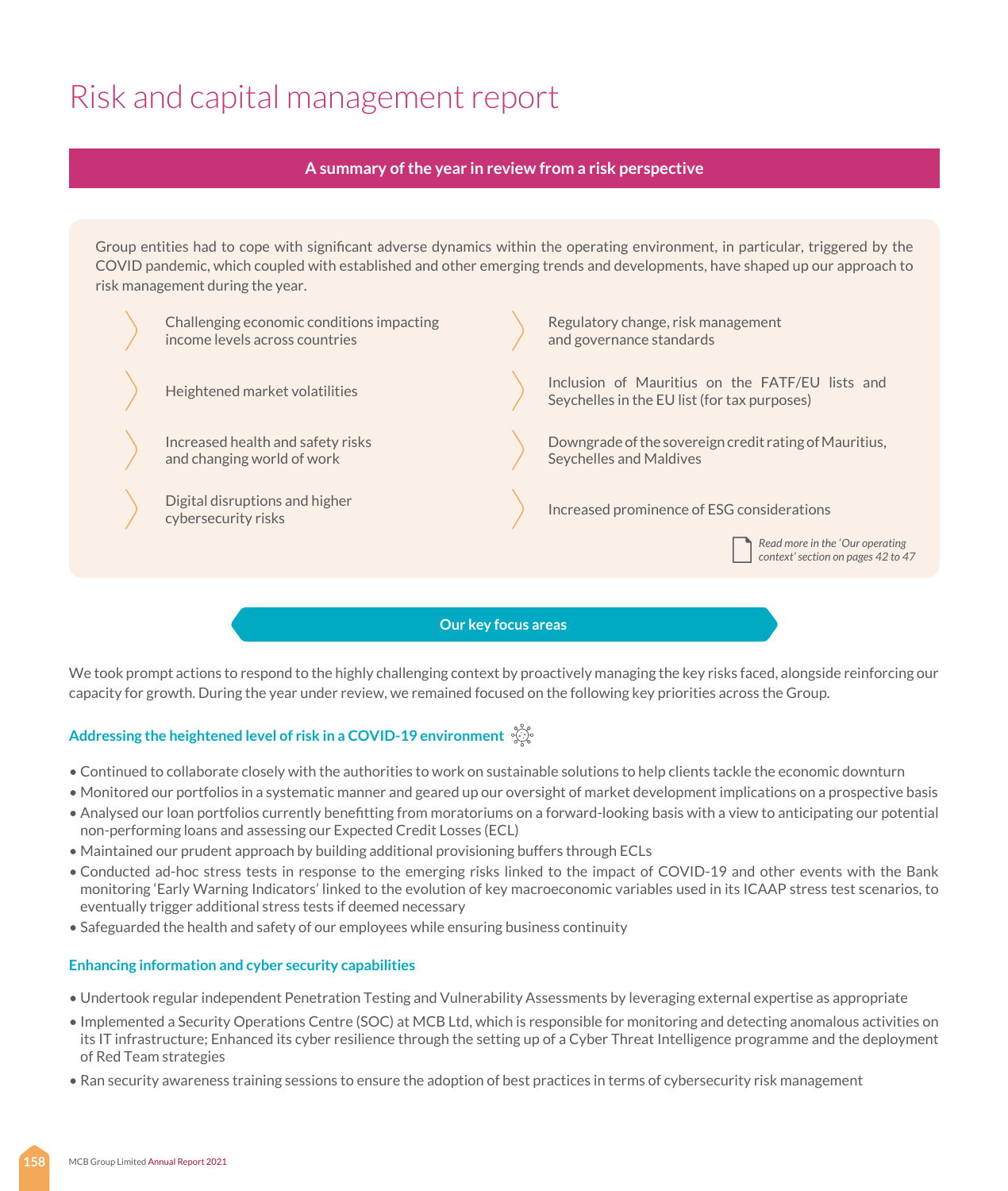# Risk and capital management report

## A summary of the year in review from a risk perspective

Group entities had to cope with significant adverse dynamics within the operating environment, in particular, triggered by the COVID pandemic, which coupled with established and other emerging trends and developments, have shaped up our approach to risk management during the year.

- Challenging economic conditions impacting income levels across countries
- Heightened market volatilities
- Increased health and safety risks and changing world of work
- Digital disruptions and higher cybersecurity risks
- Regulatory change, risk management and governance standards
- Inclusion of Mauritius on the FATF/EU lists and Seychelles in the EU list (for tax purposes)
- Downgrade of the sovereign credit rating of Mauritius, Seychelles and Maldives
- Increased prominence of ESG considerations

*Read more in the 'Our operating context' section on pages 42 to 47*

## Our key focus areas

We took prompt actions to respond to the highly challenging context by proactively managing the key risks faced, alongside reinforcing our capacity for growth. During the year under review, we remained focused on the following key priorities across the Group.

### Addressing the heightened level of risk in a COVID-19 environment

- Continued to collaborate closely with the authorities to work on sustainable solutions to help clients tackle the economic downturn
- Monitored our portfolios in a systematic manner and geared up our oversight of market development implications on a prospective basis
- Analysed our loan portfolios currently benefitting from moratoriums on a forward-looking basis with a view to anticipating our potential non-performing loans and assessing our Expected Credit Losses (ECL)
- Maintained our prudent approach by building additional provisioning buffers through ECLs
- Conducted ad-hoc stress tests in response to the emerging risks linked to the impact of COVID-19 and other events with the Bank monitoring 'Early Warning Indicators' linked to the evolution of key macroeconomic variables used in its ICAAP stress test scenarios, to eventually trigger additional stress tests if deemed necessary
- Safeguarded the health and safety of our employees while ensuring business continuity

### Enhancing information and cyber security capabilities

- Undertook regular independent Penetration Testing and Vulnerability Assessments by leveraging external expertise as appropriate
- Implemented a Security Operations Centre (SOC) at MCB Ltd, which is responsible for monitoring and detecting anomalous activities on its IT infrastructure; Enhanced its cyber resilience through the setting up of a Cyber Threat Intelligence programme and the deployment of Red Team strategies
- Ran security awareness training sessions to ensure the adoption of best practices in terms of cybersecurity risk management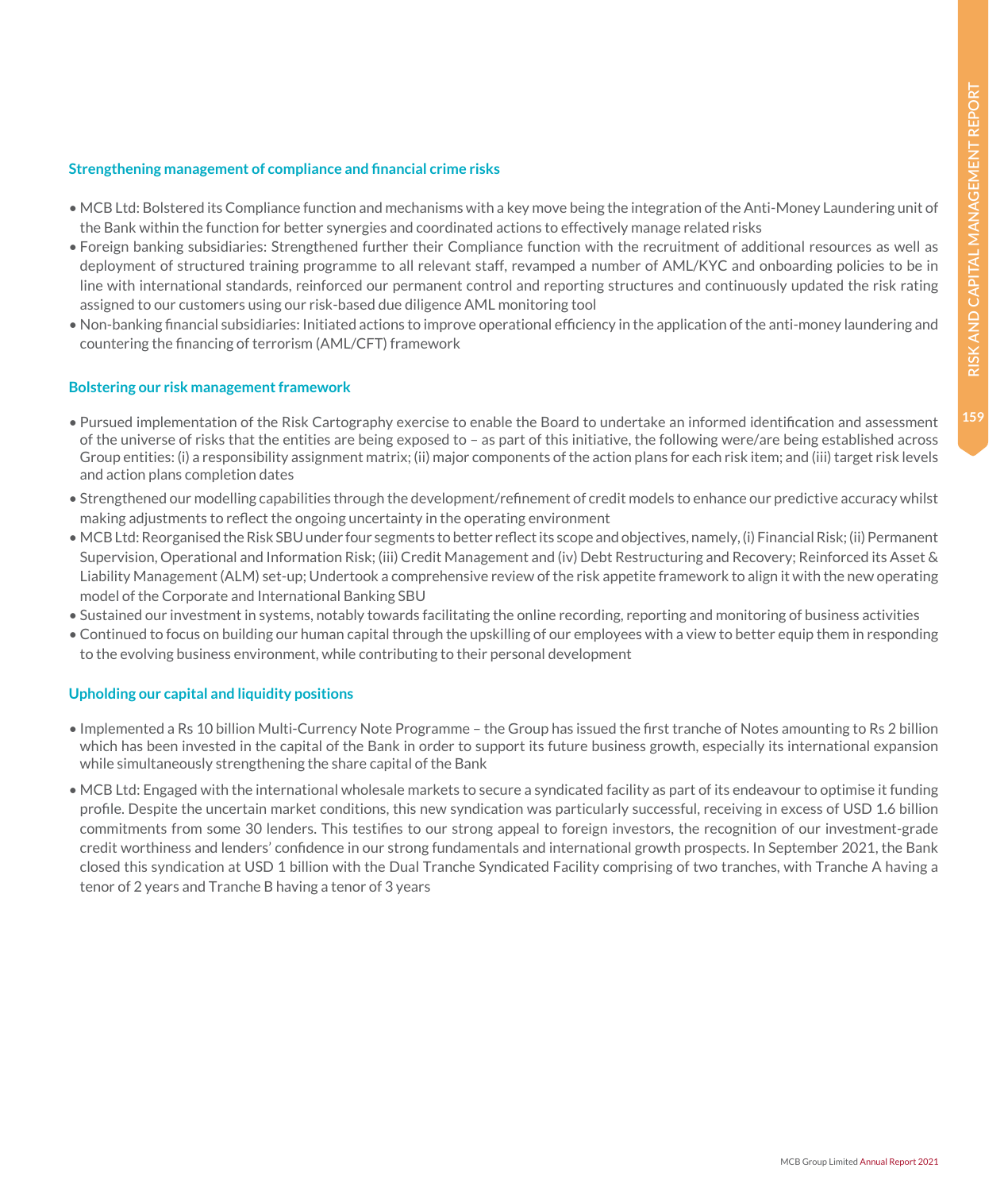### Strengthening management of compliance and financial crime risks

- MCB Ltd: Bolstered its Compliance function and mechanisms with a key move being the integration of the Anti-Money Laundering unit of the Bank within the function for better synergies and coordinated actions to effectively manage related risks
- Foreign banking subsidiaries: Strengthened further their Compliance function with the recruitment of additional resources as well as deployment of structured training programme to all relevant staff, revamped a number of AML/KYC and onboarding policies to be in line with international standards, reinforced our permanent control and reporting structures and continuously updated the risk rating assigned to our customers using our risk-based due diligence AML monitoring tool
- Non-banking financial subsidiaries: Initiated actions to improve operational efficiency in the application of the anti-money laundering and countering the financing of terrorism (AML/CFT) framework

### Bolstering our risk management framework

- Pursued implementation of the Risk Cartography exercise to enable the Board to undertake an informed identification and assessment of the universe of risks that the entities are being exposed to – as part of this initiative, the following were/are being established across Group entities: (i) a responsibility assignment matrix; (ii) major components of the action plans for each risk item; and (iii) target risk levels and action plans completion dates
- Strengthened our modelling capabilities through the development/refinement of credit models to enhance our predictive accuracy whilst making adjustments to reflect the ongoing uncertainty in the operating environment
- MCB Ltd: Reorganised the Risk SBU under four segments to better reflect its scope and objectives, namely, (i) Financial Risk; (ii) Permanent Supervision, Operational and Information Risk; (iii) Credit Management and (iv) Debt Restructuring and Recovery; Reinforced its Asset & Liability Management (ALM) set-up; Undertook a comprehensive review of the risk appetite framework to align it with the new operating model of the Corporate and International Banking SBU
- Sustained our investment in systems, notably towards facilitating the online recording, reporting and monitoring of business activities
- Continued to focus on building our human capital through the upskilling of our employees with a view to better equip them in responding to the evolving business environment, while contributing to their personal development

### Upholding our capital and liquidity positions

- Implemented a Rs 10 billion Multi-Currency Note Programme – the Group has issued the first tranche of Notes amounting to Rs 2 billion which has been invested in the capital of the Bank in order to support its future business growth, especially its international expansion while simultaneously strengthening the share capital of the Bank
- MCB Ltd: Engaged with the international wholesale markets to secure a syndicated facility as part of its endeavour to optimise it funding profile. Despite the uncertain market conditions, this new syndication was particularly successful, receiving in excess of USD 1.6 billion commitments from some 30 lenders. This testifies to our strong appeal to foreign investors, the recognition of our investment-grade credit worthiness and lenders' confidence in our strong fundamentals and international growth prospects. In September 2021, the Bank closed this syndication at USD 1 billion with the Dual Tranche Syndicated Facility comprising of two tranches, with Tranche A having a tenor of 2 years and Tranche B having a tenor of 3 years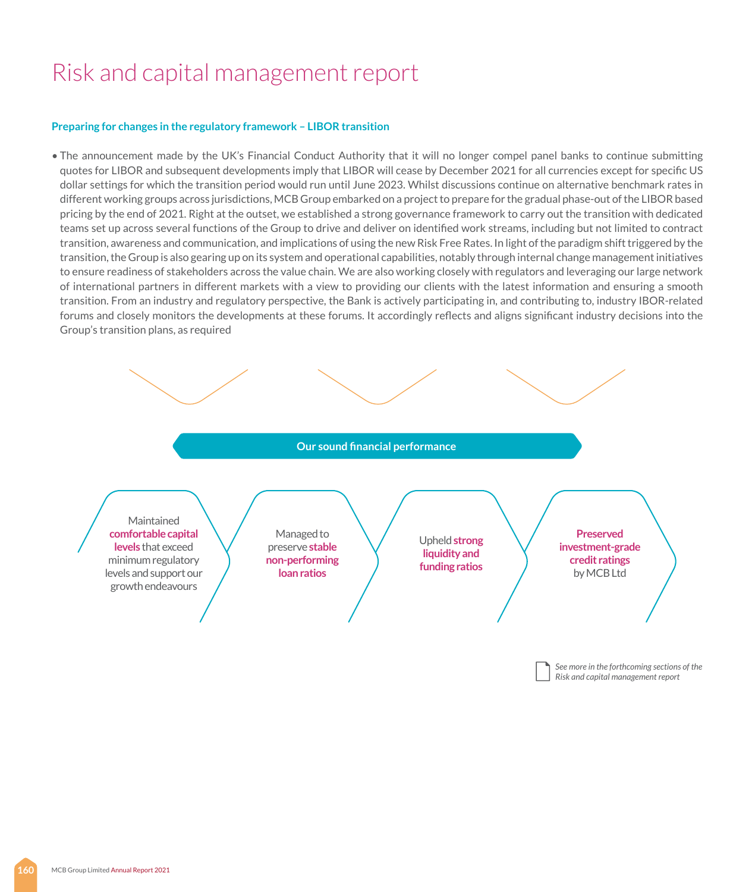# Risk and capital management report

### Preparing for changes in the regulatory framework – LIBOR transition

- The announcement made by the UK's Financial Conduct Authority that it will no longer compel panel banks to continue submitting quotes for LIBOR and subsequent developments imply that LIBOR will cease by December 2021 for all currencies except for specific US dollar settings for which the transition period would run until June 2023. Whilst discussions continue on alternative benchmark rates in different working groups across jurisdictions, MCB Group embarked on a project to prepare for the gradual phase-out of the LIBOR based pricing by the end of 2021. Right at the outset, we established a strong governance framework to carry out the transition with dedicated teams set up across several functions of the Group to drive and deliver on identified work streams, including but not limited to contract transition, awareness and communication, and implications of using the new Risk Free Rates. In light of the paradigm shift triggered by the transition, the Group is also gearing up on its system and operational capabilities, notably through internal change management initiatives to ensure readiness of stakeholders across the value chain. We are also working closely with regulators and leveraging our large network of international partners in different markets with a view to providing our clients with the latest information and ensuring a smooth transition. From an industry and regulatory perspective, the Bank is actively participating in, and contributing to, industry IBOR-related forums and closely monitors the developments at these forums. It accordingly reflects and aligns significant industry decisions into the Group's transition plans, as required

**Our sound financial performance**

- Maintained **comfortable capital levels** that exceed minimum regulatory levels and support our growth endeavours
- Managed to preserve **stable non-performing loan ratios**
- Upheld **strong liquidity and funding ratios**
- **Preserved investment-grade credit ratings** by MCB Ltd

*See more in the forthcoming sections of the Risk and capital management report*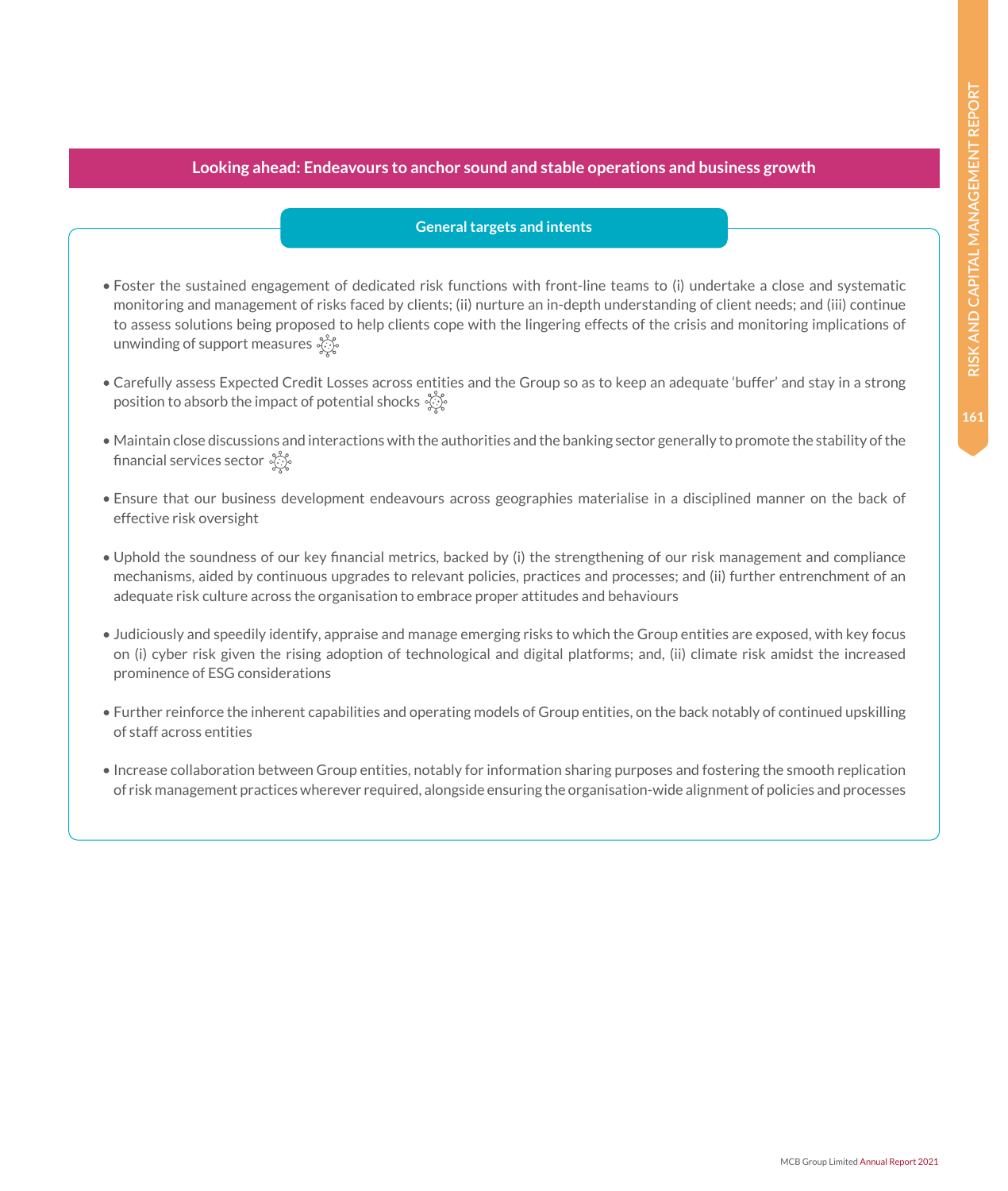## Looking ahead: Endeavours to anchor sound and stable operations and business growth

### General targets and intents

- Foster the sustained engagement of dedicated risk functions with front-line teams to (i) undertake a close and systematic monitoring and management of risks faced by clients; (ii) nurture an in-depth understanding of client needs; and (iii) continue to assess solutions being proposed to help clients cope with the lingering effects of the crisis and monitoring implications of unwinding of support measures
- Carefully assess Expected Credit Losses across entities and the Group so as to keep an adequate 'buffer' and stay in a strong position to absorb the impact of potential shocks
- Maintain close discussions and interactions with the authorities and the banking sector generally to promote the stability of the financial services sector
- Ensure that our business development endeavours across geographies materialise in a disciplined manner on the back of effective risk oversight
- Uphold the soundness of our key financial metrics, backed by (i) the strengthening of our risk management and compliance mechanisms, aided by continuous upgrades to relevant policies, practices and processes; and (ii) further entrenchment of an adequate risk culture across the organisation to embrace proper attitudes and behaviours
- Judiciously and speedily identify, appraise and manage emerging risks to which the Group entities are exposed, with key focus on (i) cyber risk given the rising adoption of technological and digital platforms; and, (ii) climate risk amidst the increased prominence of ESG considerations
- Further reinforce the inherent capabilities and operating models of Group entities, on the back notably of continued upskilling of staff across entities
- Increase collaboration between Group entities, notably for information sharing purposes and fostering the smooth replication of risk management practices wherever required, alongside ensuring the organisation-wide alignment of policies and processes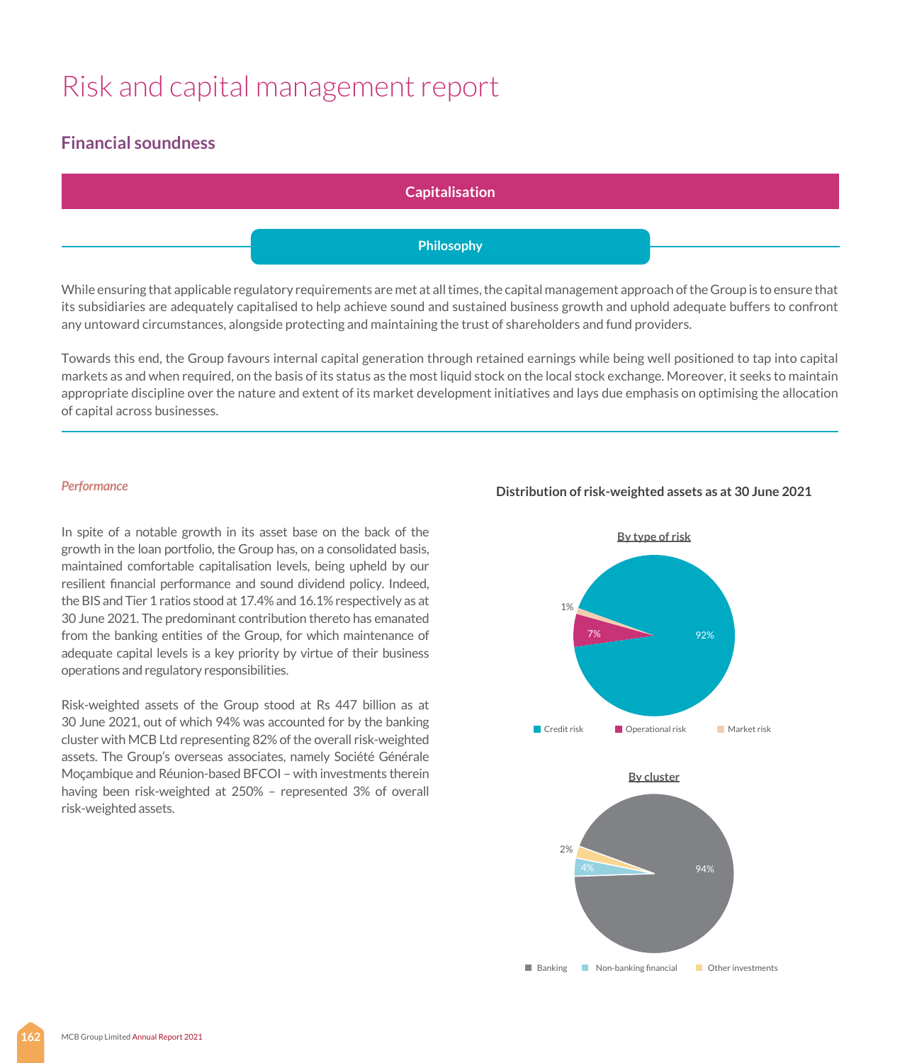# Risk and capital management report

## Financial soundness

### Capitalisation

#### Philosophy

While ensuring that applicable regulatory requirements are met at all times, the capital management approach of the Group is to ensure that its subsidiaries are adequately capitalised to help achieve sound and sustained business growth and uphold adequate buffers to confront any untoward circumstances, alongside protecting and maintaining the trust of shareholders and fund providers.

Towards this end, the Group favours internal capital generation through retained earnings while being well positioned to tap into capital markets as and when required, on the basis of its status as the most liquid stock on the local stock exchange. Moreover, it seeks to maintain appropriate discipline over the nature and extent of its market development initiatives and lays due emphasis on optimising the allocation of capital across businesses.

*Performance*

In spite of a notable growth in its asset base on the back of the growth in the loan portfolio, the Group has, on a consolidated basis, maintained comfortable capitalisation levels, being upheld by our resilient financial performance and sound dividend policy. Indeed, the BIS and Tier 1 ratios stood at 17.4% and 16.1% respectively as at 30 June 2021. The predominant contribution thereto has emanated from the banking entities of the Group, for which maintenance of adequate capital levels is a key priority by virtue of their business operations and regulatory responsibilities.

Risk-weighted assets of the Group stood at Rs 447 billion as at 30 June 2021, out of which 94% was accounted for by the banking cluster with MCB Ltd representing 82% of the overall risk-weighted assets. The Group's overseas associates, namely Société Générale Moçambique and Réunion-based BFCOI – with investments therein having been risk-weighted at 250% – represented 3% of overall risk-weighted assets.

**Distribution of risk-weighted assets as at 30 June 2021**

By type of risk

| Type of risk | Share |
|---|---|
| Credit risk | 92% |
| Operational risk | 7% |
| Market risk | 1% |

By cluster

| Cluster | Share |
|---|---|
| Banking | 94% |
| Non-banking financial | 4% |
| Other investments | 2% |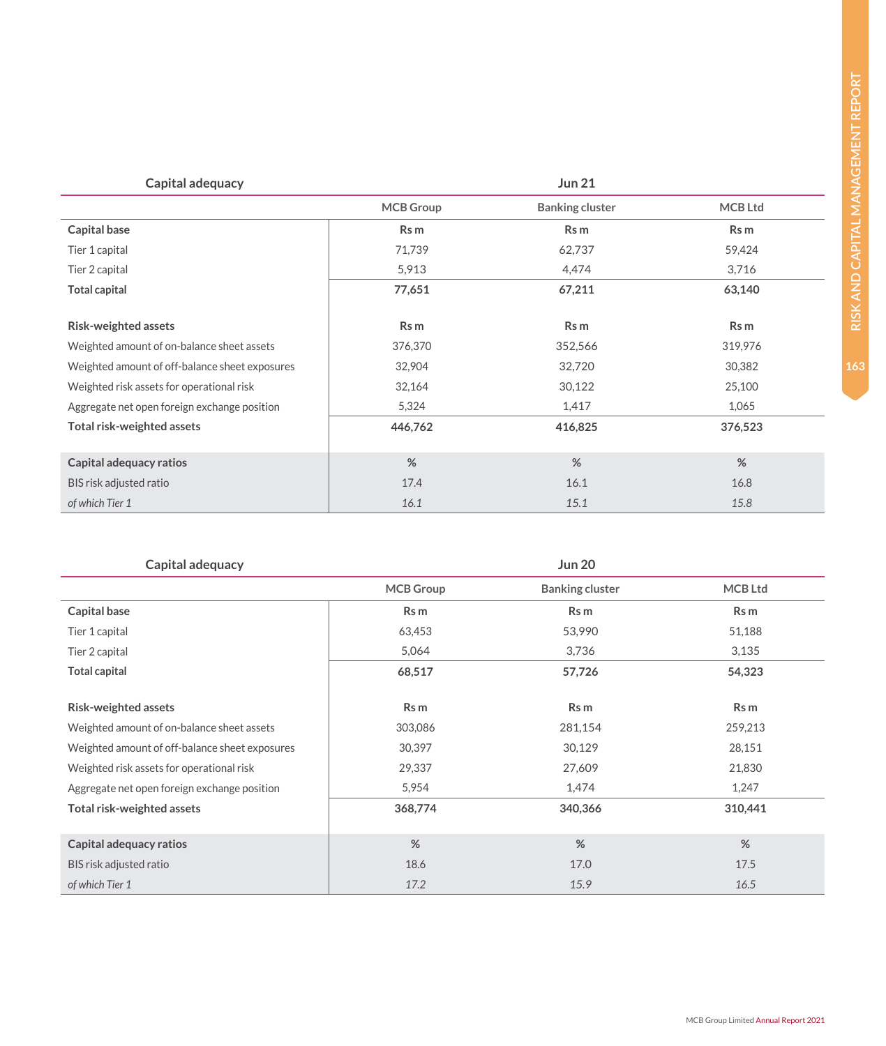| Capital adequacy | Jun 21 | | |
|---|---|---|---|
| | MCB Group | Banking cluster | MCB Ltd |
| **Capital base** | **Rs m** | **Rs m** | **Rs m** |
| Tier 1 capital | 71,739 | 62,737 | 59,424 |
| Tier 2 capital | 5,913 | 4,474 | 3,716 |
| **Total capital** | **77,651** | **67,211** | **63,140** |
| **Risk-weighted assets** | **Rs m** | **Rs m** | **Rs m** |
| Weighted amount of on-balance sheet assets | 376,370 | 352,566 | 319,976 |
| Weighted amount of off-balance sheet exposures | 32,904 | 32,720 | 30,382 |
| Weighted risk assets for operational risk | 32,164 | 30,122 | 25,100 |
| Aggregate net open foreign exchange position | 5,324 | 1,417 | 1,065 |
| **Total risk-weighted assets** | **446,762** | **416,825** | **376,523** |
| **Capital adequacy ratios** | **%** | **%** | **%** |
| BIS risk adjusted ratio | 17.4 | 16.1 | 16.8 |
| *of which Tier 1* | *16.1* | *15.1* | *15.8* |

| Capital adequacy | Jun 20 | | |
|---|---|---|---|
| | MCB Group | Banking cluster | MCB Ltd |
| **Capital base** | **Rs m** | **Rs m** | **Rs m** |
| Tier 1 capital | 63,453 | 53,990 | 51,188 |
| Tier 2 capital | 5,064 | 3,736 | 3,135 |
| **Total capital** | **68,517** | **57,726** | **54,323** |
| **Risk-weighted assets** | **Rs m** | **Rs m** | **Rs m** |
| Weighted amount of on-balance sheet assets | 303,086 | 281,154 | 259,213 |
| Weighted amount of off-balance sheet exposures | 30,397 | 30,129 | 28,151 |
| Weighted risk assets for operational risk | 29,337 | 27,609 | 21,830 |
| Aggregate net open foreign exchange position | 5,954 | 1,474 | 1,247 |
| **Total risk-weighted assets** | **368,774** | **340,366** | **310,441** |
| **Capital adequacy ratios** | **%** | **%** | **%** |
| BIS risk adjusted ratio | 18.6 | 17.0 | 17.5 |
| *of which Tier 1* | *17.2* | *15.9* | *16.5* |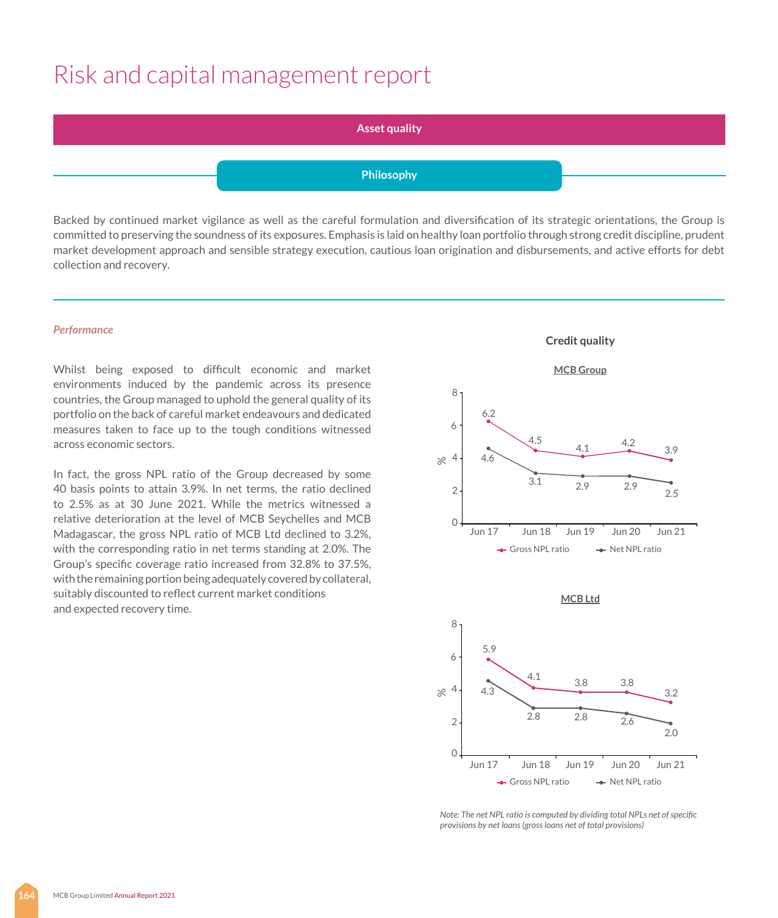# Risk and capital management report

## Asset quality

### Philosophy

Backed by continued market vigilance as well as the careful formulation and diversification of its strategic orientations, the Group is committed to preserving the soundness of its exposures. Emphasis is laid on healthy loan portfolio through strong credit discipline, prudent market development approach and sensible strategy execution, cautious loan origination and disbursements, and active efforts for debt collection and recovery.

*Performance*

Whilst being exposed to difficult economic and market environments induced by the pandemic across its presence countries, the Group managed to uphold the general quality of its portfolio on the back of careful market endeavours and dedicated measures taken to face up to the tough conditions witnessed across economic sectors.

In fact, the gross NPL ratio of the Group decreased by some 40 basis points to attain 3.9%. In net terms, the ratio declined to 2.5% as at 30 June 2021. While the metrics witnessed a relative deterioration at the level of MCB Seychelles and MCB Madagascar, the gross NPL ratio of MCB Ltd declined to 3.2%, with the corresponding ratio in net terms standing at 2.0%. The Group's specific coverage ratio increased from 32.8% to 37.5%, with the remaining portion being adequately covered by collateral, suitably discounted to reflect current market conditions and expected recovery time.

**Credit quality**

**MCB Group**

| % | Jun 17 | Jun 18 | Jun 19 | Jun 20 | Jun 21 |
|---|---|---|---|---|---|
| Gross NPL ratio | 6.2 | 4.5 | 4.1 | 4.2 | 3.9 |
| Net NPL ratio | 4.6 | 3.1 | 2.9 | 2.9 | 2.5 |

**MCB Ltd**

| % | Jun 17 | Jun 18 | Jun 19 | Jun 20 | Jun 21 |
|---|---|---|---|---|---|
| Gross NPL ratio | 5.9 | 4.1 | 3.8 | 3.8 | 3.2 |
| Net NPL ratio | 4.3 | 2.8 | 2.8 | 2.6 | 2.0 |

*Note: The net NPL ratio is computed by dividing total NPLs net of specific provisions by net loans (gross loans net of total provisions)*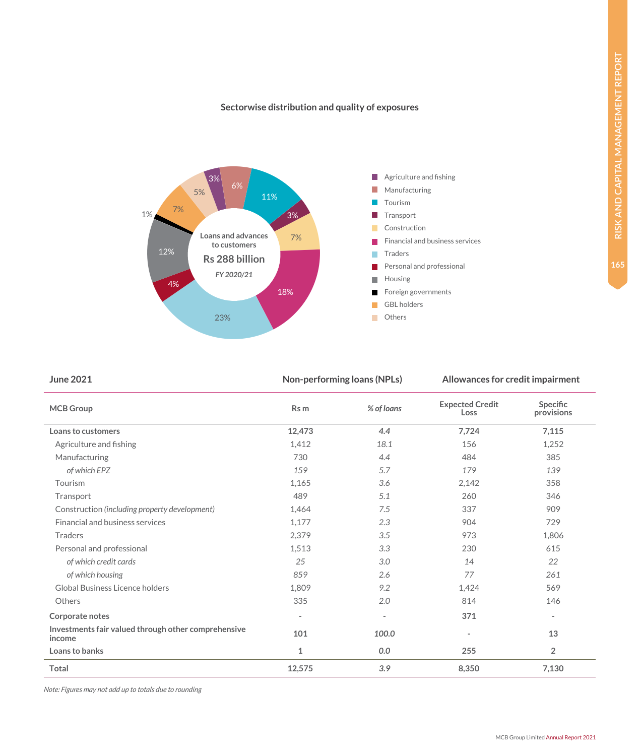### Sectorwise distribution and quality of exposures

Loans and advances to customers
Rs 288 billion
*FY 2020/21*

- Agriculture and fishing: 3%
- Manufacturing: 6%
- Tourism: 11%
- Transport: 3%
- Construction: 7%
- Financial and business services: 18%
- Traders: 23%
- Personal and professional: 4%
- Housing: 12%
- Foreign governments: 1%
- GBL holders: 7%
- Others: 5%

| June 2021 | Non-performing loans (NPLs) | | Allowances for credit impairment | |
|---|---|---|---|---|
| **MCB Group** | **Rs m** | ***% of loans*** | **Expected Credit Loss** | **Specific provisions** |
| **Loans to customers** | **12,473** | ***4.4*** | **7,724** | **7,115** |
| Agriculture and fishing | 1,412 | *18.1* | 156 | 1,252 |
| Manufacturing | 730 | *4.4* | 484 | 385 |
| *of which EPZ* | *159* | *5.7* | *179* | *139* |
| Tourism | 1,165 | *3.6* | 2,142 | 358 |
| Transport | 489 | *5.1* | 260 | 346 |
| Construction *(including property development)* | 1,464 | *7.5* | 337 | 909 |
| Financial and business services | 1,177 | *2.3* | 904 | 729 |
| Traders | 2,379 | *3.5* | 973 | 1,806 |
| Personal and professional | 1,513 | *3.3* | 230 | 615 |
| *of which credit cards* | *25* | *3.0* | *14* | *22* |
| *of which housing* | *859* | *2.6* | *77* | *261* |
| Global Business Licence holders | 1,809 | *9.2* | 1,424 | 569 |
| Others | 335 | *2.0* | 814 | 146 |
| **Corporate notes** | - | - | **371** | - |
| **Investments fair valued through other comprehensive income** | **101** | ***100.0*** | - | **13** |
| **Loans to banks** | **1** | ***0.0*** | **255** | **2** |
| **Total** | **12,575** | ***3.9*** | **8,350** | **7,130** |

*Note: Figures may not add up to totals due to rounding*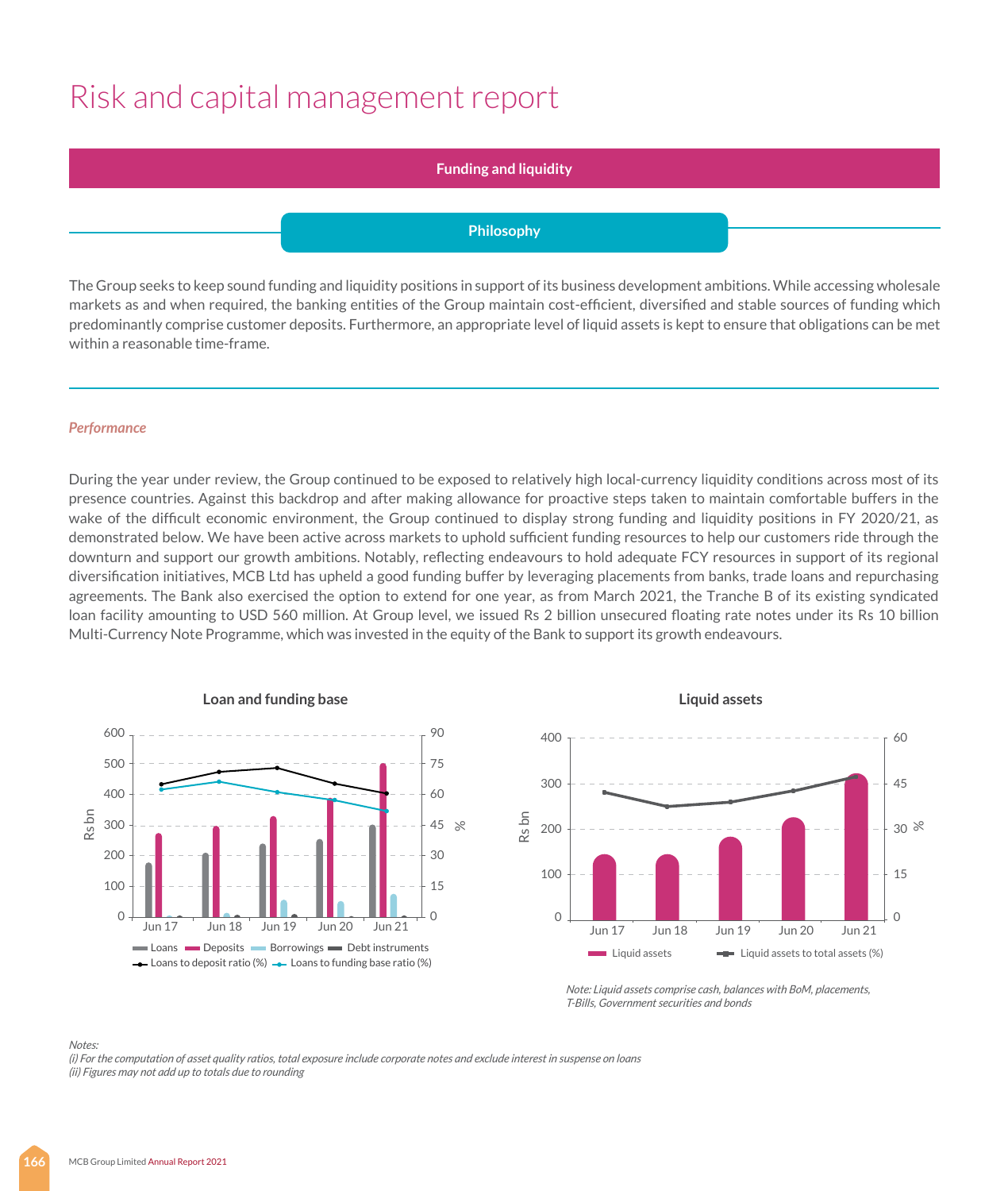# Risk and capital management report

## Funding and liquidity

### Philosophy

The Group seeks to keep sound funding and liquidity positions in support of its business development ambitions. While accessing wholesale markets as and when required, the banking entities of the Group maintain cost-efficient, diversified and stable sources of funding which predominantly comprise customer deposits. Furthermore, an appropriate level of liquid assets is kept to ensure that obligations can be met within a reasonable time-frame.

*Performance*

During the year under review, the Group continued to be exposed to relatively high local-currency liquidity conditions across most of its presence countries. Against this backdrop and after making allowance for proactive steps taken to maintain comfortable buffers in the wake of the difficult economic environment, the Group continued to display strong funding and liquidity positions in FY 2020/21, as demonstrated below. We have been active across markets to uphold sufficient funding resources to help our customers ride through the downturn and support our growth ambitions. Notably, reflecting endeavours to hold adequate FCY resources in support of its regional diversification initiatives, MCB Ltd has upheld a good funding buffer by leveraging placements from banks, trade loans and repurchasing agreements. The Bank also exercised the option to extend for one year, as from March 2021, the Tranche B of its existing syndicated loan facility amounting to USD 560 million. At Group level, we issued Rs 2 billion unsecured floating rate notes under its Rs 10 billion Multi-Currency Note Programme, which was invested in the equity of the Bank to support its growth endeavours.

**Loan and funding base**

Rs bn (left axis, 0–600); % (right axis, 0–90). Series: Loans, Deposits, Borrowings, Debt instruments; Loans to deposit ratio (%), Loans to funding base ratio (%). Periods: Jun 17, Jun 18, Jun 19, Jun 20, Jun 21.

**Liquid assets**

Rs bn (left axis, 0–400); % (right axis, 0–60). Series: Liquid assets; Liquid assets to total assets (%). Periods: Jun 17, Jun 18, Jun 19, Jun 20, Jun 21.

*Note: Liquid assets comprise cash, balances with BoM, placements, T-Bills, Government securities and bonds*

*Notes:*
*(i) For the computation of asset quality ratios, total exposure include corporate notes and exclude interest in suspense on loans*
*(ii) Figures may not add up to totals due to rounding*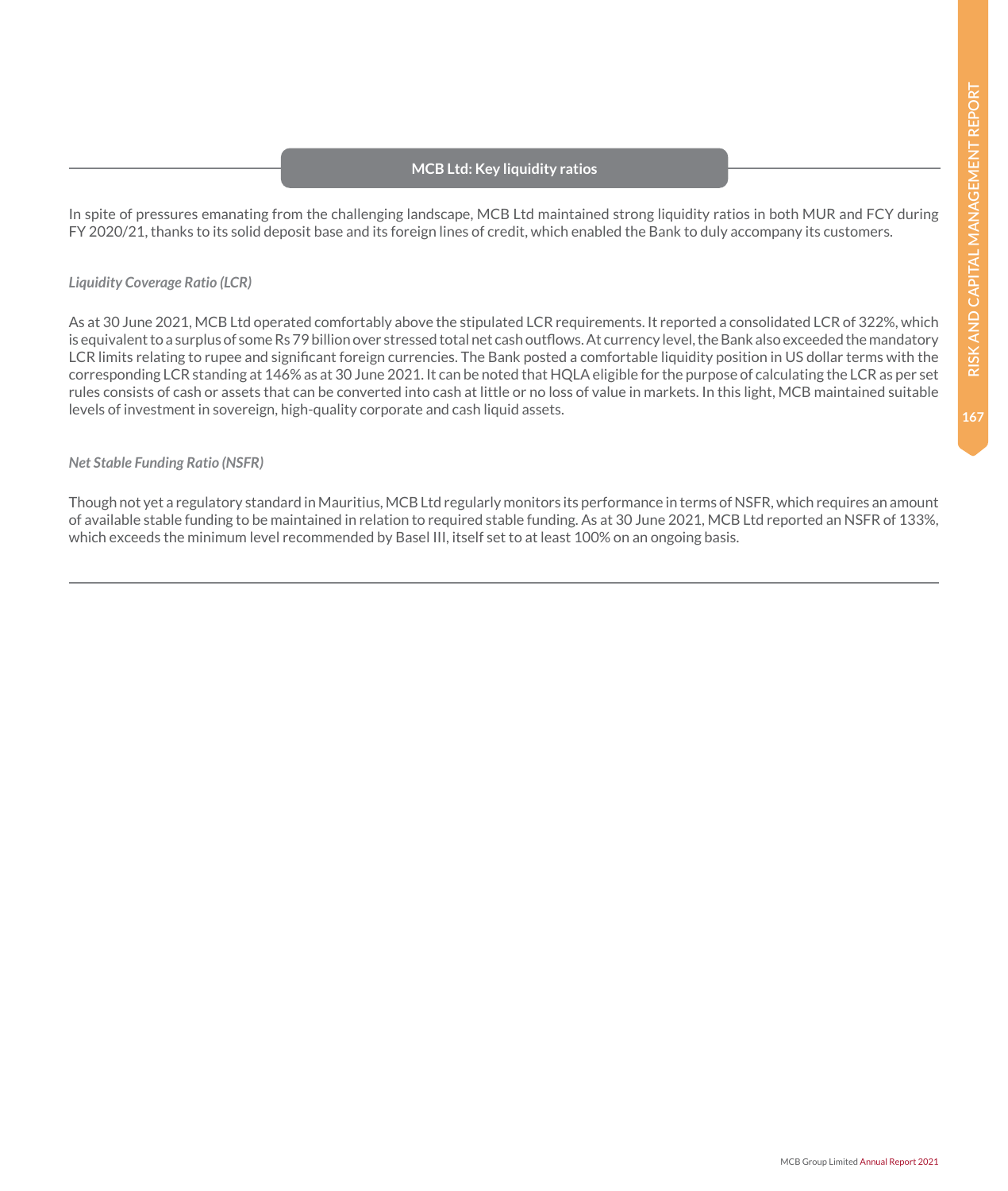## MCB Ltd: Key liquidity ratios

In spite of pressures emanating from the challenging landscape, MCB Ltd maintained strong liquidity ratios in both MUR and FCY during FY 2020/21, thanks to its solid deposit base and its foreign lines of credit, which enabled the Bank to duly accompany its customers.

*Liquidity Coverage Ratio (LCR)*

As at 30 June 2021, MCB Ltd operated comfortably above the stipulated LCR requirements. It reported a consolidated LCR of 322%, which is equivalent to a surplus of some Rs 79 billion over stressed total net cash outflows. At currency level, the Bank also exceeded the mandatory LCR limits relating to rupee and significant foreign currencies. The Bank posted a comfortable liquidity position in US dollar terms with the corresponding LCR standing at 146% as at 30 June 2021. It can be noted that HQLA eligible for the purpose of calculating the LCR as per set rules consists of cash or assets that can be converted into cash at little or no loss of value in markets. In this light, MCB maintained suitable levels of investment in sovereign, high-quality corporate and cash liquid assets.

*Net Stable Funding Ratio (NSFR)*

Though not yet a regulatory standard in Mauritius, MCB Ltd regularly monitors its performance in terms of NSFR, which requires an amount of available stable funding to be maintained in relation to required stable funding. As at 30 June 2021, MCB Ltd reported an NSFR of 133%, which exceeds the minimum level recommended by Basel III, itself set to at least 100% on an ongoing basis.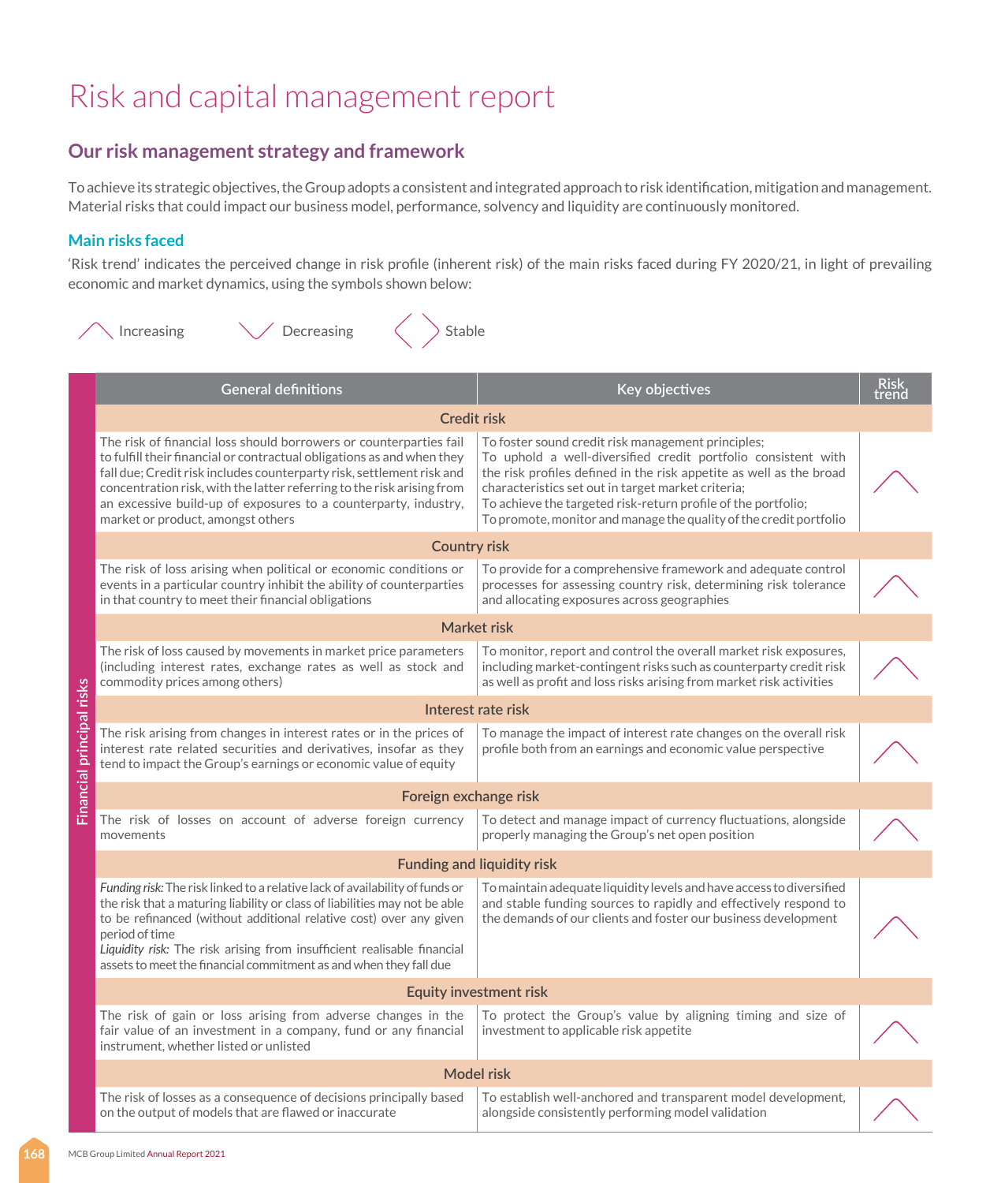# Risk and capital management report

## Our risk management strategy and framework

To achieve its strategic objectives, the Group adopts a consistent and integrated approach to risk identification, mitigation and management. Material risks that could impact our business model, performance, solvency and liquidity are continuously monitored.

### Main risks faced

'Risk trend' indicates the perceived change in risk profile (inherent risk) of the main risks faced during FY 2020/21, in light of prevailing economic and market dynamics, using the symbols shown below:

Increasing | Decreasing | Stable

**Financial principal risks**

| General definitions | Key objectives | Risk trend |
|---|---|---|
| **Credit risk** | | |
| The risk of financial loss should borrowers or counterparties fail to fulfill their financial or contractual obligations as and when they fall due; Credit risk includes counterparty risk, settlement risk and concentration risk, with the latter referring to the risk arising from an excessive build-up of exposures to a counterparty, industry, market or product, amongst others | To foster sound credit risk management principles; To uphold a well-diversified credit portfolio consistent with the risk profiles defined in the risk appetite as well as the broad characteristics set out in target market criteria; To achieve the targeted risk-return profile of the portfolio; To promote, monitor and manage the quality of the credit portfolio | Increasing |
| **Country risk** | | |
| The risk of loss arising when political or economic conditions or events in a particular country inhibit the ability of counterparties in that country to meet their financial obligations | To provide for a comprehensive framework and adequate control processes for assessing country risk, determining risk tolerance and allocating exposures across geographies | Increasing |
| **Market risk** | | |
| The risk of loss caused by movements in market price parameters (including interest rates, exchange rates as well as stock and commodity prices among others) | To monitor, report and control the overall market risk exposures, including market-contingent risks such as counterparty credit risk as well as profit and loss risks arising from market risk activities | Increasing |
| **Interest rate risk** | | |
| The risk arising from changes in interest rates or in the prices of interest rate related securities and derivatives, insofar as they tend to impact the Group's earnings or economic value of equity | To manage the impact of interest rate changes on the overall risk profile both from an earnings and economic value perspective | Increasing |
| **Foreign exchange risk** | | |
| The risk of losses on account of adverse foreign currency movements | To detect and manage impact of currency fluctuations, alongside properly managing the Group's net open position | Increasing |
| **Funding and liquidity risk** | | |
| *Funding risk:* The risk linked to a relative lack of availability of funds or the risk that a maturing liability or class of liabilities may not be able to be refinanced (without additional relative cost) over any given period of time<br>*Liquidity risk:* The risk arising from insufficient realisable financial assets to meet the financial commitment as and when they fall due | To maintain adequate liquidity levels and have access to diversified and stable funding sources to rapidly and effectively respond to the demands of our clients and foster our business development | Increasing |
| **Equity investment risk** | | |
| The risk of gain or loss arising from adverse changes in the fair value of an investment in a company, fund or any financial instrument, whether listed or unlisted | To protect the Group's value by aligning timing and size of investment to applicable risk appetite | Increasing |
| **Model risk** | | |
| The risk of losses as a consequence of decisions principally based on the output of models that are flawed or inaccurate | To establish well-anchored and transparent model development, alongside consistently performing model validation | Increasing |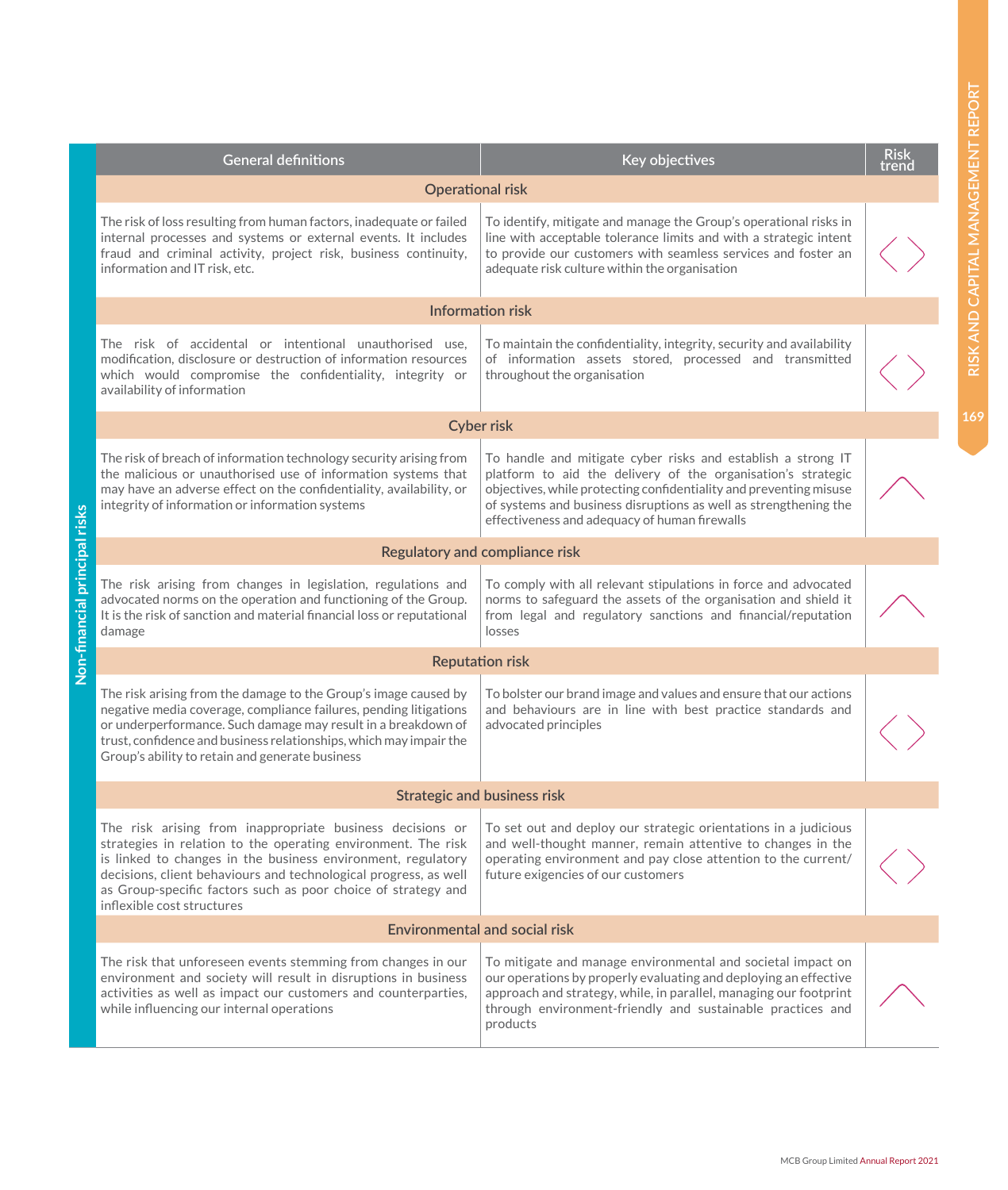**Non-financial principal risks**

| General definitions | Key objectives | Risk trend |
|---|---|---|
| **Operational risk** | | |
| The risk of loss resulting from human factors, inadequate or failed internal processes and systems or external events. It includes fraud and criminal activity, project risk, business continuity, information and IT risk, etc. | To identify, mitigate and manage the Group's operational risks in line with acceptable tolerance limits and with a strategic intent to provide our customers with seamless services and foster an adequate risk culture within the organisation | < > |
| **Information risk** | | |
| The risk of accidental or intentional unauthorised use, modification, disclosure or destruction of information resources which would compromise the confidentiality, integrity or availability of information | To maintain the confidentiality, integrity, security and availability of information assets stored, processed and transmitted throughout the organisation | < > |
| **Cyber risk** | | |
| The risk of breach of information technology security arising from the malicious or unauthorised use of information systems that may have an adverse effect on the confidentiality, availability, or integrity of information or information systems | To handle and mitigate cyber risks and establish a strong IT platform to aid the delivery of the organisation's strategic objectives, while protecting confidentiality and preventing misuse of systems and business disruptions as well as strengthening the effectiveness and adequacy of human firewalls | ^ |
| **Regulatory and compliance risk** | | |
| The risk arising from changes in legislation, regulations and advocated norms on the operation and functioning of the Group. It is the risk of sanction and material financial loss or reputational damage | To comply with all relevant stipulations in force and advocated norms to safeguard the assets of the organisation and shield it from legal and regulatory sanctions and financial/reputation losses | ^ |
| **Reputation risk** | | |
| The risk arising from the damage to the Group's image caused by negative media coverage, compliance failures, pending litigations or underperformance. Such damage may result in a breakdown of trust, confidence and business relationships, which may impair the Group's ability to retain and generate business | To bolster our brand image and values and ensure that our actions and behaviours are in line with best practice standards and advocated principles | < > |
| **Strategic and business risk** | | |
| The risk arising from inappropriate business decisions or strategies in relation to the operating environment. The risk is linked to changes in the business environment, regulatory decisions, client behaviours and technological progress, as well as Group-specific factors such as poor choice of strategy and inflexible cost structures | To set out and deploy our strategic orientations in a judicious and well-thought manner, remain attentive to changes in the operating environment and pay close attention to the current/ future exigencies of our customers | < > |
| **Environmental and social risk** | | |
| The risk that unforeseen events stemming from changes in our environment and society will result in disruptions in business activities as well as impact our customers and counterparties, while influencing our internal operations | To mitigate and manage environmental and societal impact on our operations by properly evaluating and deploying an effective approach and strategy, while, in parallel, managing our footprint through environment-friendly and sustainable practices and products | ^ |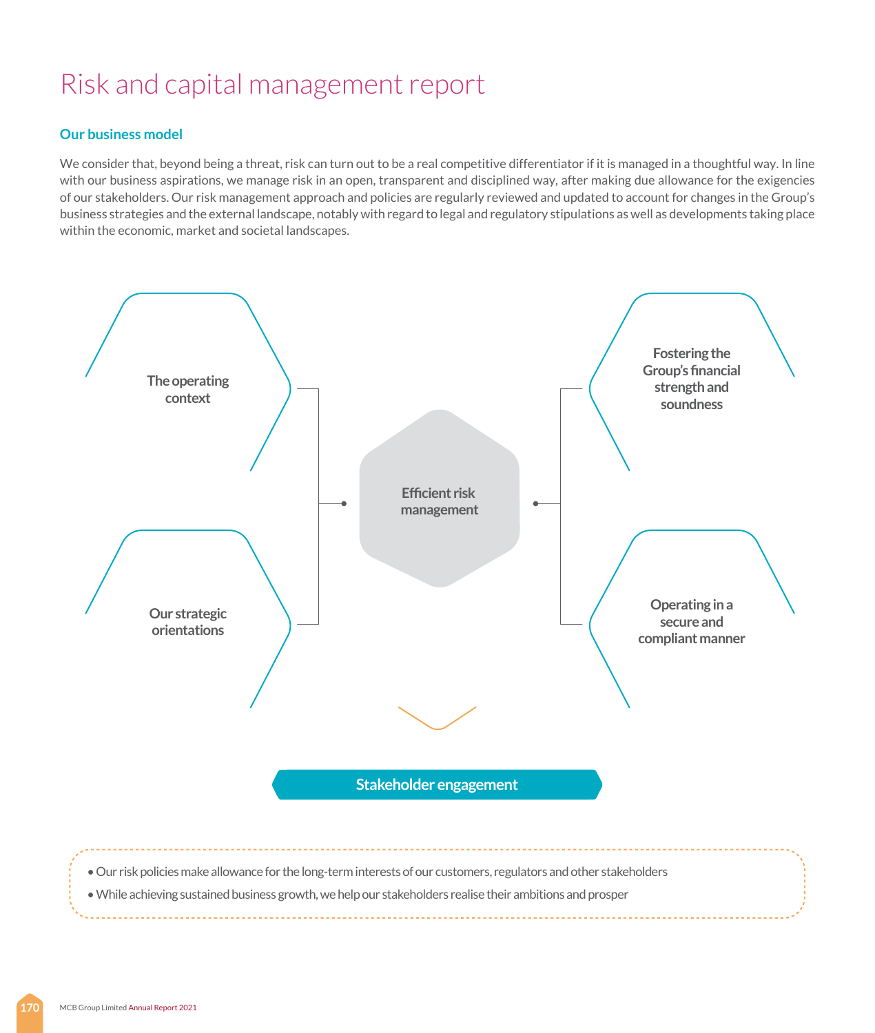# Risk and capital management report

## Our business model

We consider that, beyond being a threat, risk can turn out to be a real competitive differentiator if it is managed in a thoughtful way. In line with our business aspirations, we manage risk in an open, transparent and disciplined way, after making due allowance for the exigencies of our stakeholders. Our risk management approach and policies are regularly reviewed and updated to account for changes in the Group's business strategies and the external landscape, notably with regard to legal and regulatory stipulations as well as developments taking place within the economic, market and societal landscapes.

The operating context

Our strategic orientations

Efficient risk management

Fostering the Group's financial strength and soundness

Operating in a secure and compliant manner

Stakeholder engagement

- Our risk policies make allowance for the long-term interests of our customers, regulators and other stakeholders
- While achieving sustained business growth, we help our stakeholders realise their ambitions and prosper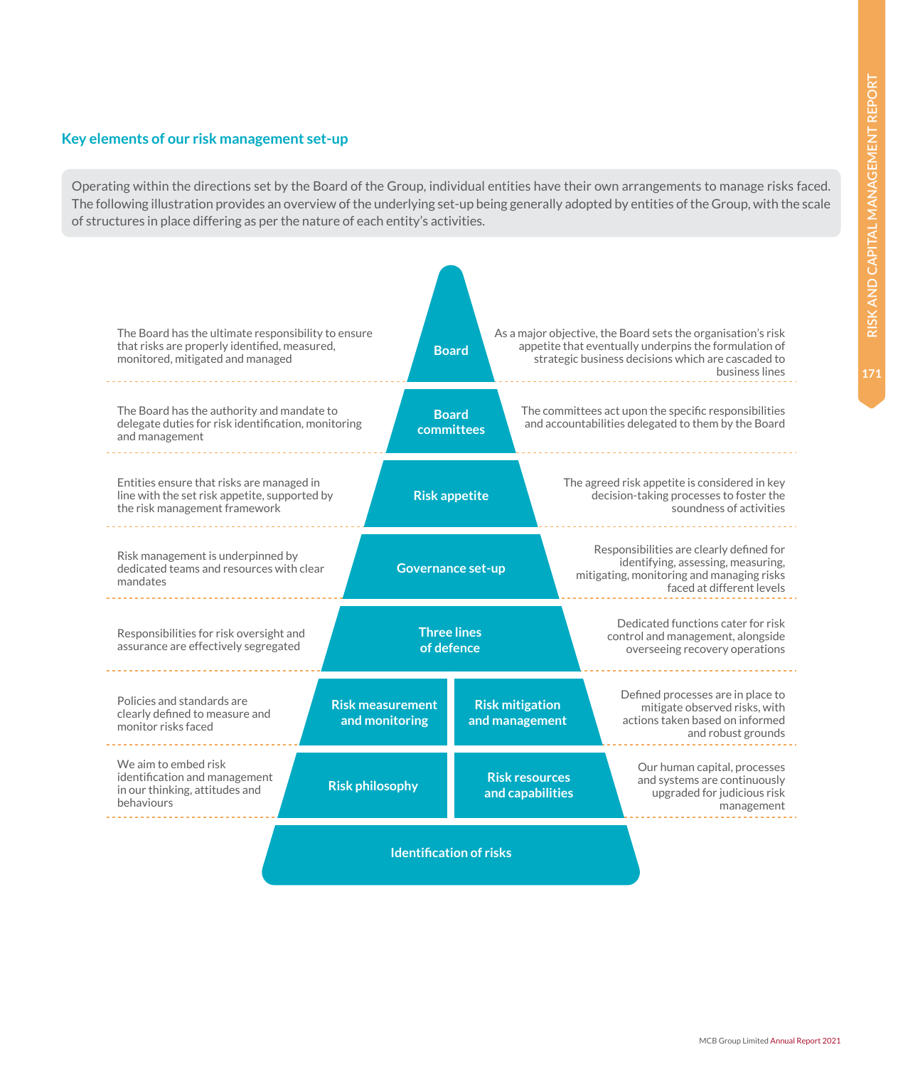## Key elements of our risk management set-up

Operating within the directions set by the Board of the Group, individual entities have their own arrangements to manage risks faced. The following illustration provides an overview of the underlying set-up being generally adopted by entities of the Group, with the scale of structures in place differing as per the nature of each entity's activities.

| | Element | |
|---|---|---|
| The Board has the ultimate responsibility to ensure that risks are properly identified, measured, monitored, mitigated and managed | **Board** | As a major objective, the Board sets the organisation's risk appetite that eventually underpins the formulation of strategic business decisions which are cascaded to business lines |
| The Board has the authority and mandate to delegate duties for risk identification, monitoring and management | **Board committees** | The committees act upon the specific responsibilities and accountabilities delegated to them by the Board |
| Entities ensure that risks are managed in line with the set risk appetite, supported by the risk management framework | **Risk appetite** | The agreed risk appetite is considered in key decision-taking processes to foster the soundness of activities |
| Risk management is underpinned by dedicated teams and resources with clear mandates | **Governance set-up** | Responsibilities are clearly defined for identifying, assessing, measuring, mitigating, monitoring and managing risks faced at different levels |
| Responsibilities for risk oversight and assurance are effectively segregated | **Three lines of defence** | Dedicated functions cater for risk control and management, alongside overseeing recovery operations |
| Policies and standards are clearly defined to measure and monitor risks faced | **Risk measurement and monitoring** / **Risk mitigation and management** | Defined processes are in place to mitigate observed risks, with actions taken based on informed and robust grounds |
| We aim to embed risk identification and management in our thinking, attitudes and behaviours | **Risk philosophy** / **Risk resources and capabilities** | Our human capital, processes and systems are continuously upgraded for judicious risk management |
| | **Identification of risks** | |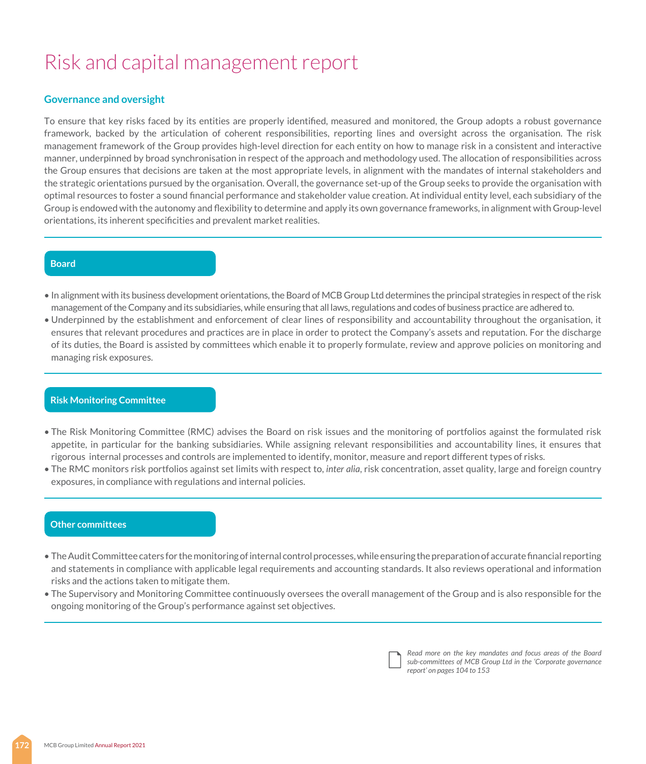# Risk and capital management report

## Governance and oversight

To ensure that key risks faced by its entities are properly identified, measured and monitored, the Group adopts a robust governance framework, backed by the articulation of coherent responsibilities, reporting lines and oversight across the organisation. The risk management framework of the Group provides high-level direction for each entity on how to manage risk in a consistent and interactive manner, underpinned by broad synchronisation in respect of the approach and methodology used. The allocation of responsibilities across the Group ensures that decisions are taken at the most appropriate levels, in alignment with the mandates of internal stakeholders and the strategic orientations pursued by the organisation. Overall, the governance set-up of the Group seeks to provide the organisation with optimal resources to foster a sound financial performance and stakeholder value creation. At individual entity level, each subsidiary of the Group is endowed with the autonomy and flexibility to determine and apply its own governance frameworks, in alignment with Group-level orientations, its inherent specificities and prevalent market realities.

### Board

- In alignment with its business development orientations, the Board of MCB Group Ltd determines the principal strategies in respect of the risk management of the Company and its subsidiaries, while ensuring that all laws, regulations and codes of business practice are adhered to.
- Underpinned by the establishment and enforcement of clear lines of responsibility and accountability throughout the organisation, it ensures that relevant procedures and practices are in place in order to protect the Company's assets and reputation. For the discharge of its duties, the Board is assisted by committees which enable it to properly formulate, review and approve policies on monitoring and managing risk exposures.

### Risk Monitoring Committee

- The Risk Monitoring Committee (RMC) advises the Board on risk issues and the monitoring of portfolios against the formulated risk appetite, in particular for the banking subsidiaries. While assigning relevant responsibilities and accountability lines, it ensures that rigorous internal processes and controls are implemented to identify, monitor, measure and report different types of risks.
- The RMC monitors risk portfolios against set limits with respect to, *inter alia*, risk concentration, asset quality, large and foreign country exposures, in compliance with regulations and internal policies.

### Other committees

- The Audit Committee caters for the monitoring of internal control processes, while ensuring the preparation of accurate financial reporting and statements in compliance with applicable legal requirements and accounting standards. It also reviews operational and information risks and the actions taken to mitigate them.
- The Supervisory and Monitoring Committee continuously oversees the overall management of the Group and is also responsible for the ongoing monitoring of the Group's performance against set objectives.

*Read more on the key mandates and focus areas of the Board sub-committees of MCB Group Ltd in the 'Corporate governance report' on pages 104 to 153*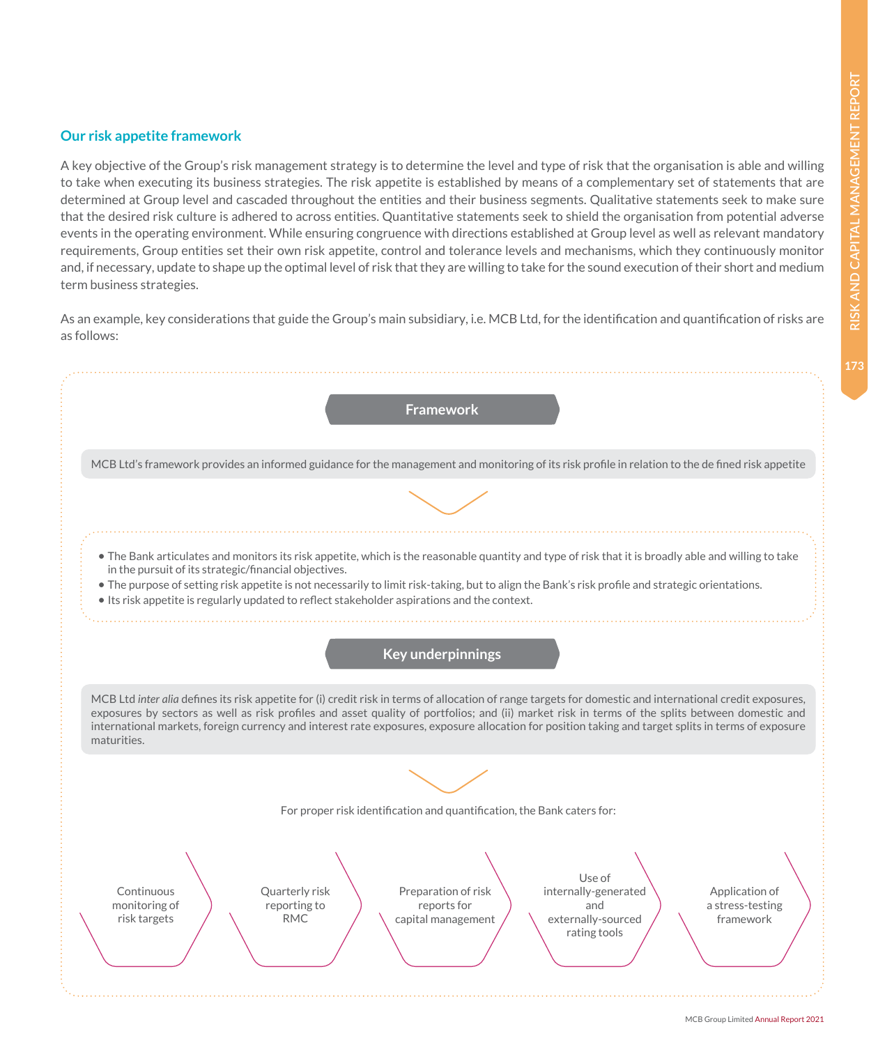## Our risk appetite framework

A key objective of the Group's risk management strategy is to determine the level and type of risk that the organisation is able and willing to take when executing its business strategies. The risk appetite is established by means of a complementary set of statements that are determined at Group level and cascaded throughout the entities and their business segments. Qualitative statements seek to make sure that the desired risk culture is adhered to across entities. Quantitative statements seek to shield the organisation from potential adverse events in the operating environment. While ensuring congruence with directions established at Group level as well as relevant mandatory requirements, Group entities set their own risk appetite, control and tolerance levels and mechanisms, which they continuously monitor and, if necessary, update to shape up the optimal level of risk that they are willing to take for the sound execution of their short and medium term business strategies.

As an example, key considerations that guide the Group's main subsidiary, i.e. MCB Ltd, for the identification and quantification of risks are as follows:

### Framework

MCB Ltd's framework provides an informed guidance for the management and monitoring of its risk profile in relation to the de fined risk appetite

- The Bank articulates and monitors its risk appetite, which is the reasonable quantity and type of risk that it is broadly able and willing to take in the pursuit of its strategic/financial objectives.
- The purpose of setting risk appetite is not necessarily to limit risk-taking, but to align the Bank's risk profile and strategic orientations.
- Its risk appetite is regularly updated to reflect stakeholder aspirations and the context.

### Key underpinnings

MCB Ltd *inter alia* defines its risk appetite for (i) credit risk in terms of allocation of range targets for domestic and international credit exposures, exposures by sectors as well as risk profiles and asset quality of portfolios; and (ii) market risk in terms of the splits between domestic and international markets, foreign currency and interest rate exposures, exposure allocation for position taking and target splits in terms of exposure maturities.

For proper risk identification and quantification, the Bank caters for:

- Continuous monitoring of risk targets
- Quarterly risk reporting to RMC
- Preparation of risk reports for capital management
- Use of internally-generated and externally-sourced rating tools
- Application of a stress-testing framework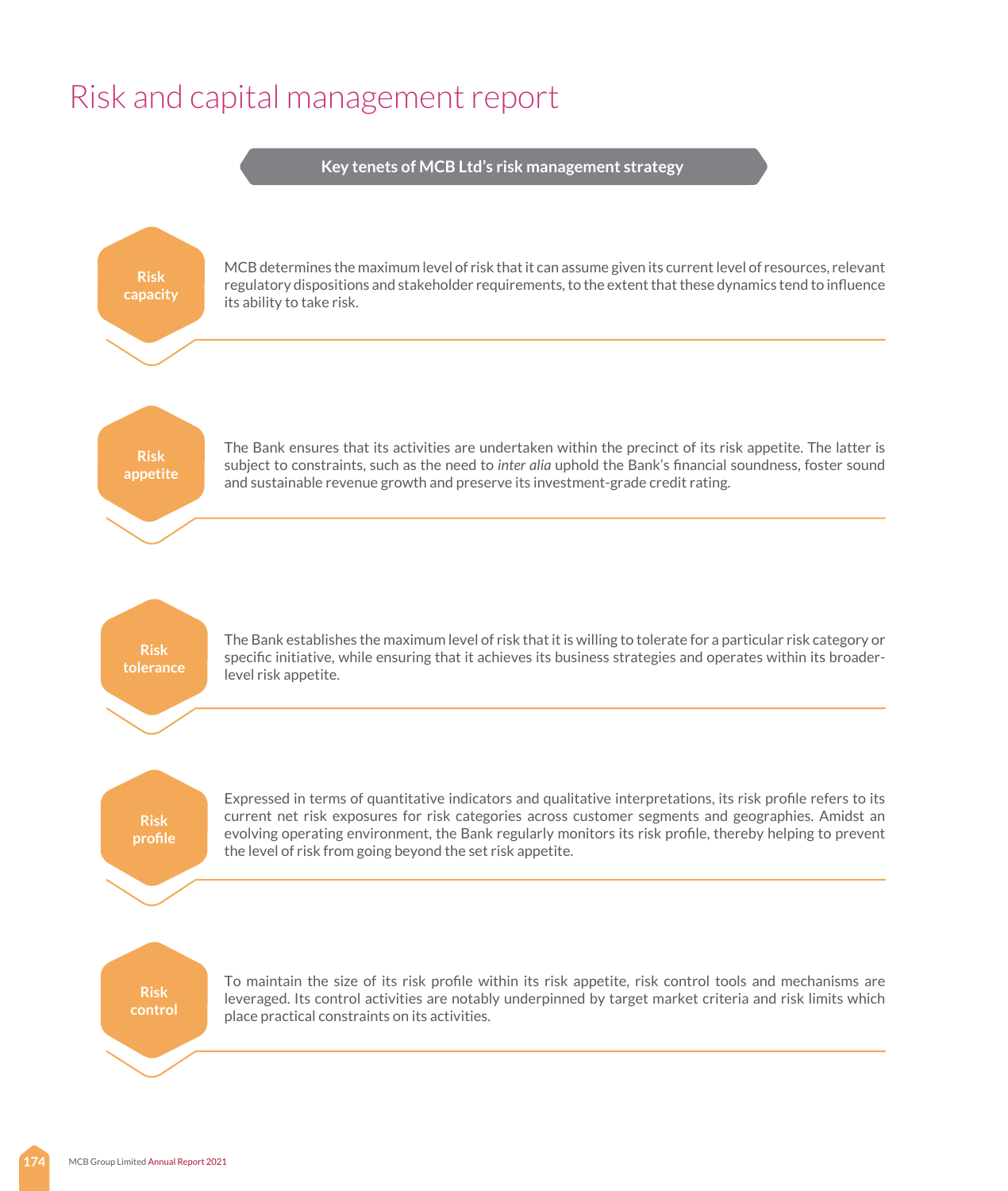# Risk and capital management report

## Key tenets of MCB Ltd's risk management strategy

**Risk capacity**

MCB determines the maximum level of risk that it can assume given its current level of resources, relevant regulatory dispositions and stakeholder requirements, to the extent that these dynamics tend to influence its ability to take risk.

**Risk appetite**

The Bank ensures that its activities are undertaken within the precinct of its risk appetite. The latter is subject to constraints, such as the need to *inter alia* uphold the Bank's financial soundness, foster sound and sustainable revenue growth and preserve its investment-grade credit rating.

**Risk tolerance**

The Bank establishes the maximum level of risk that it is willing to tolerate for a particular risk category or specific initiative, while ensuring that it achieves its business strategies and operates within its broader-level risk appetite.

**Risk profile**

Expressed in terms of quantitative indicators and qualitative interpretations, its risk profile refers to its current net risk exposures for risk categories across customer segments and geographies. Amidst an evolving operating environment, the Bank regularly monitors its risk profile, thereby helping to prevent the level of risk from going beyond the set risk appetite.

**Risk control**

To maintain the size of its risk profile within its risk appetite, risk control tools and mechanisms are leveraged. Its control activities are notably underpinned by target market criteria and risk limits which place practical constraints on its activities.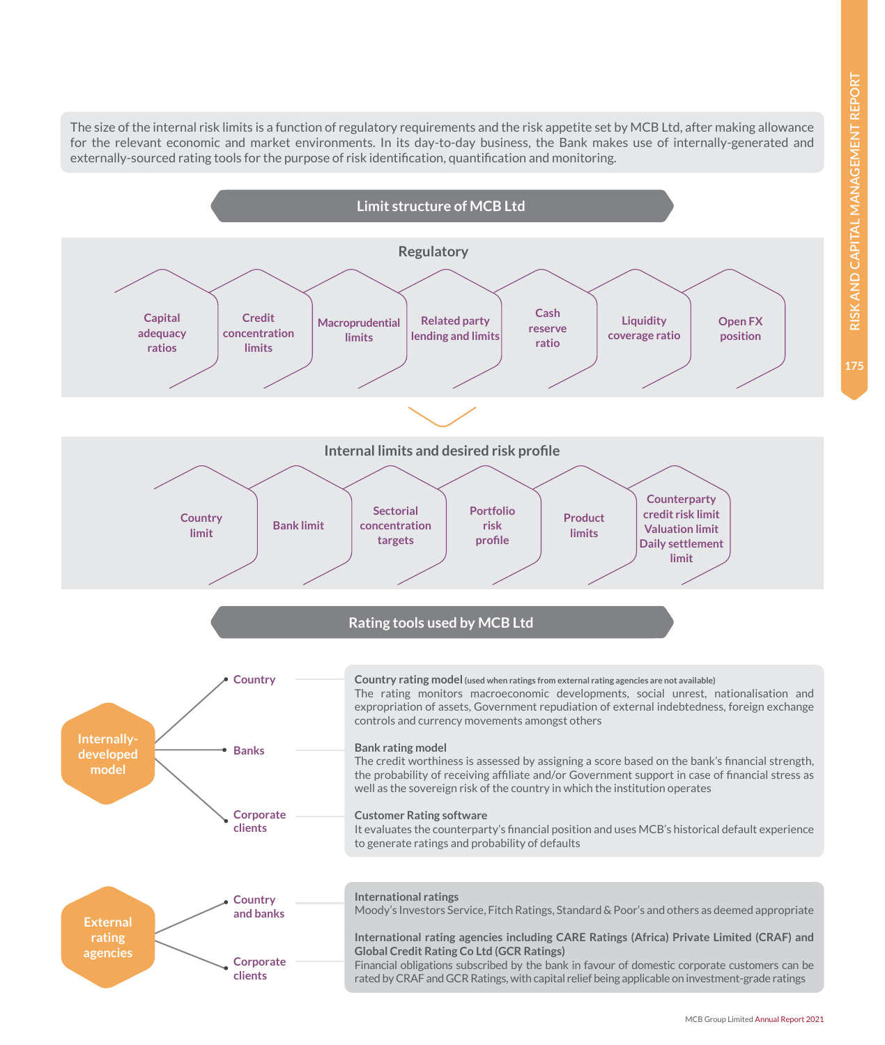The size of the internal risk limits is a function of regulatory requirements and the risk appetite set by MCB Ltd, after making allowance for the relevant economic and market environments. In its day-to-day business, the Bank makes use of internally-generated and externally-sourced rating tools for the purpose of risk identification, quantification and monitoring.

## Limit structure of MCB Ltd

### Regulatory

- Capital adequacy ratios
- Credit concentration limits
- Macroprudential limits
- Related party lending and limits
- Cash reserve ratio
- Liquidity coverage ratio
- Open FX position

### Internal limits and desired risk profile

- Country limit
- Bank limit
- Sectorial concentration targets
- Portfolio risk profile
- Product limits
- Counterparty credit risk limit, Valuation limit, Daily settlement limit

## Rating tools used by MCB Ltd

### Internally-developed model

**Country**

**Country rating model** (used when ratings from external rating agencies are not available)
The rating monitors macroeconomic developments, social unrest, nationalisation and expropriation of assets, Government repudiation of external indebtedness, foreign exchange controls and currency movements amongst others

**Banks**

**Bank rating model**
The credit worthiness is assessed by assigning a score based on the bank's financial strength, the probability of receiving affiliate and/or Government support in case of financial stress as well as the sovereign risk of the country in which the institution operates

**Corporate clients**

**Customer Rating software**
It evaluates the counterparty's financial position and uses MCB's historical default experience to generate ratings and probability of defaults

### External rating agencies

**Country and banks**

**International ratings**
Moody's Investors Service, Fitch Ratings, Standard & Poor's and others as deemed appropriate

**Corporate clients**

**International rating agencies including CARE Ratings (Africa) Private Limited (CRAF) and Global Credit Rating Co Ltd (GCR Ratings)**
Financial obligations subscribed by the bank in favour of domestic corporate customers can be rated by CRAF and GCR Ratings, with capital relief being applicable on investment-grade ratings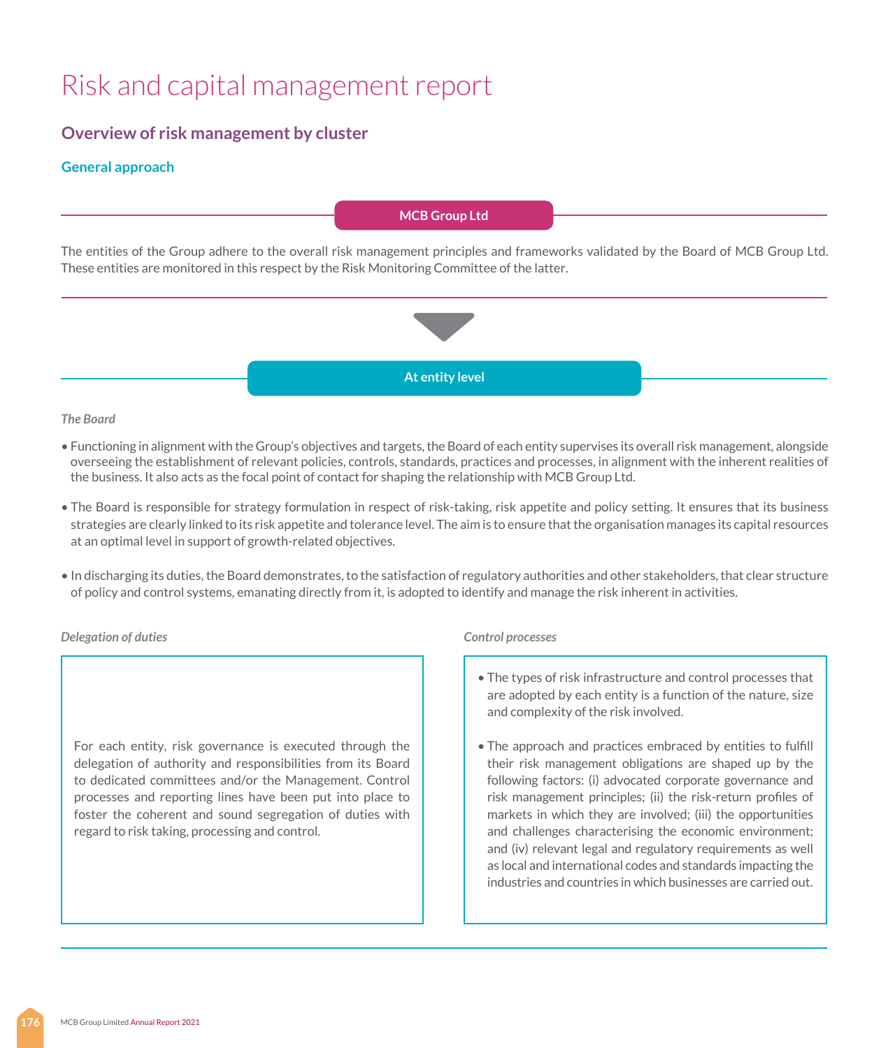# Risk and capital management report

## Overview of risk management by cluster

### General approach

**MCB Group Ltd**

The entities of the Group adhere to the overall risk management principles and frameworks validated by the Board of MCB Group Ltd. These entities are monitored in this respect by the Risk Monitoring Committee of the latter.

**At entity level**

*The Board*

- Functioning in alignment with the Group's objectives and targets, the Board of each entity supervises its overall risk management, alongside overseeing the establishment of relevant policies, controls, standards, practices and processes, in alignment with the inherent realities of the business. It also acts as the focal point of contact for shaping the relationship with MCB Group Ltd.
- The Board is responsible for strategy formulation in respect of risk-taking, risk appetite and policy setting. It ensures that its business strategies are clearly linked to its risk appetite and tolerance level. The aim is to ensure that the organisation manages its capital resources at an optimal level in support of growth-related objectives.
- In discharging its duties, the Board demonstrates, to the satisfaction of regulatory authorities and other stakeholders, that clear structure of policy and control systems, emanating directly from it, is adopted to identify and manage the risk inherent in activities.

*Delegation of duties*

For each entity, risk governance is executed through the delegation of authority and responsibilities from its Board to dedicated committees and/or the Management. Control processes and reporting lines have been put into place to foster the coherent and sound segregation of duties with regard to risk taking, processing and control.

*Control processes*

- The types of risk infrastructure and control processes that are adopted by each entity is a function of the nature, size and complexity of the risk involved.
- The approach and practices embraced by entities to fulfill their risk management obligations are shaped up by the following factors: (i) advocated corporate governance and risk management principles; (ii) the risk-return profiles of markets in which they are involved; (iii) the opportunities and challenges characterising the economic environment; and (iv) relevant legal and regulatory requirements as well as local and international codes and standards impacting the industries and countries in which businesses are carried out.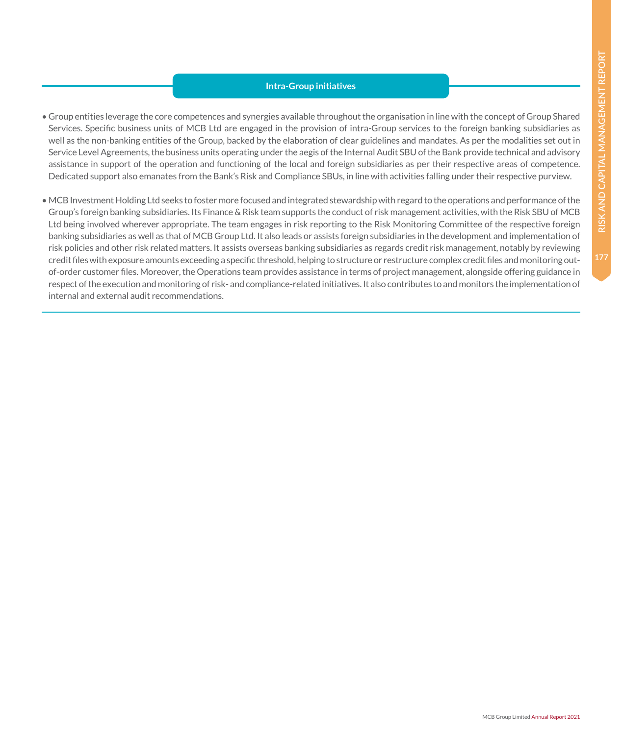## Intra-Group initiatives

- Group entities leverage the core competences and synergies available throughout the organisation in line with the concept of Group Shared Services. Specific business units of MCB Ltd are engaged in the provision of intra-Group services to the foreign banking subsidiaries as well as the non-banking entities of the Group, backed by the elaboration of clear guidelines and mandates. As per the modalities set out in Service Level Agreements, the business units operating under the aegis of the Internal Audit SBU of the Bank provide technical and advisory assistance in support of the operation and functioning of the local and foreign subsidiaries as per their respective areas of competence. Dedicated support also emanates from the Bank's Risk and Compliance SBUs, in line with activities falling under their respective purview.

- MCB Investment Holding Ltd seeks to foster more focused and integrated stewardship with regard to the operations and performance of the Group's foreign banking subsidiaries. Its Finance & Risk team supports the conduct of risk management activities, with the Risk SBU of MCB Ltd being involved wherever appropriate. The team engages in risk reporting to the Risk Monitoring Committee of the respective foreign banking subsidiaries as well as that of MCB Group Ltd. It also leads or assists foreign subsidiaries in the development and implementation of risk policies and other risk related matters. It assists overseas banking subsidiaries as regards credit risk management, notably by reviewing credit files with exposure amounts exceeding a specific threshold, helping to structure or restructure complex credit files and monitoring out-of-order customer files. Moreover, the Operations team provides assistance in terms of project management, alongside offering guidance in respect of the execution and monitoring of risk- and compliance-related initiatives. It also contributes to and monitors the implementation of internal and external audit recommendations.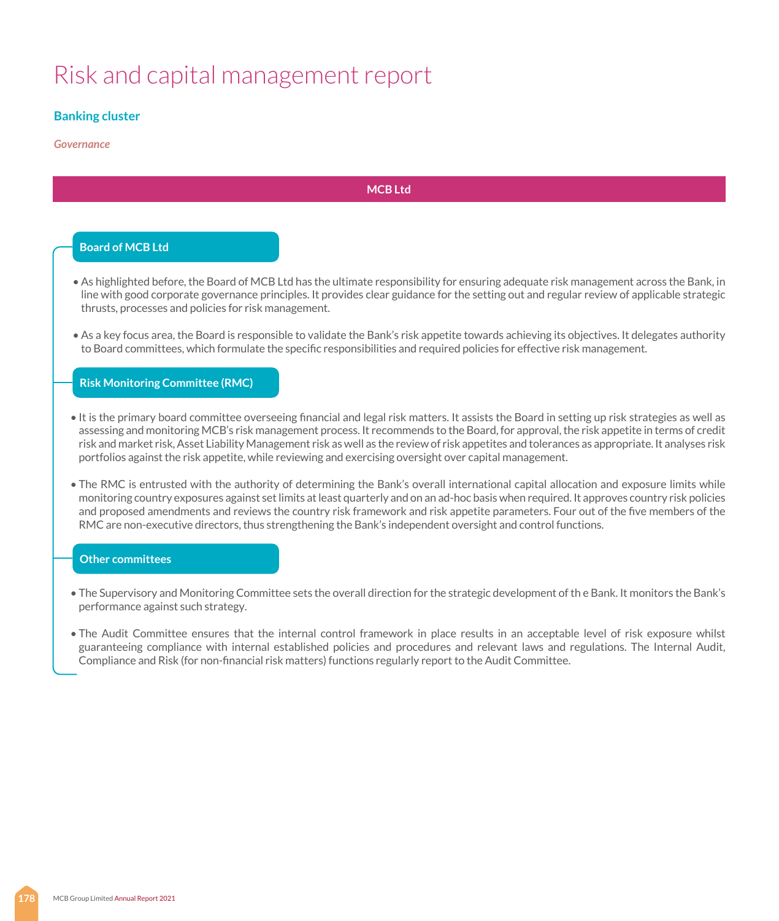# Risk and capital management report

## Banking cluster

*Governance*

### MCB Ltd

#### Board of MCB Ltd

- As highlighted before, the Board of MCB Ltd has the ultimate responsibility for ensuring adequate risk management across the Bank, in line with good corporate governance principles. It provides clear guidance for the setting out and regular review of applicable strategic thrusts, processes and policies for risk management.
- As a key focus area, the Board is responsible to validate the Bank's risk appetite towards achieving its objectives. It delegates authority to Board committees, which formulate the specific responsibilities and required policies for effective risk management.

#### Risk Monitoring Committee (RMC)

- It is the primary board committee overseeing financial and legal risk matters. It assists the Board in setting up risk strategies as well as assessing and monitoring MCB's risk management process. It recommends to the Board, for approval, the risk appetite in terms of credit risk and market risk, Asset Liability Management risk as well as the review of risk appetites and tolerances as appropriate. It analyses risk portfolios against the risk appetite, while reviewing and exercising oversight over capital management.
- The RMC is entrusted with the authority of determining the Bank's overall international capital allocation and exposure limits while monitoring country exposures against set limits at least quarterly and on an ad-hoc basis when required. It approves country risk policies and proposed amendments and reviews the country risk framework and risk appetite parameters. Four out of the five members of the RMC are non-executive directors, thus strengthening the Bank's independent oversight and control functions.

#### Other committees

- The Supervisory and Monitoring Committee sets the overall direction for the strategic development of th e Bank. It monitors the Bank's performance against such strategy.
- The Audit Committee ensures that the internal control framework in place results in an acceptable level of risk exposure whilst guaranteeing compliance with internal established policies and procedures and relevant laws and regulations. The Internal Audit, Compliance and Risk (for non-financial risk matters) functions regularly report to the Audit Committee.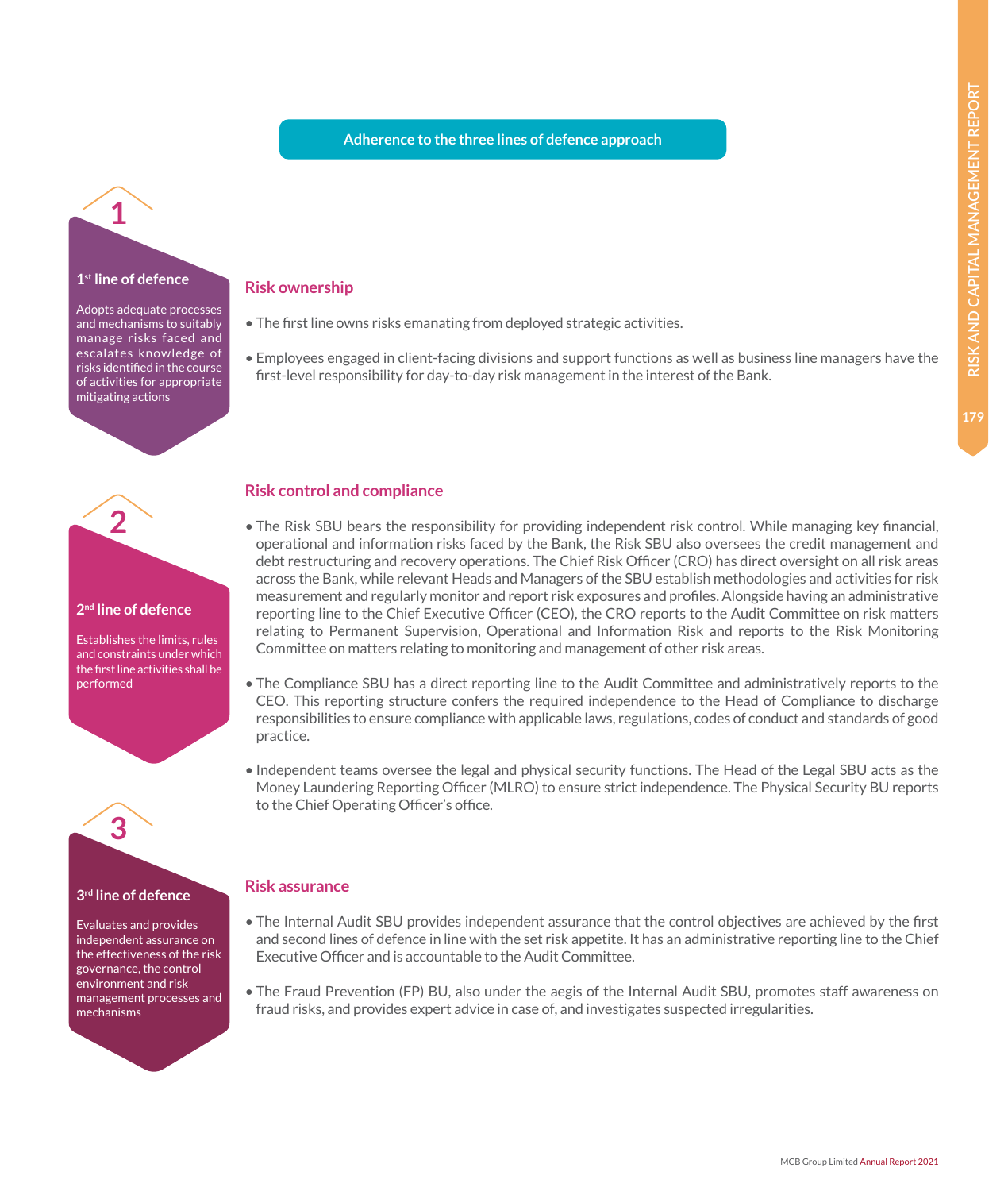## Adherence to the three lines of defence approach

### 1

**1st line of defence**

Adopts adequate processes and mechanisms to suitably manage risks faced and escalates knowledge of risks identified in the course of activities for appropriate mitigating actions

### Risk ownership

- The first line owns risks emanating from deployed strategic activities.
- Employees engaged in client-facing divisions and support functions as well as business line managers have the first-level responsibility for day-to-day risk management in the interest of the Bank.

### 2

**2nd line of defence**

Establishes the limits, rules and constraints under which the first line activities shall be performed

### Risk control and compliance

- The Risk SBU bears the responsibility for providing independent risk control. While managing key financial, operational and information risks faced by the Bank, the Risk SBU also oversees the credit management and debt restructuring and recovery operations. The Chief Risk Officer (CRO) has direct oversight on all risk areas across the Bank, while relevant Heads and Managers of the SBU establish methodologies and activities for risk measurement and regularly monitor and report risk exposures and profiles. Alongside having an administrative reporting line to the Chief Executive Officer (CEO), the CRO reports to the Audit Committee on risk matters relating to Permanent Supervision, Operational and Information Risk and reports to the Risk Monitoring Committee on matters relating to monitoring and management of other risk areas.
- The Compliance SBU has a direct reporting line to the Audit Committee and administratively reports to the CEO. This reporting structure confers the required independence to the Head of Compliance to discharge responsibilities to ensure compliance with applicable laws, regulations, codes of conduct and standards of good practice.
- Independent teams oversee the legal and physical security functions. The Head of the Legal SBU acts as the Money Laundering Reporting Officer (MLRO) to ensure strict independence. The Physical Security BU reports to the Chief Operating Officer's office.

### 3

**3rd line of defence**

Evaluates and provides independent assurance on the effectiveness of the risk governance, the control environment and risk management processes and mechanisms

### Risk assurance

- The Internal Audit SBU provides independent assurance that the control objectives are achieved by the first and second lines of defence in line with the set risk appetite. It has an administrative reporting line to the Chief Executive Officer and is accountable to the Audit Committee.
- The Fraud Prevention (FP) BU, also under the aegis of the Internal Audit SBU, promotes staff awareness on fraud risks, and provides expert advice in case of, and investigates suspected irregularities.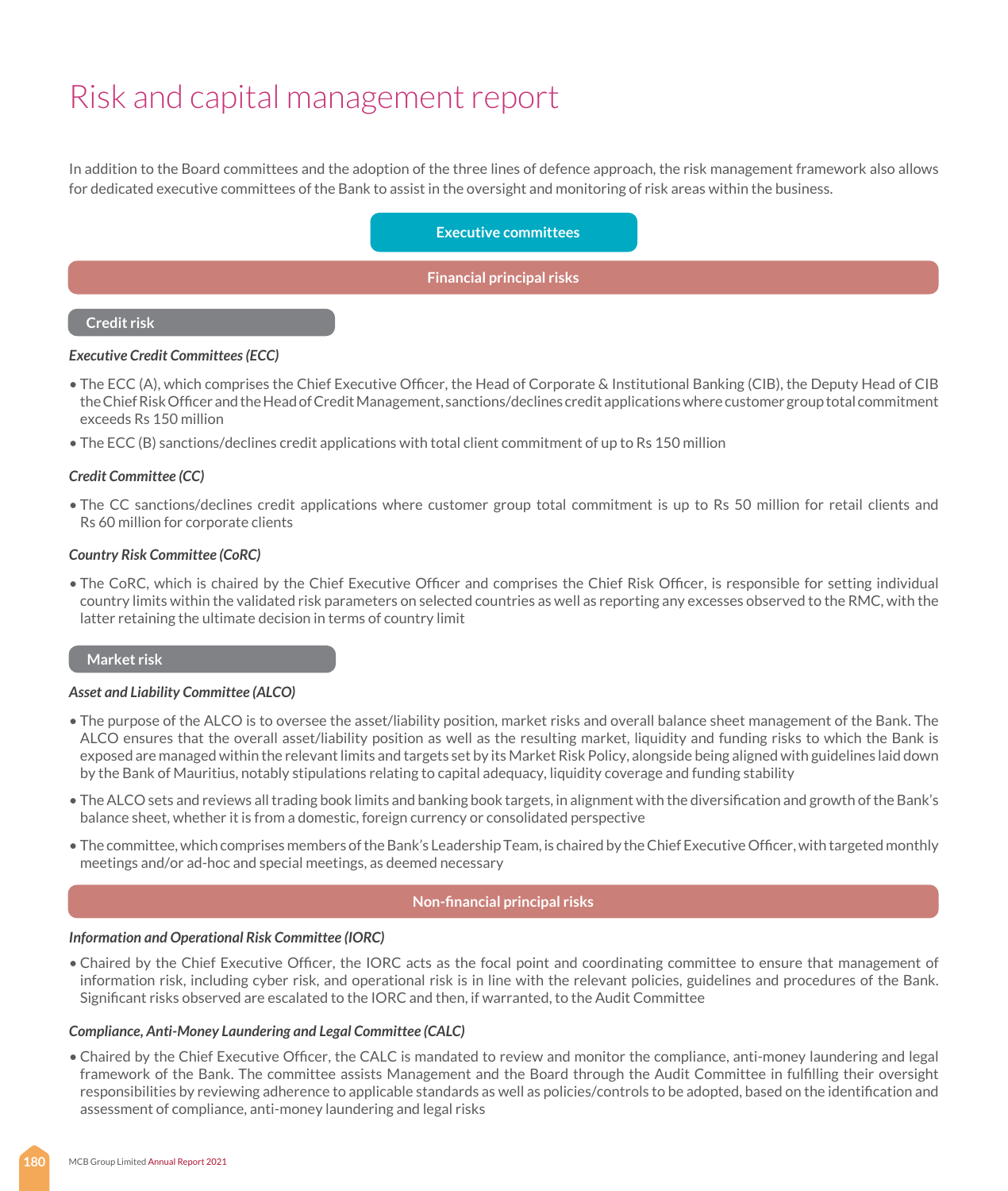# Risk and capital management report

In addition to the Board committees and the adoption of the three lines of defence approach, the risk management framework also allows for dedicated executive committees of the Bank to assist in the oversight and monitoring of risk areas within the business.

## Executive committees

### Financial principal risks

#### Credit risk

***Executive Credit Committees (ECC)***

- The ECC (A), which comprises the Chief Executive Officer, the Head of Corporate & Institutional Banking (CIB), the Deputy Head of CIB the Chief Risk Officer and the Head of Credit Management, sanctions/declines credit applications where customer group total commitment exceeds Rs 150 million
- The ECC (B) sanctions/declines credit applications with total client commitment of up to Rs 150 million

***Credit Committee (CC)***

- The CC sanctions/declines credit applications where customer group total commitment is up to Rs 50 million for retail clients and Rs 60 million for corporate clients

***Country Risk Committee (CoRC)***

- The CoRC, which is chaired by the Chief Executive Officer and comprises the Chief Risk Officer, is responsible for setting individual country limits within the validated risk parameters on selected countries as well as reporting any excesses observed to the RMC, with the latter retaining the ultimate decision in terms of country limit

#### Market risk

***Asset and Liability Committee (ALCO)***

- The purpose of the ALCO is to oversee the asset/liability position, market risks and overall balance sheet management of the Bank. The ALCO ensures that the overall asset/liability position as well as the resulting market, liquidity and funding risks to which the Bank is exposed are managed within the relevant limits and targets set by its Market Risk Policy, alongside being aligned with guidelines laid down by the Bank of Mauritius, notably stipulations relating to capital adequacy, liquidity coverage and funding stability
- The ALCO sets and reviews all trading book limits and banking book targets, in alignment with the diversification and growth of the Bank's balance sheet, whether it is from a domestic, foreign currency or consolidated perspective
- The committee, which comprises members of the Bank's Leadership Team, is chaired by the Chief Executive Officer, with targeted monthly meetings and/or ad-hoc and special meetings, as deemed necessary

### Non-financial principal risks

***Information and Operational Risk Committee (IORC)***

- Chaired by the Chief Executive Officer, the IORC acts as the focal point and coordinating committee to ensure that management of information risk, including cyber risk, and operational risk is in line with the relevant policies, guidelines and procedures of the Bank. Significant risks observed are escalated to the IORC and then, if warranted, to the Audit Committee

***Compliance, Anti-Money Laundering and Legal Committee (CALC)***

- Chaired by the Chief Executive Officer, the CALC is mandated to review and monitor the compliance, anti-money laundering and legal framework of the Bank. The committee assists Management and the Board through the Audit Committee in fulfilling their oversight responsibilities by reviewing adherence to applicable standards as well as policies/controls to be adopted, based on the identification and assessment of compliance, anti-money laundering and legal risks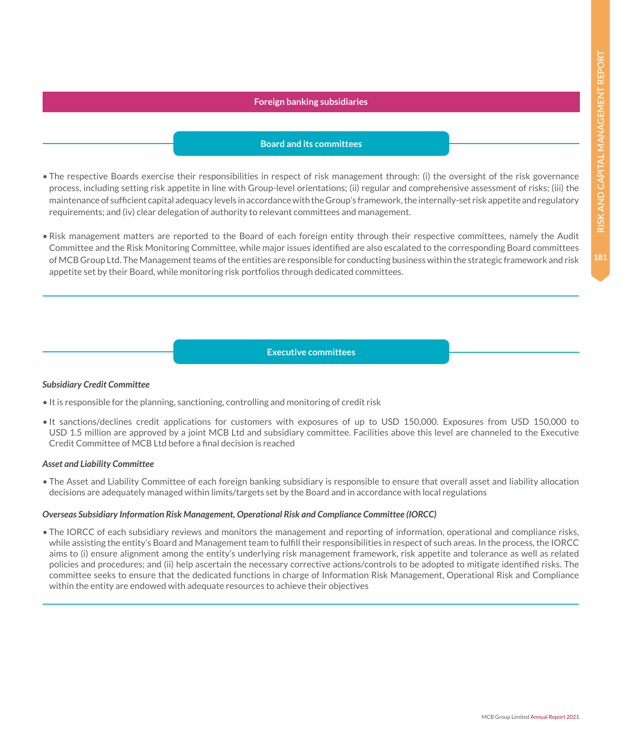## Foreign banking subsidiaries

### Board and its committees

- The respective Boards exercise their responsibilities in respect of risk management through: (i) the oversight of the risk governance process, including setting risk appetite in line with Group-level orientations; (ii) regular and comprehensive assessment of risks; (iii) the maintenance of sufficient capital adequacy levels in accordance with the Group's framework, the internally-set risk appetite and regulatory requirements; and (iv) clear delegation of authority to relevant committees and management.

- Risk management matters are reported to the Board of each foreign entity through their respective committees, namely the Audit Committee and the Risk Monitoring Committee, while major issues identified are also escalated to the corresponding Board committees of MCB Group Ltd. The Management teams of the entities are responsible for conducting business within the strategic framework and risk appetite set by their Board, while monitoring risk portfolios through dedicated committees.

### Executive committees

***Subsidiary Credit Committee***

- It is responsible for the planning, sanctioning, controlling and monitoring of credit risk

- It sanctions/declines credit applications for customers with exposures of up to USD 150,000. Exposures from USD 150,000 to USD 1.5 million are approved by a joint MCB Ltd and subsidiary committee. Facilities above this level are channeled to the Executive Credit Committee of MCB Ltd before a final decision is reached

***Asset and Liability Committee***

- The Asset and Liability Committee of each foreign banking subsidiary is responsible to ensure that overall asset and liability allocation decisions are adequately managed within limits/targets set by the Board and in accordance with local regulations

***Overseas Subsidiary Information Risk Management, Operational Risk and Compliance Committee (IORCC)***

- The IORCC of each subsidiary reviews and monitors the management and reporting of information, operational and compliance risks, while assisting the entity's Board and Management team to fulfill their responsibilities in respect of such areas. In the process, the IORCC aims to (i) ensure alignment among the entity's underlying risk management framework, risk appetite and tolerance as well as related policies and procedures; and (ii) help ascertain the necessary corrective actions/controls to be adopted to mitigate identified risks. The committee seeks to ensure that the dedicated functions in charge of Information Risk Management, Operational Risk and Compliance within the entity are endowed with adequate resources to achieve their objectives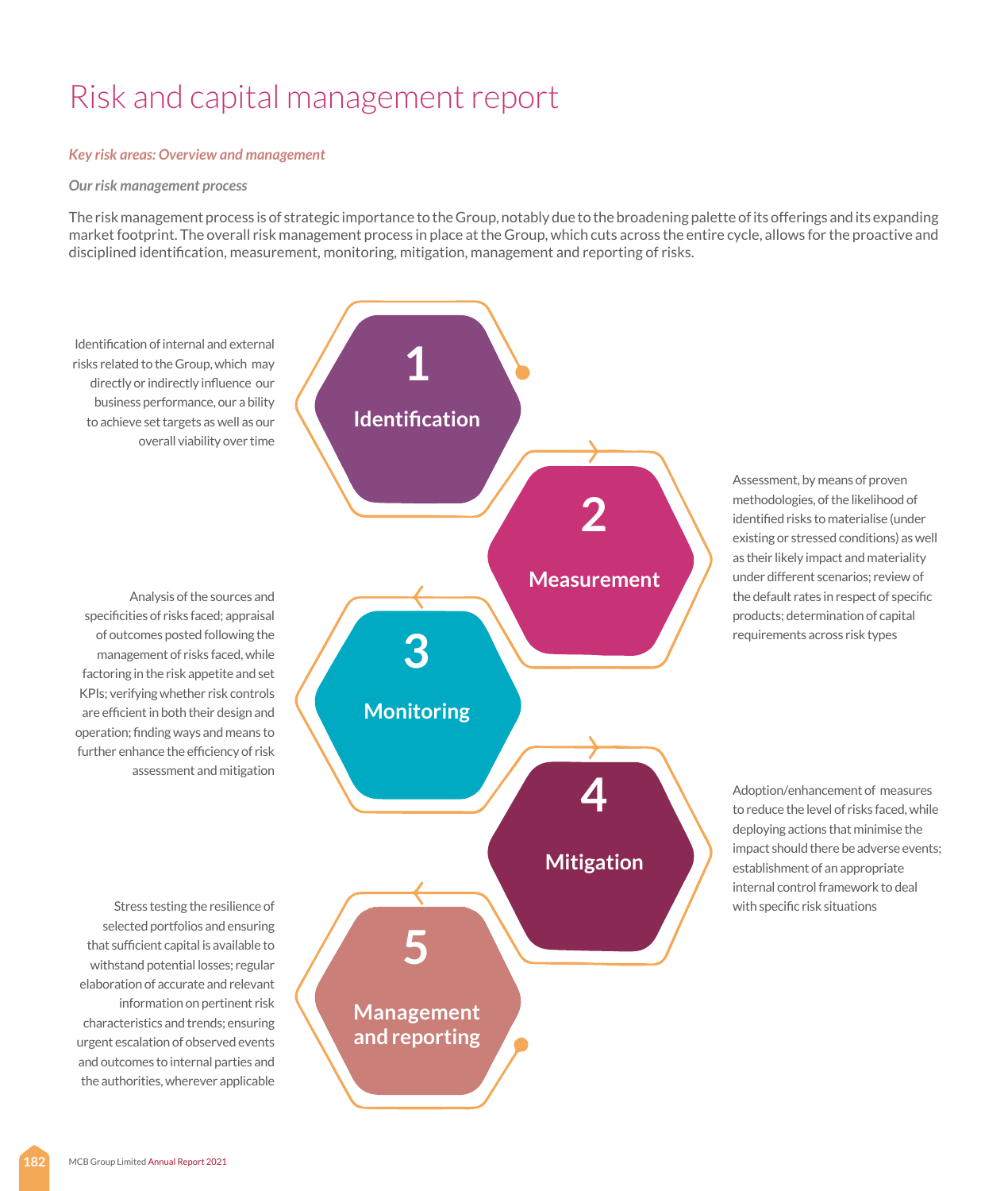# Risk and capital management report

*Key risk areas: Overview and management*

*Our risk management process*

The risk management process is of strategic importance to the Group, notably due to the broadening palette of its offerings and its expanding market footprint. The overall risk management process in place at the Group, which cuts across the entire cycle, allows for the proactive and disciplined identification, measurement, monitoring, mitigation, management and reporting of risks.

**1 Identification**

Identification of internal and external risks related to the Group, which may directly or indirectly influence our business performance, our a bility to achieve set targets as well as our overall viability over time

**2 Measurement**

Assessment, by means of proven methodologies, of the likelihood of identified risks to materialise (under existing or stressed conditions) as well as their likely impact and materiality under different scenarios; review of the default rates in respect of specific products; determination of capital requirements across risk types

**3 Monitoring**

Analysis of the sources and specificities of risks faced; appraisal of outcomes posted following the management of risks faced, while factoring in the risk appetite and set KPIs; verifying whether risk controls are efficient in both their design and operation; finding ways and means to further enhance the efficiency of risk assessment and mitigation

**4 Mitigation**

Adoption/enhancement of measures to reduce the level of risks faced, while deploying actions that minimise the impact should there be adverse events; establishment of an appropriate internal control framework to deal with specific risk situations

**5 Management and reporting**

Stress testing the resilience of selected portfolios and ensuring that sufficient capital is available to withstand potential losses; regular elaboration of accurate and relevant information on pertinent risk characteristics and trends; ensuring urgent escalation of observed events and outcomes to internal parties and the authorities, wherever applicable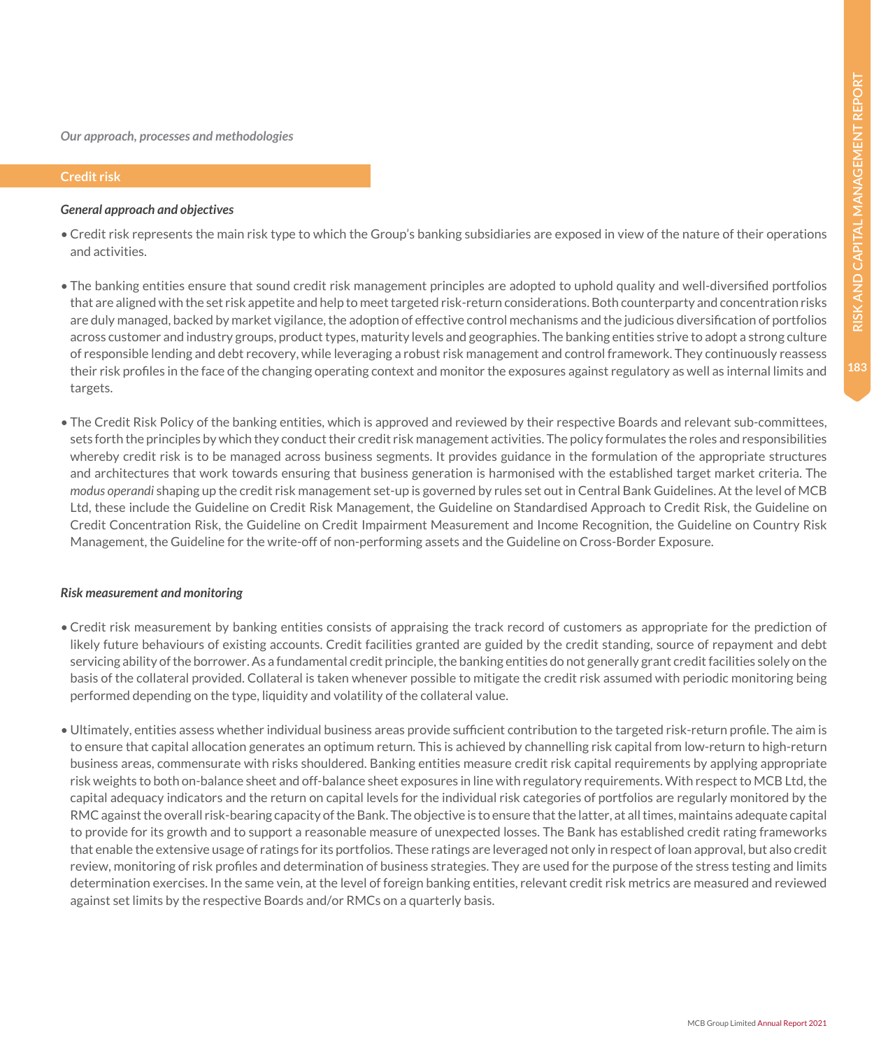*Our approach, processes and methodologies*

## Credit risk

***General approach and objectives***

- Credit risk represents the main risk type to which the Group's banking subsidiaries are exposed in view of the nature of their operations and activities.

- The banking entities ensure that sound credit risk management principles are adopted to uphold quality and well-diversified portfolios that are aligned with the set risk appetite and help to meet targeted risk-return considerations. Both counterparty and concentration risks are duly managed, backed by market vigilance, the adoption of effective control mechanisms and the judicious diversification of portfolios across customer and industry groups, product types, maturity levels and geographies. The banking entities strive to adopt a strong culture of responsible lending and debt recovery, while leveraging a robust risk management and control framework. They continuously reassess their risk profiles in the face of the changing operating context and monitor the exposures against regulatory as well as internal limits and targets.

- The Credit Risk Policy of the banking entities, which is approved and reviewed by their respective Boards and relevant sub-committees, sets forth the principles by which they conduct their credit risk management activities. The policy formulates the roles and responsibilities whereby credit risk is to be managed across business segments. It provides guidance in the formulation of the appropriate structures and architectures that work towards ensuring that business generation is harmonised with the established target market criteria. The *modus operandi* shaping up the credit risk management set-up is governed by rules set out in Central Bank Guidelines. At the level of MCB Ltd, these include the Guideline on Credit Risk Management, the Guideline on Standardised Approach to Credit Risk, the Guideline on Credit Concentration Risk, the Guideline on Credit Impairment Measurement and Income Recognition, the Guideline on Country Risk Management, the Guideline for the write-off of non-performing assets and the Guideline on Cross-Border Exposure.

***Risk measurement and monitoring***

- Credit risk measurement by banking entities consists of appraising the track record of customers as appropriate for the prediction of likely future behaviours of existing accounts. Credit facilities granted are guided by the credit standing, source of repayment and debt servicing ability of the borrower. As a fundamental credit principle, the banking entities do not generally grant credit facilities solely on the basis of the collateral provided. Collateral is taken whenever possible to mitigate the credit risk assumed with periodic monitoring being performed depending on the type, liquidity and volatility of the collateral value.

- Ultimately, entities assess whether individual business areas provide sufficient contribution to the targeted risk-return profile. The aim is to ensure that capital allocation generates an optimum return. This is achieved by channelling risk capital from low-return to high-return business areas, commensurate with risks shouldered. Banking entities measure credit risk capital requirements by applying appropriate risk weights to both on-balance sheet and off-balance sheet exposures in line with regulatory requirements. With respect to MCB Ltd, the capital adequacy indicators and the return on capital levels for the individual risk categories of portfolios are regularly monitored by the RMC against the overall risk-bearing capacity of the Bank. The objective is to ensure that the latter, at all times, maintains adequate capital to provide for its growth and to support a reasonable measure of unexpected losses. The Bank has established credit rating frameworks that enable the extensive usage of ratings for its portfolios. These ratings are leveraged not only in respect of loan approval, but also credit review, monitoring of risk profiles and determination of business strategies. They are used for the purpose of the stress testing and limits determination exercises. In the same vein, at the level of foreign banking entities, relevant credit risk metrics are measured and reviewed against set limits by the respective Boards and/or RMCs on a quarterly basis.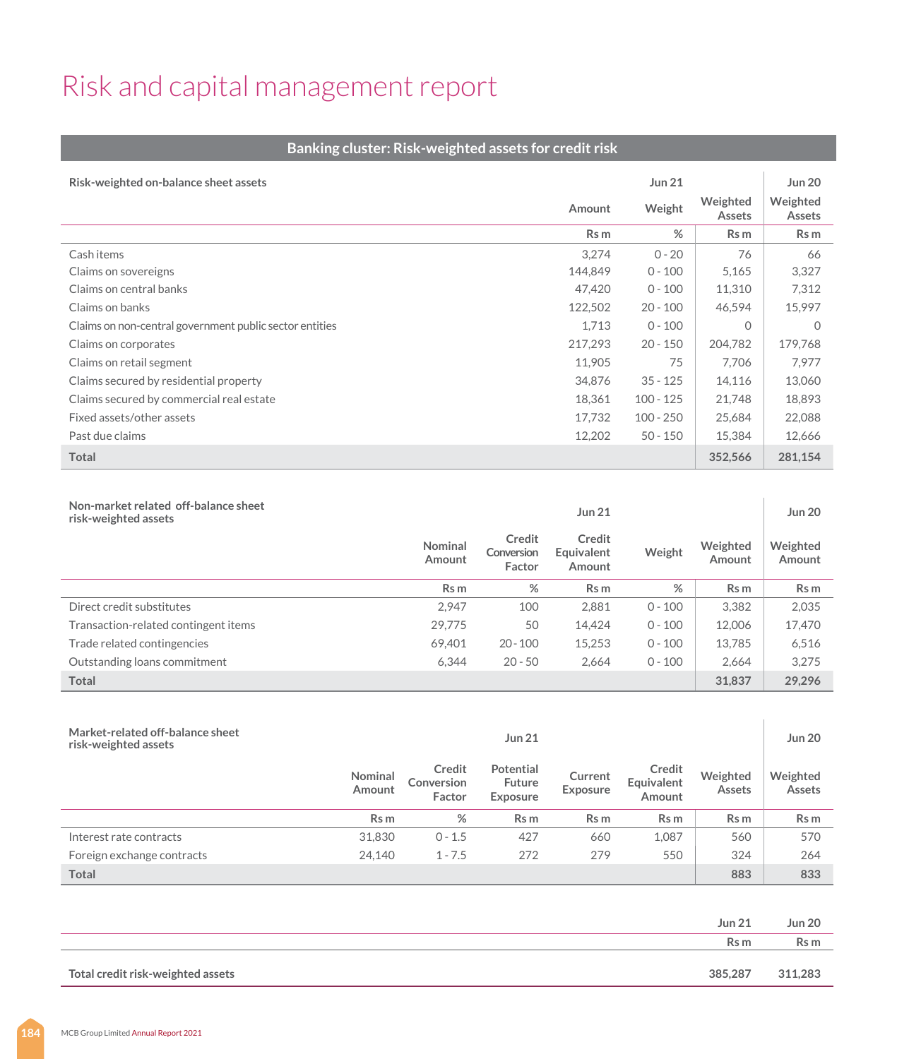# Risk and capital management report

## Banking cluster: Risk-weighted assets for credit risk

| Risk-weighted on-balance sheet assets | Jun 21 | | | Jun 20 |
|---|---|---|---|---|
| | Amount | Weight | Weighted Assets | Weighted Assets |
| | Rs m | % | Rs m | Rs m |
| Cash items | 3,274 | 0 - 20 | 76 | 66 |
| Claims on sovereigns | 144,849 | 0 - 100 | 5,165 | 3,327 |
| Claims on central banks | 47,420 | 0 - 100 | 11,310 | 7,312 |
| Claims on banks | 122,502 | 20 - 100 | 46,594 | 15,997 |
| Claims on non-central government public sector entities | 1,713 | 0 - 100 | 0 | 0 |
| Claims on corporates | 217,293 | 20 - 150 | 204,782 | 179,768 |
| Claims on retail segment | 11,905 | 75 | 7,706 | 7,977 |
| Claims secured by residential property | 34,876 | 35 - 125 | 14,116 | 13,060 |
| Claims secured by commercial real estate | 18,361 | 100 - 125 | 21,748 | 18,893 |
| Fixed assets/other assets | 17,732 | 100 - 250 | 25,684 | 22,088 |
| Past due claims | 12,202 | 50 - 150 | 15,384 | 12,666 |
| **Total** | | | **352,566** | **281,154** |

| Non-market related off-balance sheet risk-weighted assets | Jun 21 | | | | | Jun 20 |
|---|---|---|---|---|---|---|
| | Nominal Amount | Credit Conversion Factor | Credit Equivalent Amount | Weight | Weighted Amount | Weighted Amount |
| | Rs m | % | Rs m | % | Rs m | Rs m |
| Direct credit substitutes | 2,947 | 100 | 2,881 | 0 - 100 | 3,382 | 2,035 |
| Transaction-related contingent items | 29,775 | 50 | 14,424 | 0 - 100 | 12,006 | 17,470 |
| Trade related contingencies | 69,401 | 20 - 100 | 15,253 | 0 - 100 | 13,785 | 6,516 |
| Outstanding loans commitment | 6,344 | 20 - 50 | 2,664 | 0 - 100 | 2,664 | 3,275 |
| **Total** | | | | | **31,837** | **29,296** |

| Market-related off-balance sheet risk-weighted assets | Jun 21 | | | | | | Jun 20 |
|---|---|---|---|---|---|---|---|
| | Nominal Amount | Credit Conversion Factor | Potential Future Exposure | Current Exposure | Credit Equivalent Amount | Weighted Assets | Weighted Assets |
| | Rs m | % | Rs m | Rs m | Rs m | Rs m | Rs m |
| Interest rate contracts | 31,830 | 0 - 1.5 | 427 | 660 | 1,087 | 560 | 570 |
| Foreign exchange contracts | 24,140 | 1 - 7.5 | 272 | 279 | 550 | 324 | 264 |
| **Total** | | | | | | **883** | **833** |

| | Jun 21 | Jun 20 |
|---|---|---|
| | Rs m | Rs m |
| **Total credit risk-weighted assets** | **385,287** | **311,283** |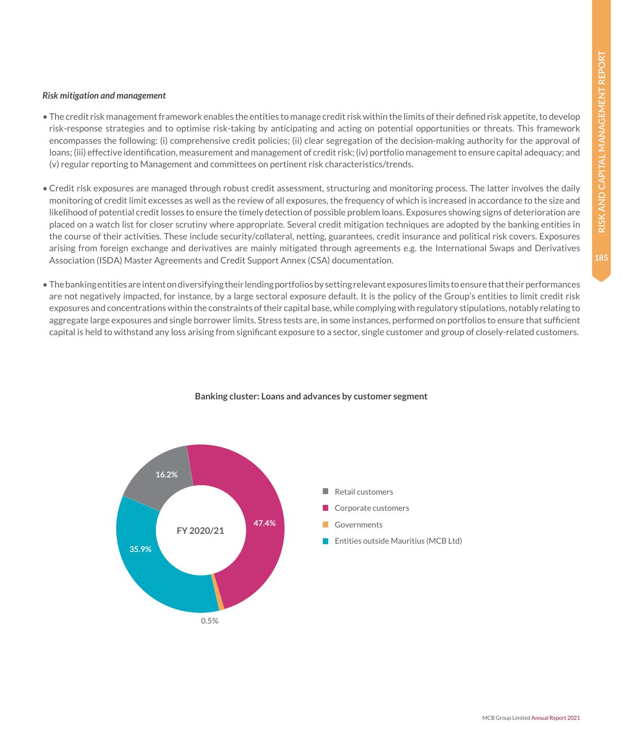*Risk mitigation and management*

- The credit risk management framework enables the entities to manage credit risk within the limits of their defined risk appetite, to develop risk-response strategies and to optimise risk-taking by anticipating and acting on potential opportunities or threats. This framework encompasses the following: (i) comprehensive credit policies; (ii) clear segregation of the decision-making authority for the approval of loans; (iii) effective identification, measurement and management of credit risk; (iv) portfolio management to ensure capital adequacy; and (v) regular reporting to Management and committees on pertinent risk characteristics/trends.

- Credit risk exposures are managed through robust credit assessment, structuring and monitoring process. The latter involves the daily monitoring of credit limit excesses as well as the review of all exposures, the frequency of which is increased in accordance to the size and likelihood of potential credit losses to ensure the timely detection of possible problem loans. Exposures showing signs of deterioration are placed on a watch list for closer scrutiny where appropriate. Several credit mitigation techniques are adopted by the banking entities in the course of their activities. These include security/collateral, netting, guarantees, credit insurance and political risk covers. Exposures arising from foreign exchange and derivatives are mainly mitigated through agreements e.g. the International Swaps and Derivatives Association (ISDA) Master Agreements and Credit Support Annex (CSA) documentation.

- The banking entities are intent on diversifying their lending portfolios by setting relevant exposures limits to ensure that their performances are not negatively impacted, for instance, by a large sectoral exposure default. It is the policy of the Group's entities to limit credit risk exposures and concentrations within the constraints of their capital base, while complying with regulatory stipulations, notably relating to aggregate large exposures and single borrower limits. Stress tests are, in some instances, performed on portfolios to ensure that sufficient capital is held to withstand any loss arising from significant exposure to a sector, single customer and group of closely-related customers.

**Banking cluster: Loans and advances by customer segment**

FY 2020/21

| Customer segment | Share |
|---|---|
| Retail customers | 16.2% |
| Corporate customers | 47.4% |
| Governments | 0.5% |
| Entities outside Mauritius (MCB Ltd) | 35.9% |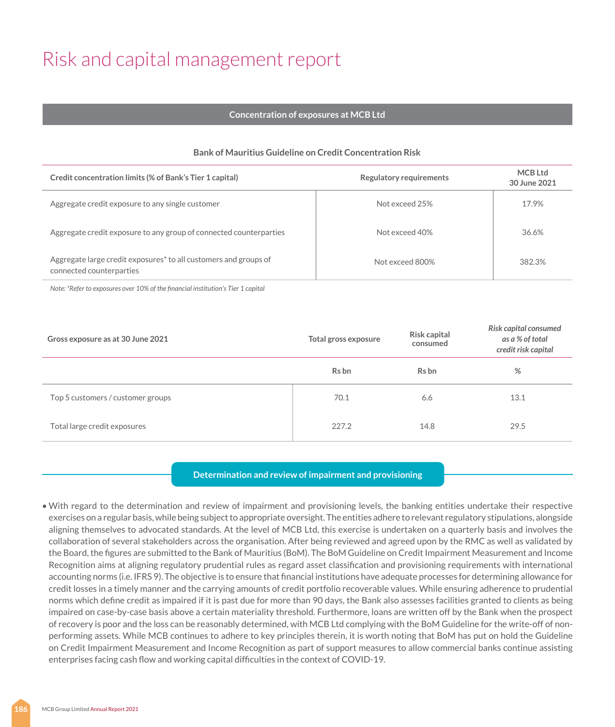# Risk and capital management report

## Concentration of exposures at MCB Ltd

**Bank of Mauritius Guideline on Credit Concentration Risk**

| Credit concentration limits (% of Bank's Tier 1 capital) | Regulatory requirements | MCB Ltd 30 June 2021 |
|---|---|---|
| Aggregate credit exposure to any single customer | Not exceed 25% | 17.9% |
| Aggregate credit exposure to any group of connected counterparties | Not exceed 40% | 36.6% |
| Aggregate large credit exposures* to all customers and groups of connected counterparties | Not exceed 800% | 382.3% |

*Note: *Refer to exposures over 10% of the financial institution's Tier 1 capital*

| Gross exposure as at 30 June 2021 | Total gross exposure | Risk capital consumed | *Risk capital consumed as a % of total credit risk capital* |
|---|---|---|---|
| | Rs bn | Rs bn | % |
| Top 5 customers / customer groups | 70.1 | 6.6 | 13.1 |
| Total large credit exposures | 227.2 | 14.8 | 29.5 |

## Determination and review of impairment and provisioning

- With regard to the determination and review of impairment and provisioning levels, the banking entities undertake their respective exercises on a regular basis, while being subject to appropriate oversight. The entities adhere to relevant regulatory stipulations, alongside aligning themselves to advocated standards. At the level of MCB Ltd, this exercise is undertaken on a quarterly basis and involves the collaboration of several stakeholders across the organisation. After being reviewed and agreed upon by the RMC as well as validated by the Board, the figures are submitted to the Bank of Mauritius (BoM). The BoM Guideline on Credit Impairment Measurement and Income Recognition aims at aligning regulatory prudential rules as regard asset classification and provisioning requirements with international accounting norms (i.e. IFRS 9). The objective is to ensure that financial institutions have adequate processes for determining allowance for credit losses in a timely manner and the carrying amounts of credit portfolio recoverable values. While ensuring adherence to prudential norms which define credit as impaired if it is past due for more than 90 days, the Bank also assesses facilities granted to clients as being impaired on case-by-case basis above a certain materiality threshold. Furthermore, loans are written off by the Bank when the prospect of recovery is poor and the loss can be reasonably determined, with MCB Ltd complying with the BoM Guideline for the write-off of non-performing assets. While MCB continues to adhere to key principles therein, it is worth noting that BoM has put on hold the Guideline on Credit Impairment Measurement and Income Recognition as part of support measures to allow commercial banks continue assisting enterprises facing cash flow and working capital difficulties in the context of COVID-19.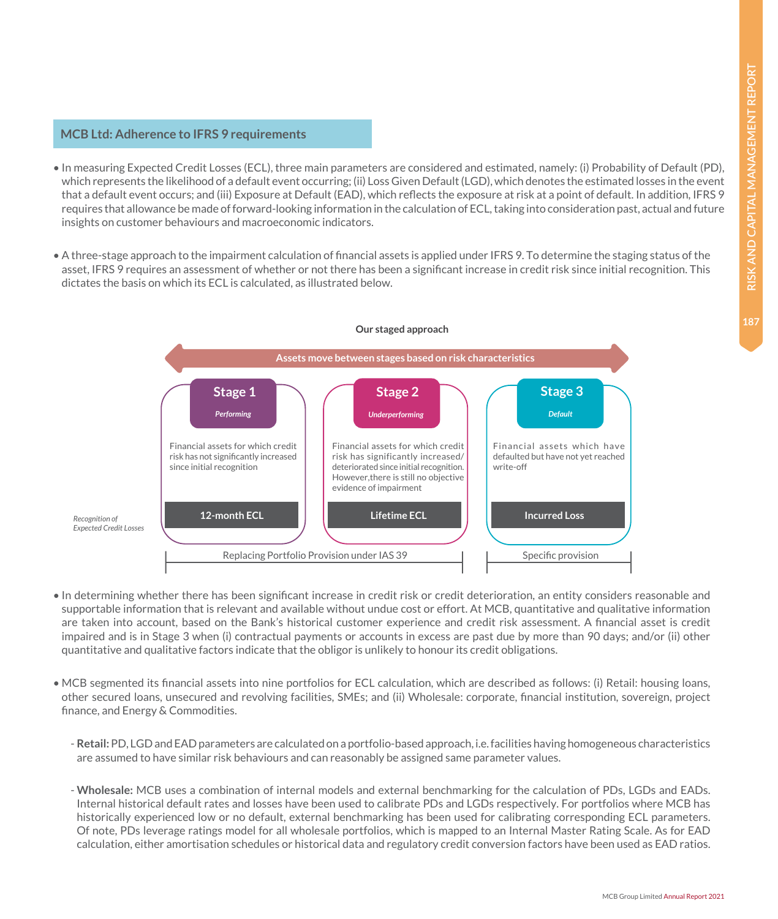## MCB Ltd: Adherence to IFRS 9 requirements

- In measuring Expected Credit Losses (ECL), three main parameters are considered and estimated, namely: (i) Probability of Default (PD), which represents the likelihood of a default event occurring; (ii) Loss Given Default (LGD), which denotes the estimated losses in the event that a default event occurs; and (iii) Exposure at Default (EAD), which reflects the exposure at risk at a point of default. In addition, IFRS 9 requires that allowance be made of forward-looking information in the calculation of ECL, taking into consideration past, actual and future insights on customer behaviours and macroeconomic indicators.

- A three-stage approach to the impairment calculation of financial assets is applied under IFRS 9. To determine the staging status of the asset, IFRS 9 requires an assessment of whether or not there has been a significant increase in credit risk since initial recognition. This dictates the basis on which its ECL is calculated, as illustrated below.

**Our staged approach**

**Assets move between stages based on risk characteristics**

| | Stage 1 *Performing* | Stage 2 *Underperforming* | Stage 3 *Default* |
|---|---|---|---|
| | Financial assets for which credit risk has not significantly increased since initial recognition | Financial assets for which credit risk has significantly increased/ deteriorated since initial recognition. However,there is still no objective evidence of impairment | Financial assets which have defaulted but have not yet reached write-off |
| *Recognition of Expected Credit Losses* | **12-month ECL** | **Lifetime ECL** | **Incurred Loss** |
| | Replacing Portfolio Provision under IAS 39 | | Specific provision |

- In determining whether there has been significant increase in credit risk or credit deterioration, an entity considers reasonable and supportable information that is relevant and available without undue cost or effort. At MCB, quantitative and qualitative information are taken into account, based on the Bank's historical customer experience and credit risk assessment. A financial asset is credit impaired and is in Stage 3 when (i) contractual payments or accounts in excess are past due by more than 90 days; and/or (ii) other quantitative and qualitative factors indicate that the obligor is unlikely to honour its credit obligations.

- MCB segmented its financial assets into nine portfolios for ECL calculation, which are described as follows: (i) Retail: housing loans, other secured loans, unsecured and revolving facilities, SMEs; and (ii) Wholesale: corporate, financial institution, sovereign, project finance, and Energy & Commodities.

  - **Retail:** PD, LGD and EAD parameters are calculated on a portfolio-based approach, i.e. facilities having homogeneous characteristics are assumed to have similar risk behaviours and can reasonably be assigned same parameter values.

  - **Wholesale:** MCB uses a combination of internal models and external benchmarking for the calculation of PDs, LGDs and EADs. Internal historical default rates and losses have been used to calibrate PDs and LGDs respectively. For portfolios where MCB has historically experienced low or no default, external benchmarking has been used for calibrating corresponding ECL parameters. Of note, PDs leverage ratings model for all wholesale portfolios, which is mapped to an Internal Master Rating Scale. As for EAD calculation, either amortisation schedules or historical data and regulatory credit conversion factors have been used as EAD ratios.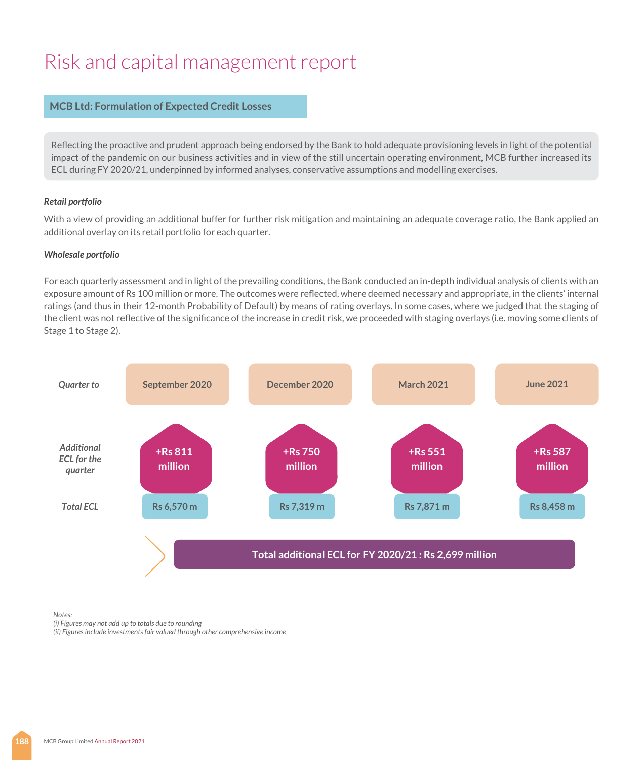# Risk and capital management report

## MCB Ltd: Formulation of Expected Credit Losses

Reflecting the proactive and prudent approach being endorsed by the Bank to hold adequate provisioning levels in light of the potential impact of the pandemic on our business activities and in view of the still uncertain operating environment, MCB further increased its ECL during FY 2020/21, underpinned by informed analyses, conservative assumptions and modelling exercises.

***Retail portfolio***

With a view of providing an additional buffer for further risk mitigation and maintaining an adequate coverage ratio, the Bank applied an additional overlay on its retail portfolio for each quarter.

***Wholesale portfolio***

For each quarterly assessment and in light of the prevailing conditions, the Bank conducted an in-depth individual analysis of clients with an exposure amount of Rs 100 million or more. The outcomes were reflected, where deemed necessary and appropriate, in the clients' internal ratings (and thus in their 12-month Probability of Default) by means of rating overlays. In some cases, where we judged that the staging of the client was not reflective of the significance of the increase in credit risk, we proceeded with staging overlays (i.e. moving some clients of Stage 1 to Stage 2).

| *Quarter to* | September 2020 | December 2020 | March 2021 | June 2021 |
|---|---|---|---|---|
| *Additional ECL for the quarter* | +Rs 811 million | +Rs 750 million | +Rs 551 million | +Rs 587 million |
| *Total ECL* | Rs 6,570 m | Rs 7,319 m | Rs 7,871 m | Rs 8,458 m |

**Total additional ECL for FY 2020/21 : Rs 2,699 million**

*Notes:*
*(i) Figures may not add up to totals due to rounding*
*(ii) Figures include investments fair valued through other comprehensive income*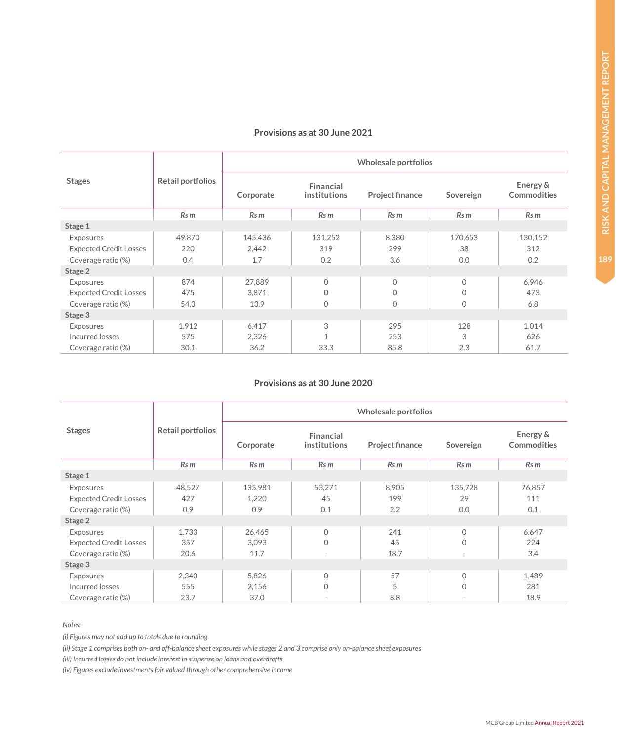### Provisions as at 30 June 2021

| Stages | Retail portfolios | Wholesale portfolios | | | | |
|---|---|---|---|---|---|---|
| | | Corporate | Financial institutions | Project finance | Sovereign | Energy & Commodities |
| | *Rs m* | *Rs m* | *Rs m* | *Rs m* | *Rs m* | *Rs m* |
| **Stage 1** | | | | | | |
| Exposures | 49,870 | 145,436 | 131,252 | 8,380 | 170,653 | 130,152 |
| Expected Credit Losses | 220 | 2,442 | 319 | 299 | 38 | 312 |
| Coverage ratio (%) | 0.4 | 1.7 | 0.2 | 3.6 | 0.0 | 0.2 |
| **Stage 2** | | | | | | |
| Exposures | 874 | 27,889 | 0 | 0 | 0 | 6,946 |
| Expected Credit Losses | 475 | 3,871 | 0 | 0 | 0 | 473 |
| Coverage ratio (%) | 54.3 | 13.9 | 0 | 0 | 0 | 6.8 |
| **Stage 3** | | | | | | |
| Exposures | 1,912 | 6,417 | 3 | 295 | 128 | 1,014 |
| Incurred losses | 575 | 2,326 | 1 | 253 | 3 | 626 |
| Coverage ratio (%) | 30.1 | 36.2 | 33.3 | 85.8 | 2.3 | 61.7 |

### Provisions as at 30 June 2020

| Stages | Retail portfolios | Wholesale portfolios | | | | |
|---|---|---|---|---|---|---|
| | | Corporate | Financial institutions | Project finance | Sovereign | Energy & Commodities |
| | *Rs m* | *Rs m* | *Rs m* | *Rs m* | *Rs m* | *Rs m* |
| **Stage 1** | | | | | | |
| Exposures | 48,527 | 135,981 | 53,271 | 8,905 | 135,728 | 76,857 |
| Expected Credit Losses | 427 | 1,220 | 45 | 199 | 29 | 111 |
| Coverage ratio (%) | 0.9 | 0.9 | 0.1 | 2.2 | 0.0 | 0.1 |
| **Stage 2** | | | | | | |
| Exposures | 1,733 | 26,465 | 0 | 241 | 0 | 6,647 |
| Expected Credit Losses | 357 | 3,093 | 0 | 45 | 0 | 224 |
| Coverage ratio (%) | 20.6 | 11.7 | - | 18.7 | - | 3.4 |
| **Stage 3** | | | | | | |
| Exposures | 2,340 | 5,826 | 0 | 57 | 0 | 1,489 |
| Incurred losses | 555 | 2,156 | 0 | 5 | 0 | 281 |
| Coverage ratio (%) | 23.7 | 37.0 | - | 8.8 | - | 18.9 |

*Notes:*

*(i) Figures may not add up to totals due to rounding*

*(ii) Stage 1 comprises both on- and off-balance sheet exposures while stages 2 and 3 comprise only on-balance sheet exposures*

*(iii) Incurred losses do not include interest in suspense on loans and overdrafts*

*(iv) Figures exclude investments fair valued through other comprehensive income*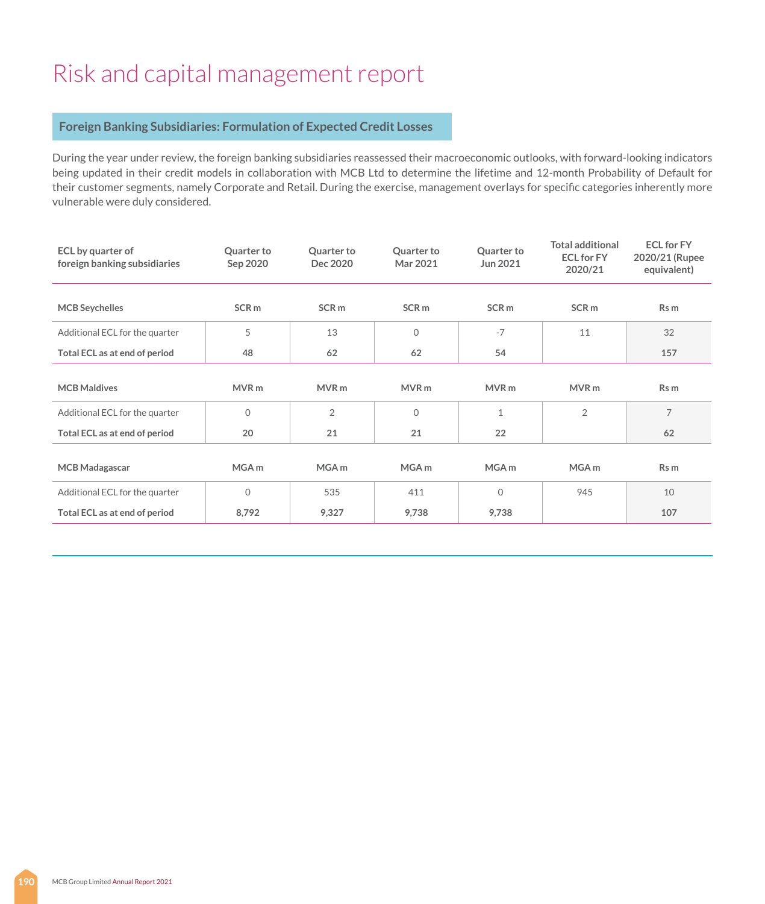# Risk and capital management report

## Foreign Banking Subsidiaries: Formulation of Expected Credit Losses

During the year under review, the foreign banking subsidiaries reassessed their macroeconomic outlooks, with forward-looking indicators being updated in their credit models in collaboration with MCB Ltd to determine the lifetime and 12-month Probability of Default for their customer segments, namely Corporate and Retail. During the exercise, management overlays for specific categories inherently more vulnerable were duly considered.

| ECL by quarter of foreign banking subsidiaries | Quarter to Sep 2020 | Quarter to Dec 2020 | Quarter to Mar 2021 | Quarter to Jun 2021 | Total additional ECL for FY 2020/21 | ECL for FY 2020/21 (Rupee equivalent) |
|---|---|---|---|---|---|---|
| **MCB Seychelles** | **SCR m** | **SCR m** | **SCR m** | **SCR m** | **SCR m** | **Rs m** |
| Additional ECL for the quarter | 5 | 13 | 0 | -7 | 11 | 32 |
| **Total ECL as at end of period** | **48** | **62** | **62** | **54** | | **157** |
| **MCB Maldives** | **MVR m** | **MVR m** | **MVR m** | **MVR m** | **MVR m** | **Rs m** |
| Additional ECL for the quarter | 0 | 2 | 0 | 1 | 2 | 7 |
| **Total ECL as at end of period** | **20** | **21** | **21** | **22** | | **62** |
| **MCB Madagascar** | **MGA m** | **MGA m** | **MGA m** | **MGA m** | **MGA m** | **Rs m** |
| Additional ECL for the quarter | 0 | 535 | 411 | 0 | 945 | 10 |
| **Total ECL as at end of period** | **8,792** | **9,327** | **9,738** | **9,738** | | **107** |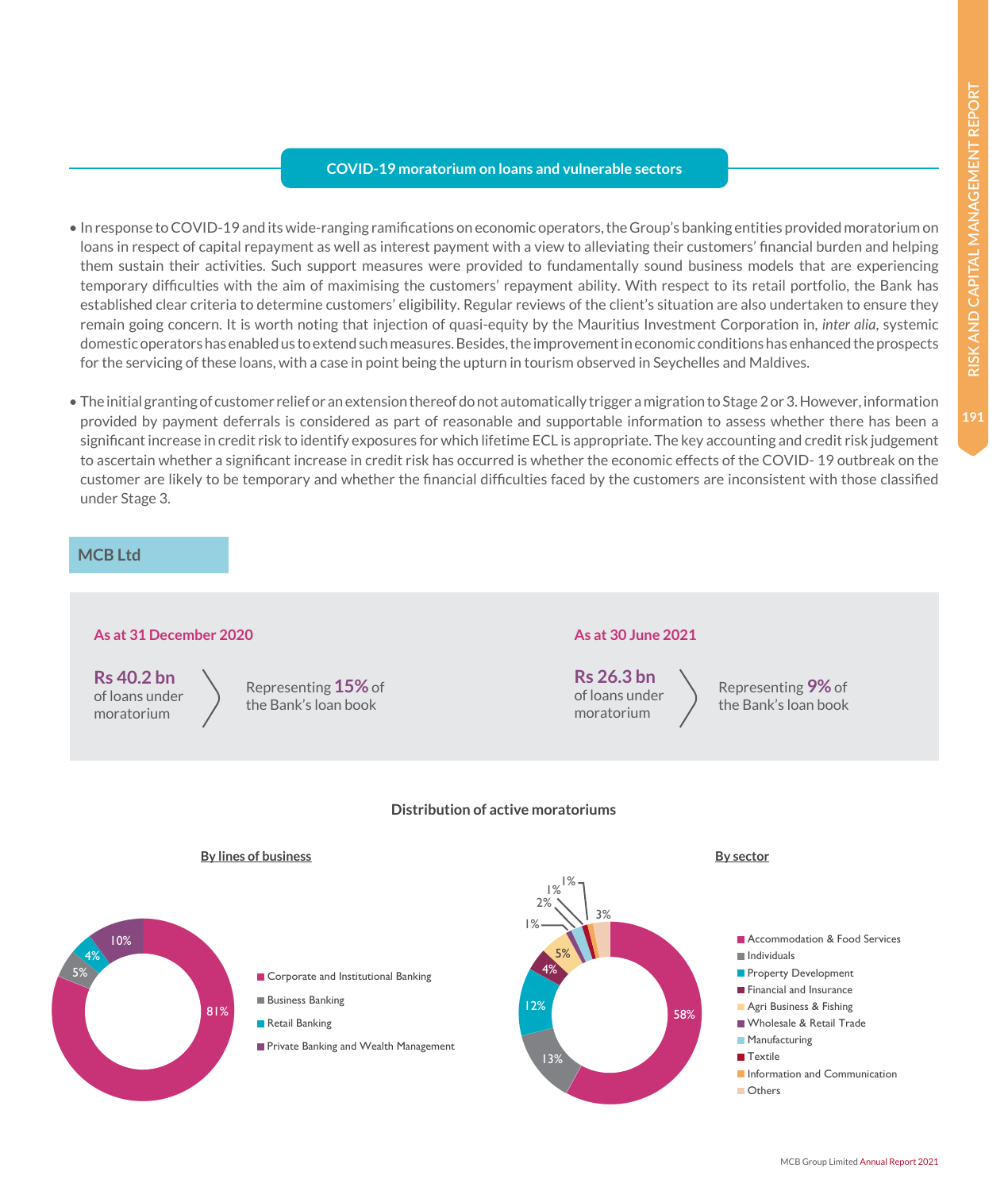## COVID-19 moratorium on loans and vulnerable sectors

- In response to COVID-19 and its wide-ranging ramifications on economic operators, the Group's banking entities provided moratorium on loans in respect of capital repayment as well as interest payment with a view to alleviating their customers' financial burden and helping them sustain their activities. Such support measures were provided to fundamentally sound business models that are experiencing temporary difficulties with the aim of maximising the customers' repayment ability. With respect to its retail portfolio, the Bank has established clear criteria to determine customers' eligibility. Regular reviews of the client's situation are also undertaken to ensure they remain going concern. It is worth noting that injection of quasi-equity by the Mauritius Investment Corporation in, *inter alia*, systemic domestic operators has enabled us to extend such measures. Besides, the improvement in economic conditions has enhanced the prospects for the servicing of these loans, with a case in point being the upturn in tourism observed in Seychelles and Maldives.
- The initial granting of customer relief or an extension thereof do not automatically trigger a migration to Stage 2 or 3. However, information provided by payment deferrals is considered as part of reasonable and supportable information to assess whether there has been a significant increase in credit risk to identify exposures for which lifetime ECL is appropriate. The key accounting and credit risk judgement to ascertain whether a significant increase in credit risk has occurred is whether the economic effects of the COVID- 19 outbreak on the customer are likely to be temporary and whether the financial difficulties faced by the customers are inconsistent with those classified under Stage 3.

### MCB Ltd

**As at 31 December 2020**

**Rs 40.2 bn** of loans under moratorium — Representing **15%** of the Bank's loan book

**As at 30 June 2021**

**Rs 26.3 bn** of loans under moratorium — Representing **9%** of the Bank's loan book

#### Distribution of active moratoriums

**By lines of business**

| Line of business | % |
|---|---|
| Corporate and Institutional Banking | 81% |
| Business Banking | 5% |
| Retail Banking | 4% |
| Private Banking and Wealth Management | 10% |

**By sector**

| Sector | % |
|---|---|
| Accommodation & Food Services | 58% |
| Individuals | 13% |
| Property Development | 12% |
| Financial and Insurance | 4% |
| Agri Business & Fishing | 5% |
| Wholesale & Retail Trade | 1% |
| Manufacturing | 2% |
| Textile | 1% |
| Information and Communication | 1% |
| Others | 3% |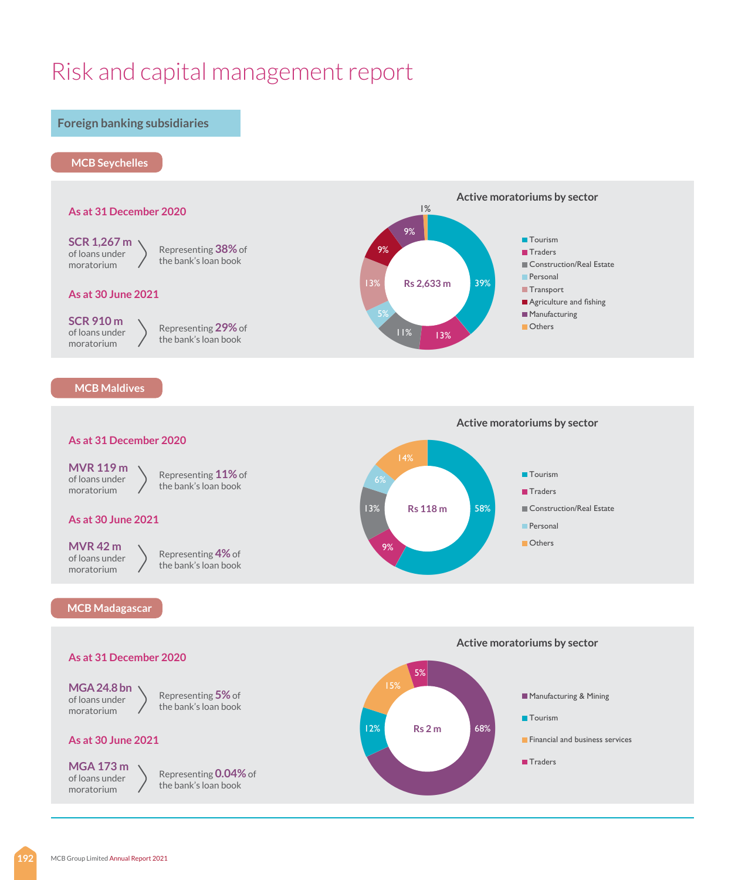# Risk and capital management report

## Foreign banking subsidiaries

### MCB Seychelles

**As at 31 December 2020**

**SCR 1,267 m** of loans under moratorium — Representing **38%** of the bank's loan book

**As at 30 June 2021**

**SCR 910 m** of loans under moratorium — Representing **29%** of the bank's loan book

**Active moratoriums by sector** (Rs 2,633 m)

| Sector | % |
|---|---|
| Tourism | 39% |
| Traders | 13% |
| Construction/Real Estate | 11% |
| Personal | 5% |
| Transport | 13% |
| Agriculture and fishing | 9% |
| Manufacturing | 9% |
| Others | 1% |

### MCB Maldives

**As at 31 December 2020**

**MVR 119 m** of loans under moratorium — Representing **11%** of the bank's loan book

**As at 30 June 2021**

**MVR 42 m** of loans under moratorium — Representing **4%** of the bank's loan book

**Active moratoriums by sector** (Rs 118 m)

| Sector | % |
|---|---|
| Tourism | 58% |
| Traders | 9% |
| Construction/Real Estate | 13% |
| Personal | 6% |
| Others | 14% |

### MCB Madagascar

**As at 31 December 2020**

**MGA 24.8 bn** of loans under moratorium — Representing **5%** of the bank's loan book

**As at 30 June 2021**

**MGA 173 m** of loans under moratorium — Representing **0.04%** of the bank's loan book

**Active moratoriums by sector** (Rs 2 m)

| Sector | % |
|---|---|
| Manufacturing & Mining | 68% |
| Tourism | 12% |
| Financial and business services | 15% |
| Traders | 5% |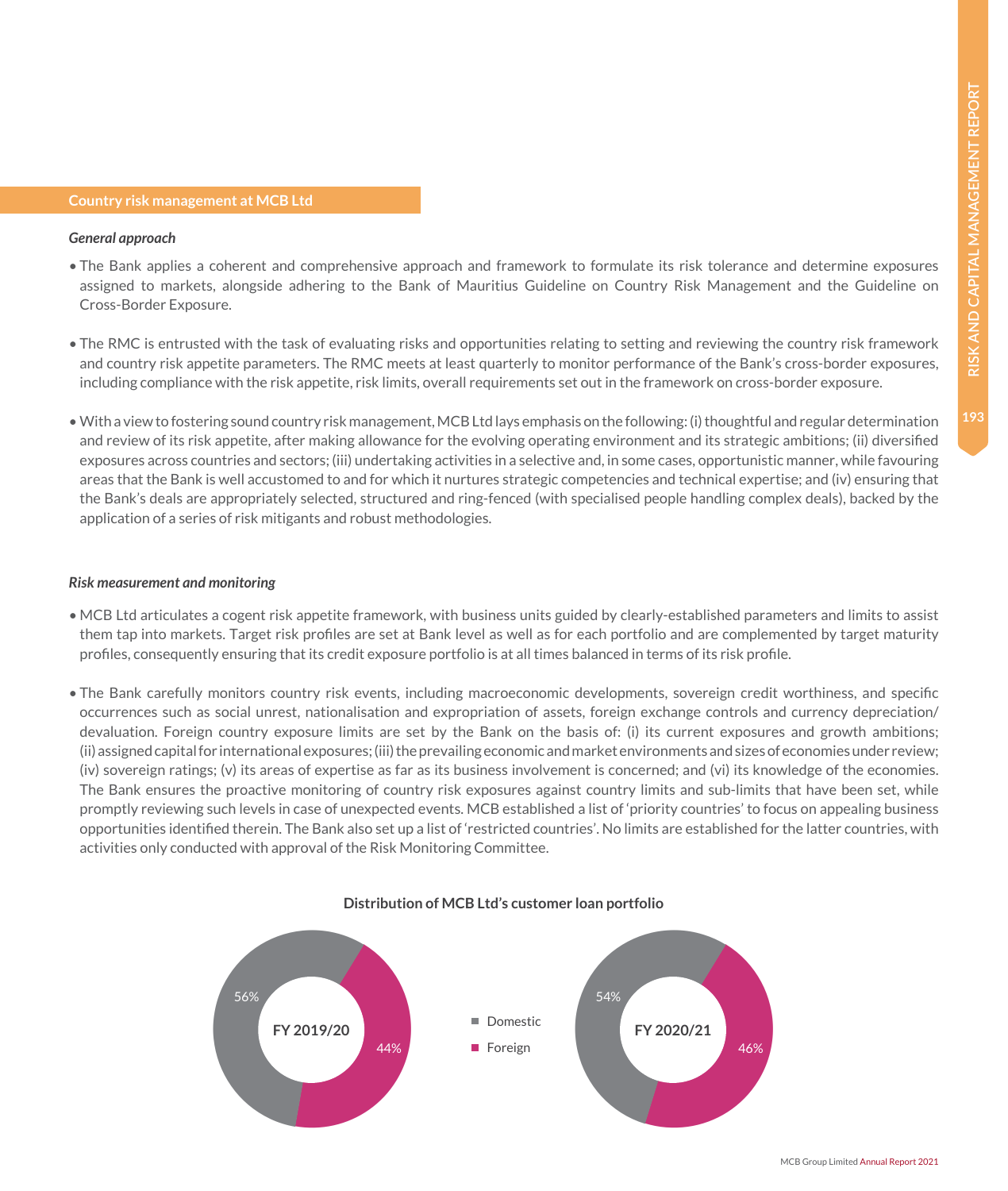## Country risk management at MCB Ltd

*General approach*

- The Bank applies a coherent and comprehensive approach and framework to formulate its risk tolerance and determine exposures assigned to markets, alongside adhering to the Bank of Mauritius Guideline on Country Risk Management and the Guideline on Cross-Border Exposure.

- The RMC is entrusted with the task of evaluating risks and opportunities relating to setting and reviewing the country risk framework and country risk appetite parameters. The RMC meets at least quarterly to monitor performance of the Bank's cross-border exposures, including compliance with the risk appetite, risk limits, overall requirements set out in the framework on cross-border exposure.

- With a view to fostering sound country risk management, MCB Ltd lays emphasis on the following: (i) thoughtful and regular determination and review of its risk appetite, after making allowance for the evolving operating environment and its strategic ambitions; (ii) diversified exposures across countries and sectors; (iii) undertaking activities in a selective and, in some cases, opportunistic manner, while favouring areas that the Bank is well accustomed to and for which it nurtures strategic competencies and technical expertise; and (iv) ensuring that the Bank's deals are appropriately selected, structured and ring-fenced (with specialised people handling complex deals), backed by the application of a series of risk mitigants and robust methodologies.

*Risk measurement and monitoring*

- MCB Ltd articulates a cogent risk appetite framework, with business units guided by clearly-established parameters and limits to assist them tap into markets. Target risk profiles are set at Bank level as well as for each portfolio and are complemented by target maturity profiles, consequently ensuring that its credit exposure portfolio is at all times balanced in terms of its risk profile.

- The Bank carefully monitors country risk events, including macroeconomic developments, sovereign credit worthiness, and specific occurrences such as social unrest, nationalisation and expropriation of assets, foreign exchange controls and currency depreciation/ devaluation. Foreign country exposure limits are set by the Bank on the basis of: (i) its current exposures and growth ambitions; (ii) assigned capital for international exposures; (iii) the prevailing economic and market environments and sizes of economies under review; (iv) sovereign ratings; (v) its areas of expertise as far as its business involvement is concerned; and (vi) its knowledge of the economies. The Bank ensures the proactive monitoring of country risk exposures against country limits and sub-limits that have been set, while promptly reviewing such levels in case of unexpected events. MCB established a list of 'priority countries' to focus on appealing business opportunities identified therein. The Bank also set up a list of 'restricted countries'. No limits are established for the latter countries, with activities only conducted with approval of the Risk Monitoring Committee.

**Distribution of MCB Ltd's customer loan portfolio**

| | FY 2019/20 | FY 2020/21 |
|---|---|---|
| Domestic | 56% | 54% |
| Foreign | 44% | 46% |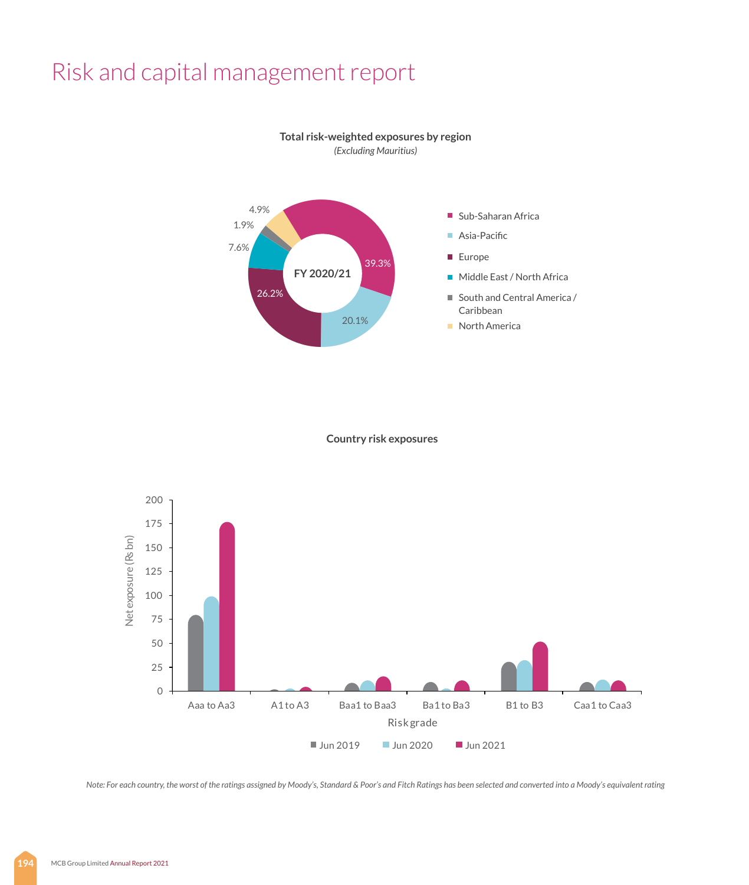# Risk and capital management report

**Total risk-weighted exposures by region**

*(Excluding Mauritius)*

FY 2020/21

| Region | % |
|---|---|
| Sub-Saharan Africa | 39.3% |
| Asia-Pacific | 20.1% |
| Europe | 26.2% |
| Middle East / North Africa | 7.6% |
| South and Central America / Caribbean | 1.9% |
| North America | 4.9% |

**Country risk exposures**

Net exposure (Rs bn) by Risk grade: Jun 2019, Jun 2020, Jun 2021

Risk grades: Aaa to Aa3, A1 to A3, Baa1 to Baa3, Ba1 to Ba3, B1 to B3, Caa1 to Caa3

*Note: For each country, the worst of the ratings assigned by Moody's, Standard & Poor's and Fitch Ratings has been selected and converted into a Moody's equivalent rating*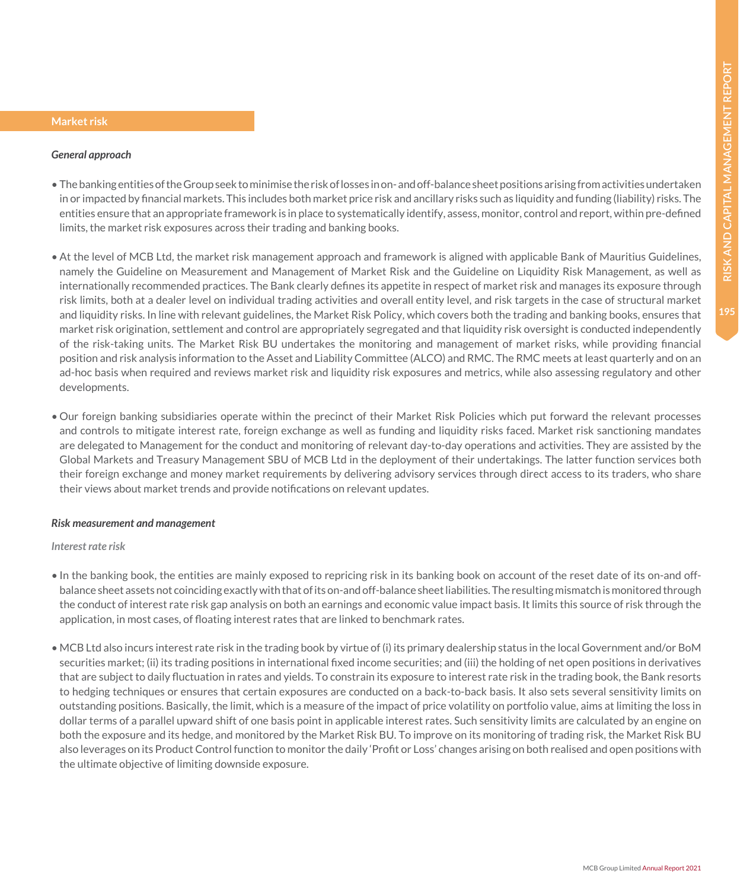## Market risk

### *General approach*

- The banking entities of the Group seek to minimise the risk of losses in on- and off-balance sheet positions arising from activities undertaken in or impacted by financial markets. This includes both market price risk and ancillary risks such as liquidity and funding (liability) risks. The entities ensure that an appropriate framework is in place to systematically identify, assess, monitor, control and report, within pre-defined limits, the market risk exposures across their trading and banking books.

- At the level of MCB Ltd, the market risk management approach and framework is aligned with applicable Bank of Mauritius Guidelines, namely the Guideline on Measurement and Management of Market Risk and the Guideline on Liquidity Risk Management, as well as internationally recommended practices. The Bank clearly defines its appetite in respect of market risk and manages its exposure through risk limits, both at a dealer level on individual trading activities and overall entity level, and risk targets in the case of structural market and liquidity risks. In line with relevant guidelines, the Market Risk Policy, which covers both the trading and banking books, ensures that market risk origination, settlement and control are appropriately segregated and that liquidity risk oversight is conducted independently of the risk-taking units. The Market Risk BU undertakes the monitoring and management of market risks, while providing financial position and risk analysis information to the Asset and Liability Committee (ALCO) and RMC. The RMC meets at least quarterly and on an ad-hoc basis when required and reviews market risk and liquidity risk exposures and metrics, while also assessing regulatory and other developments.

- Our foreign banking subsidiaries operate within the precinct of their Market Risk Policies which put forward the relevant processes and controls to mitigate interest rate, foreign exchange as well as funding and liquidity risks faced. Market risk sanctioning mandates are delegated to Management for the conduct and monitoring of relevant day-to-day operations and activities. They are assisted by the Global Markets and Treasury Management SBU of MCB Ltd in the deployment of their undertakings. The latter function services both their foreign exchange and money market requirements by delivering advisory services through direct access to its traders, who share their views about market trends and provide notifications on relevant updates.

### *Risk measurement and management*

#### *Interest rate risk*

- In the banking book, the entities are mainly exposed to repricing risk in its banking book on account of the reset date of its on-and off-balance sheet assets not coinciding exactly with that of its on-and off-balance sheet liabilities. The resulting mismatch is monitored through the conduct of interest rate risk gap analysis on both an earnings and economic value impact basis. It limits this source of risk through the application, in most cases, of floating interest rates that are linked to benchmark rates.

- MCB Ltd also incurs interest rate risk in the trading book by virtue of (i) its primary dealership status in the local Government and/or BoM securities market; (ii) its trading positions in international fixed income securities; and (iii) the holding of net open positions in derivatives that are subject to daily fluctuation in rates and yields. To constrain its exposure to interest rate risk in the trading book, the Bank resorts to hedging techniques or ensures that certain exposures are conducted on a back-to-back basis. It also sets several sensitivity limits on outstanding positions. Basically, the limit, which is a measure of the impact of price volatility on portfolio value, aims at limiting the loss in dollar terms of a parallel upward shift of one basis point in applicable interest rates. Such sensitivity limits are calculated by an engine on both the exposure and its hedge, and monitored by the Market Risk BU. To improve on its monitoring of trading risk, the Market Risk BU also leverages on its Product Control function to monitor the daily 'Profit or Loss' changes arising on both realised and open positions with the ultimate objective of limiting downside exposure.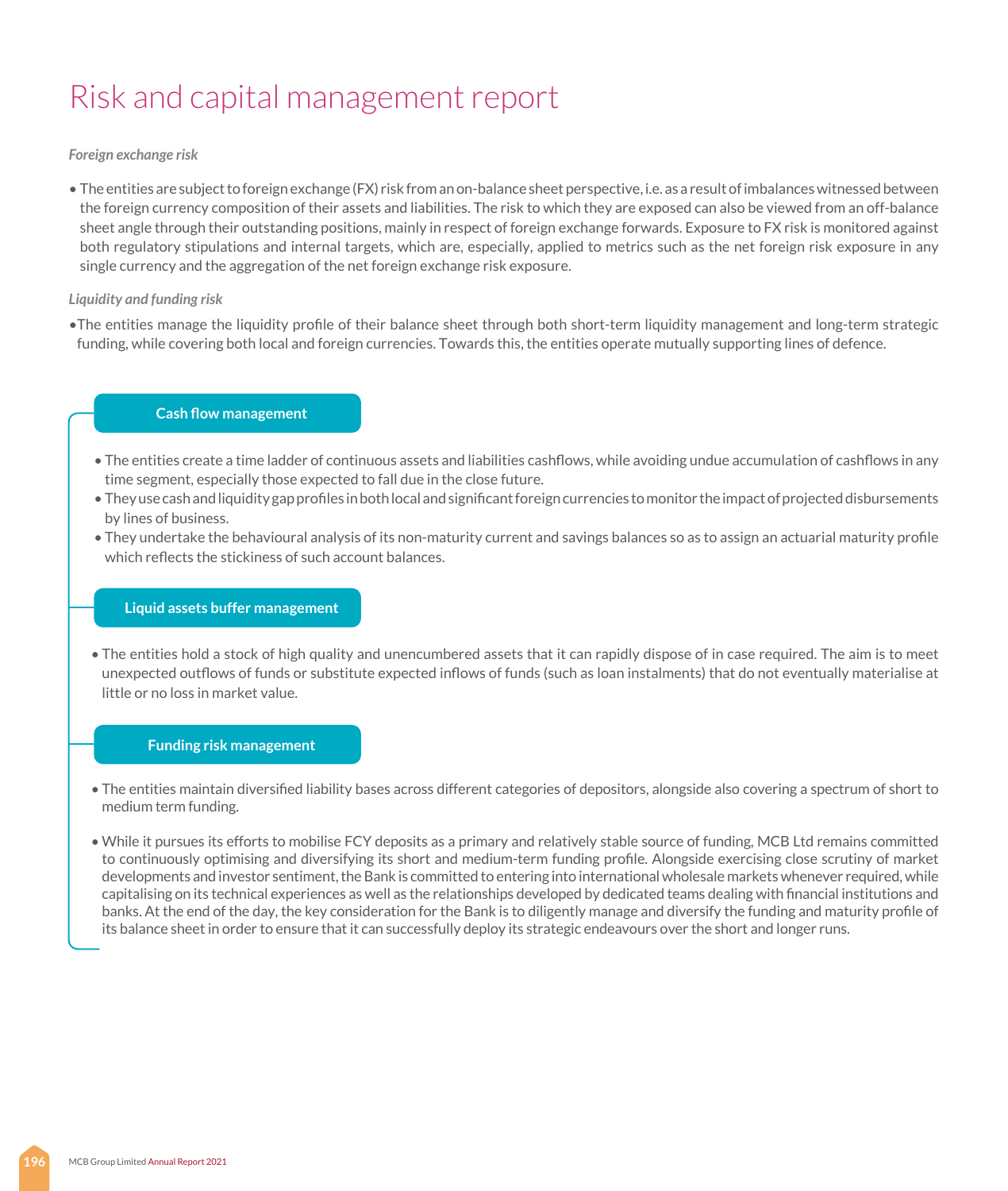# Risk and capital management report

*Foreign exchange risk*

- The entities are subject to foreign exchange (FX) risk from an on-balance sheet perspective, i.e. as a result of imbalances witnessed between the foreign currency composition of their assets and liabilities. The risk to which they are exposed can also be viewed from an off-balance sheet angle through their outstanding positions, mainly in respect of foreign exchange forwards. Exposure to FX risk is monitored against both regulatory stipulations and internal targets, which are, especially, applied to metrics such as the net foreign risk exposure in any single currency and the aggregation of the net foreign exchange risk exposure.

*Liquidity and funding risk*

- The entities manage the liquidity profile of their balance sheet through both short-term liquidity management and long-term strategic funding, while covering both local and foreign currencies. Towards this, the entities operate mutually supporting lines of defence.

**Cash flow management**

- The entities create a time ladder of continuous assets and liabilities cashflows, while avoiding undue accumulation of cashflows in any time segment, especially those expected to fall due in the close future.
- They use cash and liquidity gap profiles in both local and significant foreign currencies to monitor the impact of projected disbursements by lines of business.
- They undertake the behavioural analysis of its non-maturity current and savings balances so as to assign an actuarial maturity profile which reflects the stickiness of such account balances.

**Liquid assets buffer management**

- The entities hold a stock of high quality and unencumbered assets that it can rapidly dispose of in case required. The aim is to meet unexpected outflows of funds or substitute expected inflows of funds (such as loan instalments) that do not eventually materialise at little or no loss in market value.

**Funding risk management**

- The entities maintain diversified liability bases across different categories of depositors, alongside also covering a spectrum of short to medium term funding.

- While it pursues its efforts to mobilise FCY deposits as a primary and relatively stable source of funding, MCB Ltd remains committed to continuously optimising and diversifying its short and medium-term funding profile. Alongside exercising close scrutiny of market developments and investor sentiment, the Bank is committed to entering into international wholesale markets whenever required, while capitalising on its technical experiences as well as the relationships developed by dedicated teams dealing with financial institutions and banks. At the end of the day, the key consideration for the Bank is to diligently manage and diversify the funding and maturity profile of its balance sheet in order to ensure that it can successfully deploy its strategic endeavours over the short and longer runs.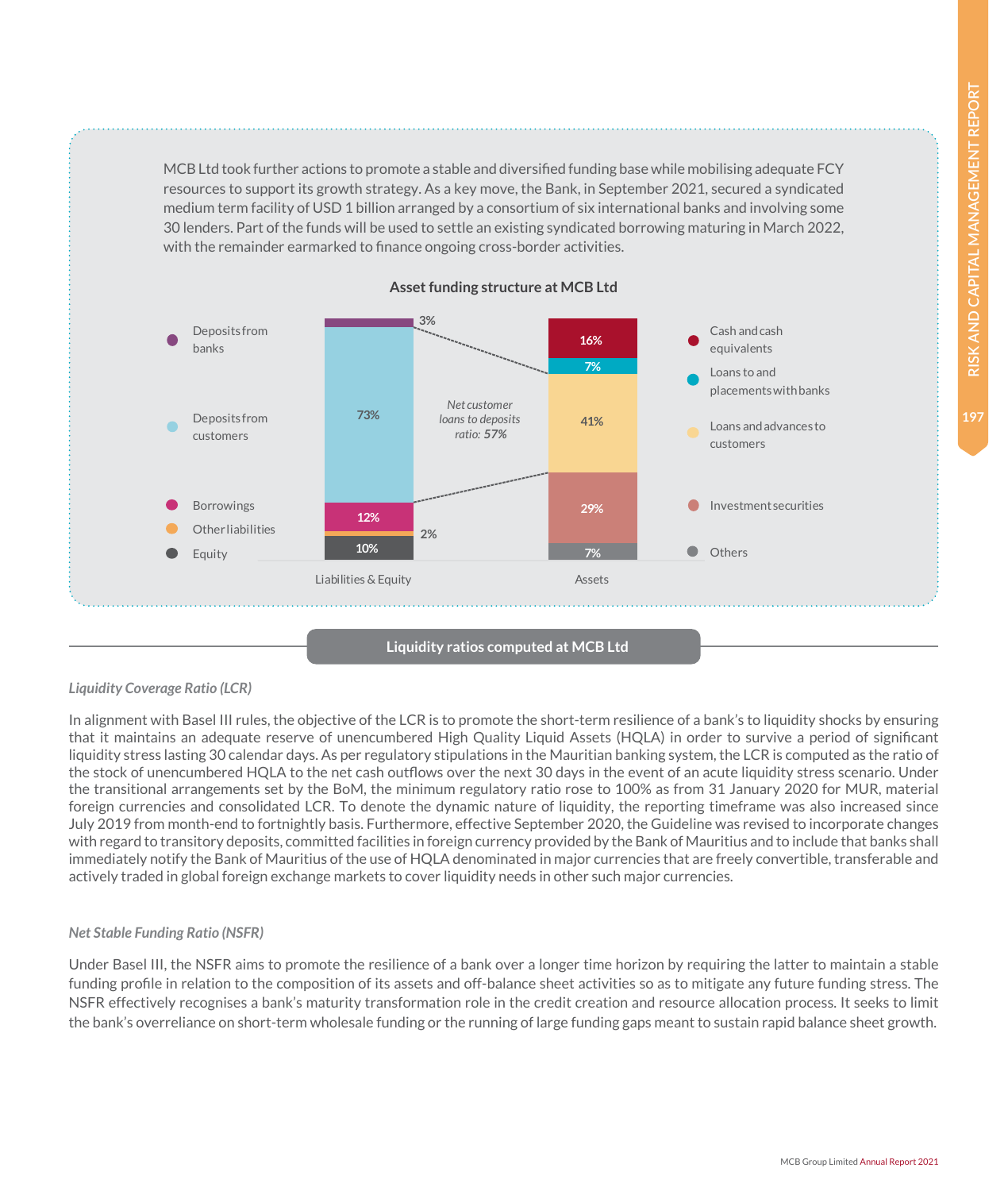MCB Ltd took further actions to promote a stable and diversified funding base while mobilising adequate FCY resources to support its growth strategy. As a key move, the Bank, in September 2021, secured a syndicated medium term facility of USD 1 billion arranged by a consortium of six international banks and involving some 30 lenders. Part of the funds will be used to settle an existing syndicated borrowing maturing in March 2022, with the remainder earmarked to finance ongoing cross-border activities.

**Asset funding structure at MCB Ltd**

| Liabilities & Equity | % | Assets | % |
|---|---|---|---|
| Deposits from banks | 3% | Cash and cash equivalents | 16% |
| Deposits from customers | 73% | Loans to and placements with banks | 7% |
| Borrowings | 12% | Loans and advances to customers | 41% |
| Other liabilities | 2% | Investment securities | 29% |
| Equity | 10% | Others | 7% |

*Net customer loans to deposits ratio:* ***57%***

## Liquidity ratios computed at MCB Ltd

### *Liquidity Coverage Ratio (LCR)*

In alignment with Basel III rules, the objective of the LCR is to promote the short-term resilience of a bank's to liquidity shocks by ensuring that it maintains an adequate reserve of unencumbered High Quality Liquid Assets (HQLA) in order to survive a period of significant liquidity stress lasting 30 calendar days. As per regulatory stipulations in the Mauritian banking system, the LCR is computed as the ratio of the stock of unencumbered HQLA to the net cash outflows over the next 30 days in the event of an acute liquidity stress scenario. Under the transitional arrangements set by the BoM, the minimum regulatory ratio rose to 100% as from 31 January 2020 for MUR, material foreign currencies and consolidated LCR. To denote the dynamic nature of liquidity, the reporting timeframe was also increased since July 2019 from month-end to fortnightly basis. Furthermore, effective September 2020, the Guideline was revised to incorporate changes with regard to transitory deposits, committed facilities in foreign currency provided by the Bank of Mauritius and to include that banks shall immediately notify the Bank of Mauritius of the use of HQLA denominated in major currencies that are freely convertible, transferable and actively traded in global foreign exchange markets to cover liquidity needs in other such major currencies.

### *Net Stable Funding Ratio (NSFR)*

Under Basel III, the NSFR aims to promote the resilience of a bank over a longer time horizon by requiring the latter to maintain a stable funding profile in relation to the composition of its assets and off-balance sheet activities so as to mitigate any future funding stress. The NSFR effectively recognises a bank's maturity transformation role in the credit creation and resource allocation process. It seeks to limit the bank's overreliance on short-term wholesale funding or the running of large funding gaps meant to sustain rapid balance sheet growth.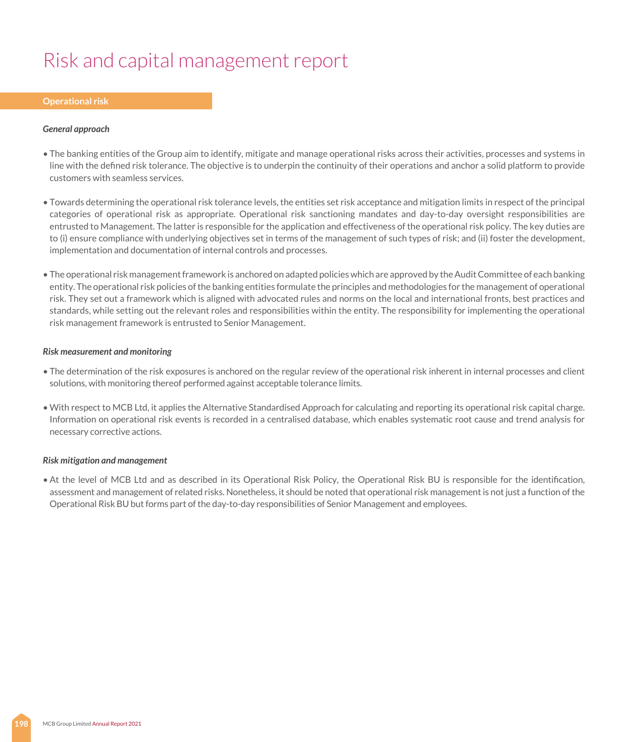# Risk and capital management report

## Operational risk

***General approach***

- The banking entities of the Group aim to identify, mitigate and manage operational risks across their activities, processes and systems in line with the defined risk tolerance. The objective is to underpin the continuity of their operations and anchor a solid platform to provide customers with seamless services.

- Towards determining the operational risk tolerance levels, the entities set risk acceptance and mitigation limits in respect of the principal categories of operational risk as appropriate. Operational risk sanctioning mandates and day-to-day oversight responsibilities are entrusted to Management. The latter is responsible for the application and effectiveness of the operational risk policy. The key duties are to (i) ensure compliance with underlying objectives set in terms of the management of such types of risk; and (ii) foster the development, implementation and documentation of internal controls and processes.

- The operational risk management framework is anchored on adapted policies which are approved by the Audit Committee of each banking entity. The operational risk policies of the banking entities formulate the principles and methodologies for the management of operational risk. They set out a framework which is aligned with advocated rules and norms on the local and international fronts, best practices and standards, while setting out the relevant roles and responsibilities within the entity. The responsibility for implementing the operational risk management framework is entrusted to Senior Management.

***Risk measurement and monitoring***

- The determination of the risk exposures is anchored on the regular review of the operational risk inherent in internal processes and client solutions, with monitoring thereof performed against acceptable tolerance limits.

- With respect to MCB Ltd, it applies the Alternative Standardised Approach for calculating and reporting its operational risk capital charge. Information on operational risk events is recorded in a centralised database, which enables systematic root cause and trend analysis for necessary corrective actions.

***Risk mitigation and management***

- At the level of MCB Ltd and as described in its Operational Risk Policy, the Operational Risk BU is responsible for the identification, assessment and management of related risks. Nonetheless, it should be noted that operational risk management is not just a function of the Operational Risk BU but forms part of the day-to-day responsibilities of Senior Management and employees.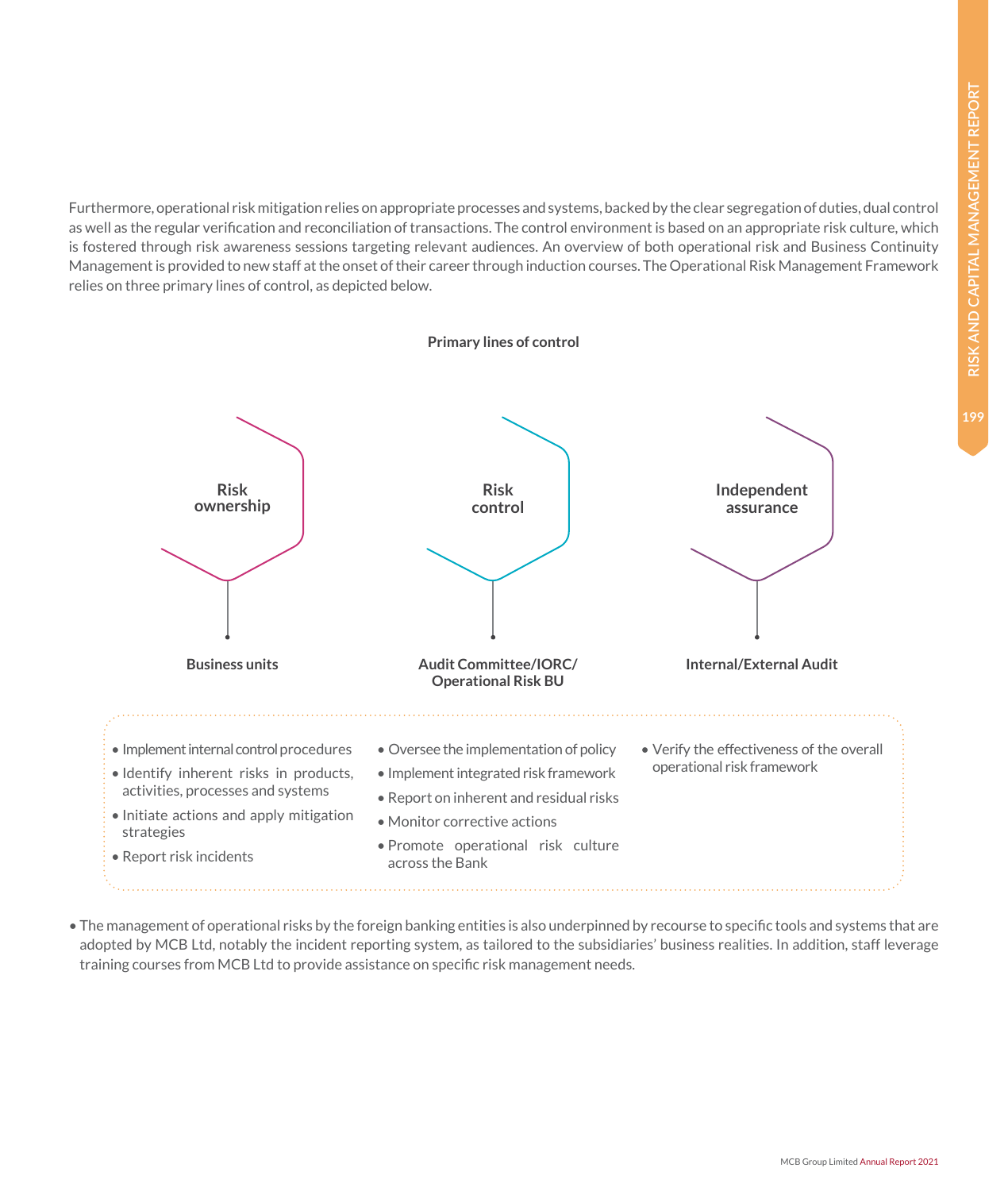Furthermore, operational risk mitigation relies on appropriate processes and systems, backed by the clear segregation of duties, dual control as well as the regular verification and reconciliation of transactions. The control environment is based on an appropriate risk culture, which is fostered through risk awareness sessions targeting relevant audiences. An overview of both operational risk and Business Continuity Management is provided to new staff at the onset of their career through induction courses. The Operational Risk Management Framework relies on three primary lines of control, as depicted below.

**Primary lines of control**

| **Risk ownership** | **Risk control** | **Independent assurance** |
|---|---|---|
| **Business units** | **Audit Committee/IORC/ Operational Risk BU** | **Internal/External Audit** |
| • Implement internal control procedures<br>• Identify inherent risks in products, activities, processes and systems<br>• Initiate actions and apply mitigation strategies<br>• Report risk incidents | • Oversee the implementation of policy<br>• Implement integrated risk framework<br>• Report on inherent and residual risks<br>• Monitor corrective actions<br>• Promote operational risk culture across the Bank | • Verify the effectiveness of the overall operational risk framework |

- The management of operational risks by the foreign banking entities is also underpinned by recourse to specific tools and systems that are adopted by MCB Ltd, notably the incident reporting system, as tailored to the subsidiaries' business realities. In addition, staff leverage training courses from MCB Ltd to provide assistance on specific risk management needs.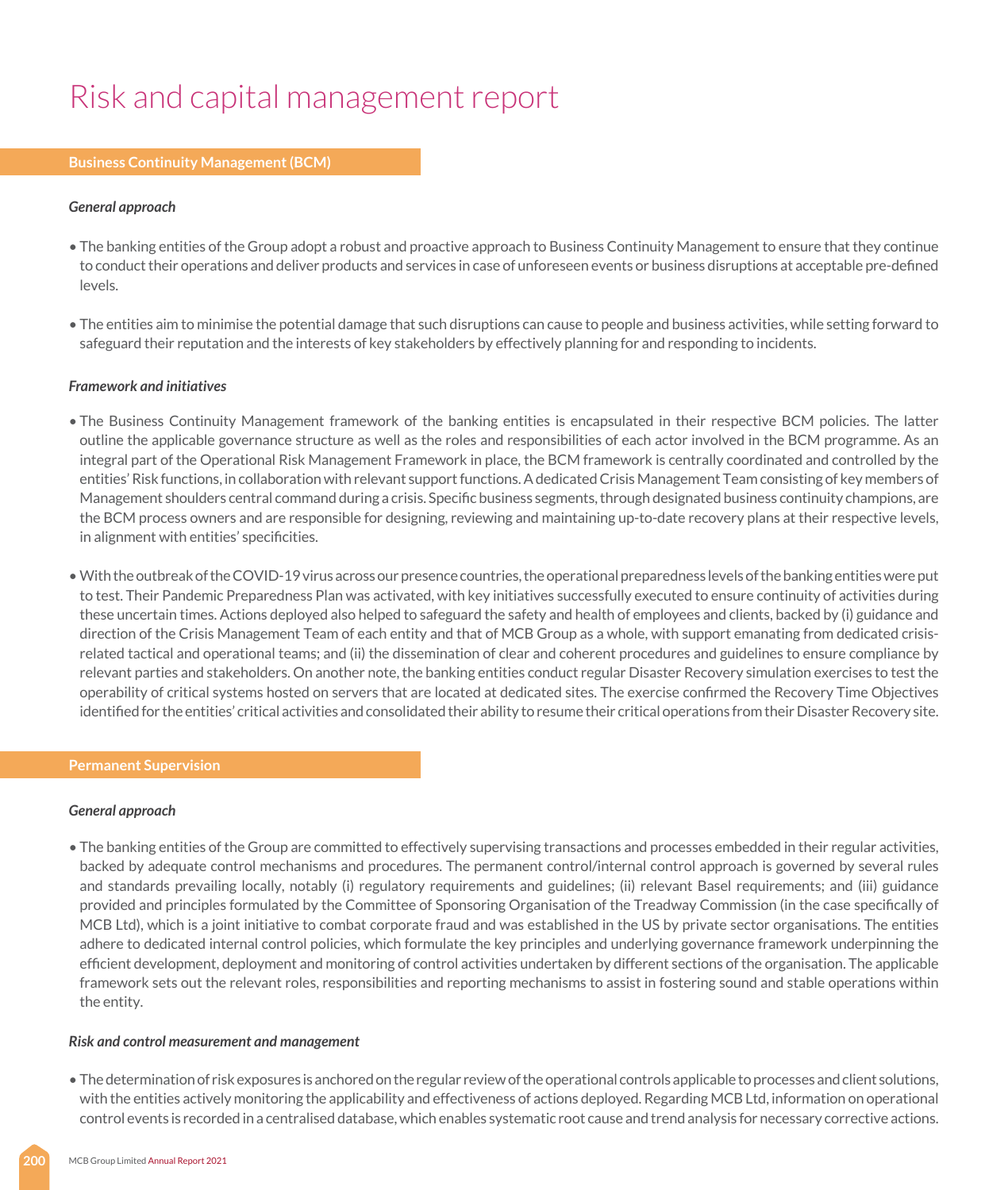# Risk and capital management report

## Business Continuity Management (BCM)

### *General approach*

- The banking entities of the Group adopt a robust and proactive approach to Business Continuity Management to ensure that they continue to conduct their operations and deliver products and services in case of unforeseen events or business disruptions at acceptable pre-defined levels.

- The entities aim to minimise the potential damage that such disruptions can cause to people and business activities, while setting forward to safeguard their reputation and the interests of key stakeholders by effectively planning for and responding to incidents.

### *Framework and initiatives*

- The Business Continuity Management framework of the banking entities is encapsulated in their respective BCM policies. The latter outline the applicable governance structure as well as the roles and responsibilities of each actor involved in the BCM programme. As an integral part of the Operational Risk Management Framework in place, the BCM framework is centrally coordinated and controlled by the entities' Risk functions, in collaboration with relevant support functions. A dedicated Crisis Management Team consisting of key members of Management shoulders central command during a crisis. Specific business segments, through designated business continuity champions, are the BCM process owners and are responsible for designing, reviewing and maintaining up-to-date recovery plans at their respective levels, in alignment with entities' specificities.

- With the outbreak of the COVID-19 virus across our presence countries, the operational preparedness levels of the banking entities were put to test. Their Pandemic Preparedness Plan was activated, with key initiatives successfully executed to ensure continuity of activities during these uncertain times. Actions deployed also helped to safeguard the safety and health of employees and clients, backed by (i) guidance and direction of the Crisis Management Team of each entity and that of MCB Group as a whole, with support emanating from dedicated crisis-related tactical and operational teams; and (ii) the dissemination of clear and coherent procedures and guidelines to ensure compliance by relevant parties and stakeholders. On another note, the banking entities conduct regular Disaster Recovery simulation exercises to test the operability of critical systems hosted on servers that are located at dedicated sites. The exercise confirmed the Recovery Time Objectives identified for the entities' critical activities and consolidated their ability to resume their critical operations from their Disaster Recovery site.

## Permanent Supervision

### *General approach*

- The banking entities of the Group are committed to effectively supervising transactions and processes embedded in their regular activities, backed by adequate control mechanisms and procedures. The permanent control/internal control approach is governed by several rules and standards prevailing locally, notably (i) regulatory requirements and guidelines; (ii) relevant Basel requirements; and (iii) guidance provided and principles formulated by the Committee of Sponsoring Organisation of the Treadway Commission (in the case specifically of MCB Ltd), which is a joint initiative to combat corporate fraud and was established in the US by private sector organisations. The entities adhere to dedicated internal control policies, which formulate the key principles and underlying governance framework underpinning the efficient development, deployment and monitoring of control activities undertaken by different sections of the organisation. The applicable framework sets out the relevant roles, responsibilities and reporting mechanisms to assist in fostering sound and stable operations within the entity.

### *Risk and control measurement and management*

- The determination of risk exposures is anchored on the regular review of the operational controls applicable to processes and client solutions, with the entities actively monitoring the applicability and effectiveness of actions deployed. Regarding MCB Ltd, information on operational control events is recorded in a centralised database, which enables systematic root cause and trend analysis for necessary corrective actions.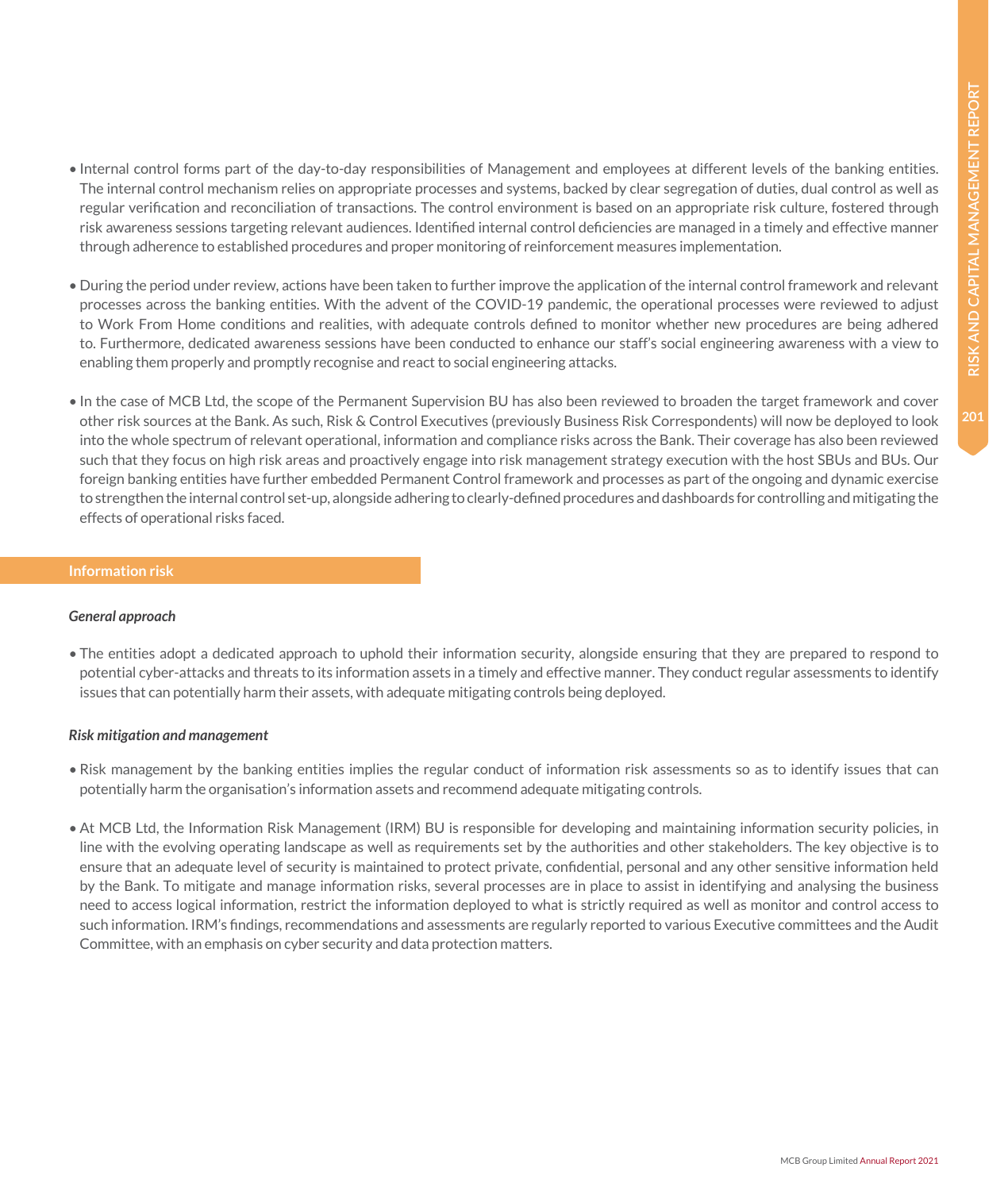- Internal control forms part of the day-to-day responsibilities of Management and employees at different levels of the banking entities. The internal control mechanism relies on appropriate processes and systems, backed by clear segregation of duties, dual control as well as regular verification and reconciliation of transactions. The control environment is based on an appropriate risk culture, fostered through risk awareness sessions targeting relevant audiences. Identified internal control deficiencies are managed in a timely and effective manner through adherence to established procedures and proper monitoring of reinforcement measures implementation.

- During the period under review, actions have been taken to further improve the application of the internal control framework and relevant processes across the banking entities. With the advent of the COVID-19 pandemic, the operational processes were reviewed to adjust to Work From Home conditions and realities, with adequate controls defined to monitor whether new procedures are being adhered to. Furthermore, dedicated awareness sessions have been conducted to enhance our staff's social engineering awareness with a view to enabling them properly and promptly recognise and react to social engineering attacks.

- In the case of MCB Ltd, the scope of the Permanent Supervision BU has also been reviewed to broaden the target framework and cover other risk sources at the Bank. As such, Risk & Control Executives (previously Business Risk Correspondents) will now be deployed to look into the whole spectrum of relevant operational, information and compliance risks across the Bank. Their coverage has also been reviewed such that they focus on high risk areas and proactively engage into risk management strategy execution with the host SBUs and BUs. Our foreign banking entities have further embedded Permanent Control framework and processes as part of the ongoing and dynamic exercise to strengthen the internal control set-up, alongside adhering to clearly-defined procedures and dashboards for controlling and mitigating the effects of operational risks faced.

## Information risk

### *General approach*

- The entities adopt a dedicated approach to uphold their information security, alongside ensuring that they are prepared to respond to potential cyber-attacks and threats to its information assets in a timely and effective manner. They conduct regular assessments to identify issues that can potentially harm their assets, with adequate mitigating controls being deployed.

### *Risk mitigation and management*

- Risk management by the banking entities implies the regular conduct of information risk assessments so as to identify issues that can potentially harm the organisation's information assets and recommend adequate mitigating controls.

- At MCB Ltd, the Information Risk Management (IRM) BU is responsible for developing and maintaining information security policies, in line with the evolving operating landscape as well as requirements set by the authorities and other stakeholders. The key objective is to ensure that an adequate level of security is maintained to protect private, confidential, personal and any other sensitive information held by the Bank. To mitigate and manage information risks, several processes are in place to assist in identifying and analysing the business need to access logical information, restrict the information deployed to what is strictly required as well as monitor and control access to such information. IRM's findings, recommendations and assessments are regularly reported to various Executive committees and the Audit Committee, with an emphasis on cyber security and data protection matters.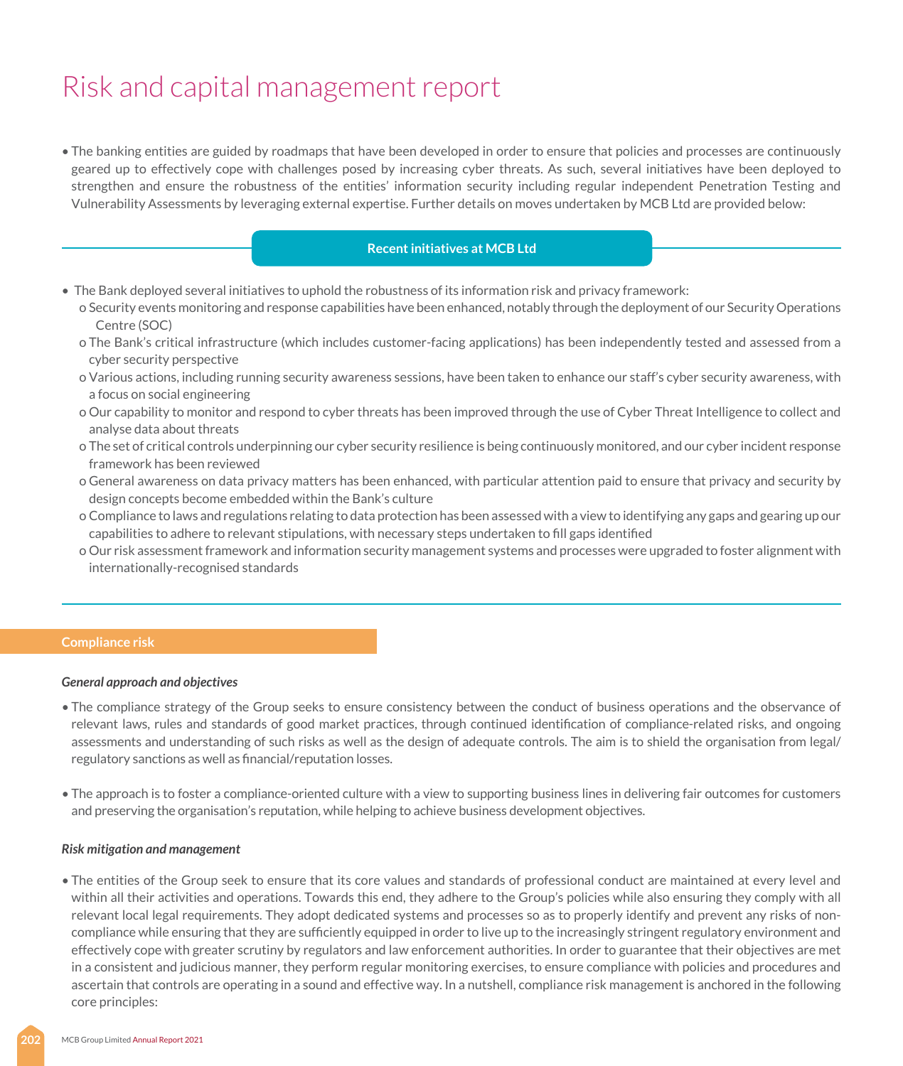# Risk and capital management report

- The banking entities are guided by roadmaps that have been developed in order to ensure that policies and processes are continuously geared up to effectively cope with challenges posed by increasing cyber threats. As such, several initiatives have been deployed to strengthen and ensure the robustness of the entities' information security including regular independent Penetration Testing and Vulnerability Assessments by leveraging external expertise. Further details on moves undertaken by MCB Ltd are provided below:

**Recent initiatives at MCB Ltd**

- The Bank deployed several initiatives to uphold the robustness of its information risk and privacy framework:
  - Security events monitoring and response capabilities have been enhanced, notably through the deployment of our Security Operations Centre (SOC)
  - The Bank's critical infrastructure (which includes customer-facing applications) has been independently tested and assessed from a cyber security perspective
  - Various actions, including running security awareness sessions, have been taken to enhance our staff's cyber security awareness, with a focus on social engineering
  - Our capability to monitor and respond to cyber threats has been improved through the use of Cyber Threat Intelligence to collect and analyse data about threats
  - The set of critical controls underpinning our cyber security resilience is being continuously monitored, and our cyber incident response framework has been reviewed
  - General awareness on data privacy matters has been enhanced, with particular attention paid to ensure that privacy and security by design concepts become embedded within the Bank's culture
  - Compliance to laws and regulations relating to data protection has been assessed with a view to identifying any gaps and gearing up our capabilities to adhere to relevant stipulations, with necessary steps undertaken to fill gaps identified
  - Our risk assessment framework and information security management systems and processes were upgraded to foster alignment with internationally-recognised standards

## Compliance risk

### *General approach and objectives*

- The compliance strategy of the Group seeks to ensure consistency between the conduct of business operations and the observance of relevant laws, rules and standards of good market practices, through continued identification of compliance-related risks, and ongoing assessments and understanding of such risks as well as the design of adequate controls. The aim is to shield the organisation from legal/regulatory sanctions as well as financial/reputation losses.

- The approach is to foster a compliance-oriented culture with a view to supporting business lines in delivering fair outcomes for customers and preserving the organisation's reputation, while helping to achieve business development objectives.

### *Risk mitigation and management*

- The entities of the Group seek to ensure that its core values and standards of professional conduct are maintained at every level and within all their activities and operations. Towards this end, they adhere to the Group's policies while also ensuring they comply with all relevant local legal requirements. They adopt dedicated systems and processes so as to properly identify and prevent any risks of non-compliance while ensuring that they are sufficiently equipped in order to live up to the increasingly stringent regulatory environment and effectively cope with greater scrutiny by regulators and law enforcement authorities. In order to guarantee that their objectives are met in a consistent and judicious manner, they perform regular monitoring exercises, to ensure compliance with policies and procedures and ascertain that controls are operating in a sound and effective way. In a nutshell, compliance risk management is anchored in the following core principles: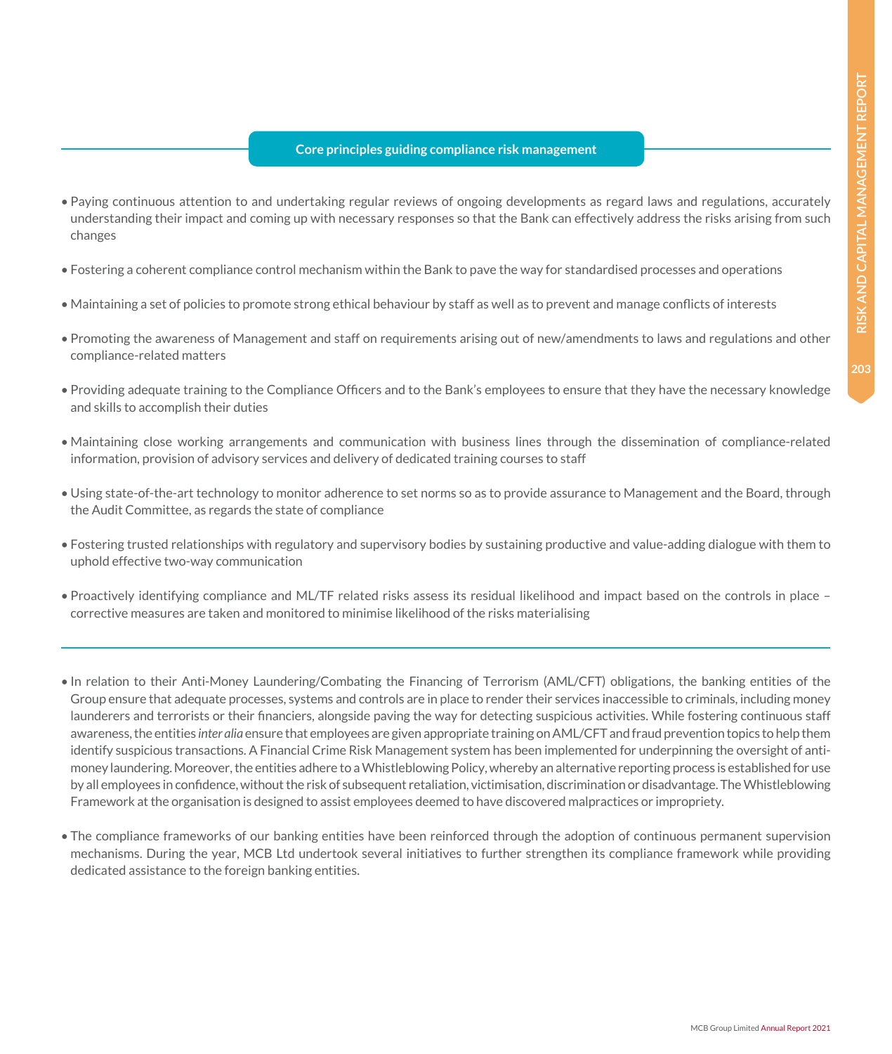#### Core principles guiding compliance risk management

- Paying continuous attention to and undertaking regular reviews of ongoing developments as regard laws and regulations, accurately understanding their impact and coming up with necessary responses so that the Bank can effectively address the risks arising from such changes
- Fostering a coherent compliance control mechanism within the Bank to pave the way for standardised processes and operations
- Maintaining a set of policies to promote strong ethical behaviour by staff as well as to prevent and manage conflicts of interests
- Promoting the awareness of Management and staff on requirements arising out of new/amendments to laws and regulations and other compliance-related matters
- Providing adequate training to the Compliance Officers and to the Bank's employees to ensure that they have the necessary knowledge and skills to accomplish their duties
- Maintaining close working arrangements and communication with business lines through the dissemination of compliance-related information, provision of advisory services and delivery of dedicated training courses to staff
- Using state-of-the-art technology to monitor adherence to set norms so as to provide assurance to Management and the Board, through the Audit Committee, as regards the state of compliance
- Fostering trusted relationships with regulatory and supervisory bodies by sustaining productive and value-adding dialogue with them to uphold effective two-way communication
- Proactively identifying compliance and ML/TF related risks assess its residual likelihood and impact based on the controls in place – corrective measures are taken and monitored to minimise likelihood of the risks materialising

---

- In relation to their Anti-Money Laundering/Combating the Financing of Terrorism (AML/CFT) obligations, the banking entities of the Group ensure that adequate processes, systems and controls are in place to render their services inaccessible to criminals, including money launderers and terrorists or their financiers, alongside paving the way for detecting suspicious activities. While fostering continuous staff awareness, the entities *inter alia* ensure that employees are given appropriate training on AML/CFT and fraud prevention topics to help them identify suspicious transactions. A Financial Crime Risk Management system has been implemented for underpinning the oversight of anti-money laundering. Moreover, the entities adhere to a Whistleblowing Policy, whereby an alternative reporting process is established for use by all employees in confidence, without the risk of subsequent retaliation, victimisation, discrimination or disadvantage. The Whistleblowing Framework at the organisation is designed to assist employees deemed to have discovered malpractices or impropriety.
- The compliance frameworks of our banking entities have been reinforced through the adoption of continuous permanent supervision mechanisms. During the year, MCB Ltd undertook several initiatives to further strengthen its compliance framework while providing dedicated assistance to the foreign banking entities.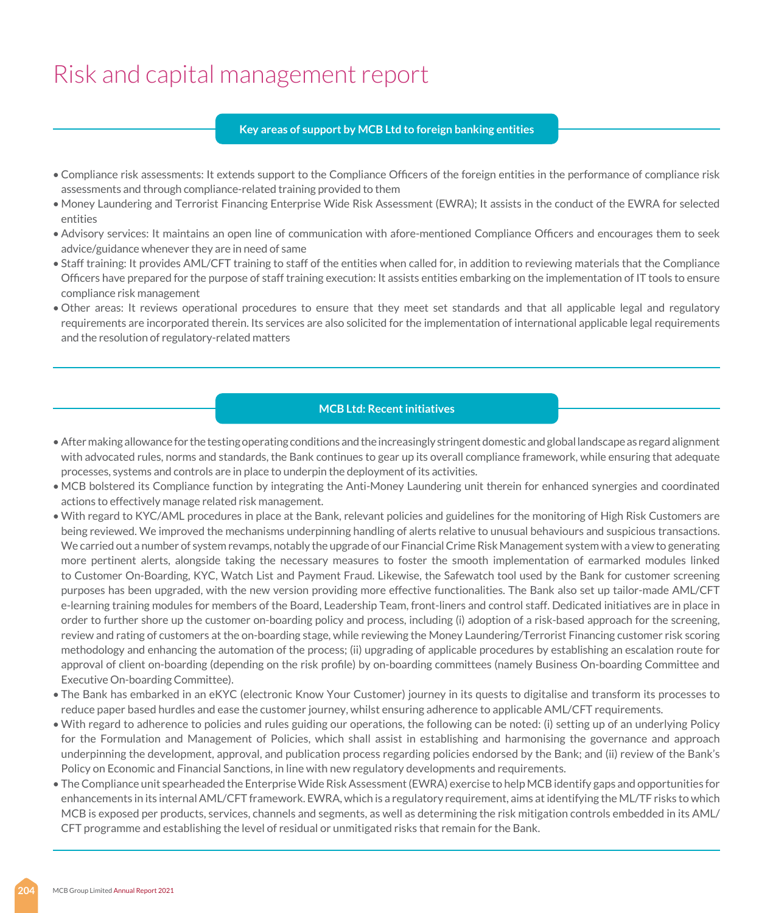# Risk and capital management report

## Key areas of support by MCB Ltd to foreign banking entities

- Compliance risk assessments: It extends support to the Compliance Officers of the foreign entities in the performance of compliance risk assessments and through compliance-related training provided to them
- Money Laundering and Terrorist Financing Enterprise Wide Risk Assessment (EWRA); It assists in the conduct of the EWRA for selected entities
- Advisory services: It maintains an open line of communication with afore-mentioned Compliance Officers and encourages them to seek advice/guidance whenever they are in need of same
- Staff training: It provides AML/CFT training to staff of the entities when called for, in addition to reviewing materials that the Compliance Officers have prepared for the purpose of staff training execution: It assists entities embarking on the implementation of IT tools to ensure compliance risk management
- Other areas: It reviews operational procedures to ensure that they meet set standards and that all applicable legal and regulatory requirements are incorporated therein. Its services are also solicited for the implementation of international applicable legal requirements and the resolution of regulatory-related matters

## MCB Ltd: Recent initiatives

- After making allowance for the testing operating conditions and the increasingly stringent domestic and global landscape as regard alignment with advocated rules, norms and standards, the Bank continues to gear up its overall compliance framework, while ensuring that adequate processes, systems and controls are in place to underpin the deployment of its activities.
- MCB bolstered its Compliance function by integrating the Anti-Money Laundering unit therein for enhanced synergies and coordinated actions to effectively manage related risk management.
- With regard to KYC/AML procedures in place at the Bank, relevant policies and guidelines for the monitoring of High Risk Customers are being reviewed. We improved the mechanisms underpinning handling of alerts relative to unusual behaviours and suspicious transactions. We carried out a number of system revamps, notably the upgrade of our Financial Crime Risk Management system with a view to generating more pertinent alerts, alongside taking the necessary measures to foster the smooth implementation of earmarked modules linked to Customer On-Boarding, KYC, Watch List and Payment Fraud. Likewise, the Safewatch tool used by the Bank for customer screening purposes has been upgraded, with the new version providing more effective functionalities. The Bank also set up tailor-made AML/CFT e-learning training modules for members of the Board, Leadership Team, front-liners and control staff. Dedicated initiatives are in place in order to further shore up the customer on-boarding policy and process, including (i) adoption of a risk-based approach for the screening, review and rating of customers at the on-boarding stage, while reviewing the Money Laundering/Terrorist Financing customer risk scoring methodology and enhancing the automation of the process; (ii) upgrading of applicable procedures by establishing an escalation route for approval of client on-boarding (depending on the risk profile) by on-boarding committees (namely Business On-boarding Committee and Executive On-boarding Committee).
- The Bank has embarked in an eKYC (electronic Know Your Customer) journey in its quests to digitalise and transform its processes to reduce paper based hurdles and ease the customer journey, whilst ensuring adherence to applicable AML/CFT requirements.
- With regard to adherence to policies and rules guiding our operations, the following can be noted: (i) setting up of an underlying Policy for the Formulation and Management of Policies, which shall assist in establishing and harmonising the governance and approach underpinning the development, approval, and publication process regarding policies endorsed by the Bank; and (ii) review of the Bank's Policy on Economic and Financial Sanctions, in line with new regulatory developments and requirements.
- The Compliance unit spearheaded the Enterprise Wide Risk Assessment (EWRA) exercise to help MCB identify gaps and opportunities for enhancements in its internal AML/CFT framework. EWRA, which is a regulatory requirement, aims at identifying the ML/TF risks to which MCB is exposed per products, services, channels and segments, as well as determining the risk mitigation controls embedded in its AML/CFT programme and establishing the level of residual or unmitigated risks that remain for the Bank.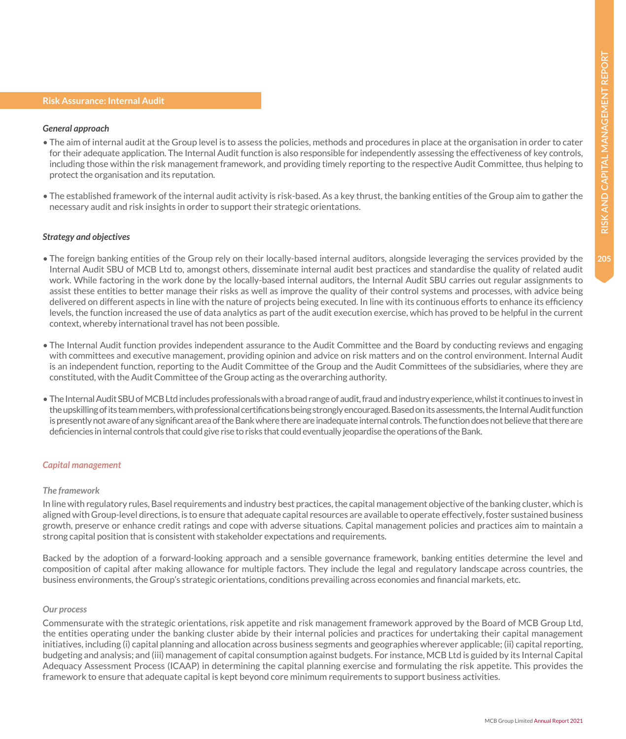## Risk Assurance: Internal Audit

***General approach***

- The aim of internal audit at the Group level is to assess the policies, methods and procedures in place at the organisation in order to cater for their adequate application. The Internal Audit function is also responsible for independently assessing the effectiveness of key controls, including those within the risk management framework, and providing timely reporting to the respective Audit Committee, thus helping to protect the organisation and its reputation.

- The established framework of the internal audit activity is risk-based. As a key thrust, the banking entities of the Group aim to gather the necessary audit and risk insights in order to support their strategic orientations.

***Strategy and objectives***

- The foreign banking entities of the Group rely on their locally-based internal auditors, alongside leveraging the services provided by the Internal Audit SBU of MCB Ltd to, amongst others, disseminate internal audit best practices and standardise the quality of related audit work. While factoring in the work done by the locally-based internal auditors, the Internal Audit SBU carries out regular assignments to assist these entities to better manage their risks as well as improve the quality of their control systems and processes, with advice being delivered on different aspects in line with the nature of projects being executed. In line with its continuous efforts to enhance its efficiency levels, the function increased the use of data analytics as part of the audit execution exercise, which has proved to be helpful in the current context, whereby international travel has not been possible.

- The Internal Audit function provides independent assurance to the Audit Committee and the Board by conducting reviews and engaging with committees and executive management, providing opinion and advice on risk matters and on the control environment. Internal Audit is an independent function, reporting to the Audit Committee of the Group and the Audit Committees of the subsidiaries, where they are constituted, with the Audit Committee of the Group acting as the overarching authority.

- The Internal Audit SBU of MCB Ltd includes professionals with a broad range of audit, fraud and industry experience, whilst it continues to invest in the upskilling of its team members, with professional certifications being strongly encouraged. Based on its assessments, the Internal Audit function is presently not aware of any significant area of the Bank where there are inadequate internal controls. The function does not believe that there are deficiencies in internal controls that could give rise to risks that could eventually jeopardise the operations of the Bank.

### *Capital management*

*The framework*

In line with regulatory rules, Basel requirements and industry best practices, the capital management objective of the banking cluster, which is aligned with Group-level directions, is to ensure that adequate capital resources are available to operate effectively, foster sustained business growth, preserve or enhance credit ratings and cope with adverse situations. Capital management policies and practices aim to maintain a strong capital position that is consistent with stakeholder expectations and requirements.

Backed by the adoption of a forward-looking approach and a sensible governance framework, banking entities determine the level and composition of capital after making allowance for multiple factors. They include the legal and regulatory landscape across countries, the business environments, the Group's strategic orientations, conditions prevailing across economies and financial markets, etc.

*Our process*

Commensurate with the strategic orientations, risk appetite and risk management framework approved by the Board of MCB Group Ltd, the entities operating under the banking cluster abide by their internal policies and practices for undertaking their capital management initiatives, including (i) capital planning and allocation across business segments and geographies wherever applicable; (ii) capital reporting, budgeting and analysis; and (iii) management of capital consumption against budgets. For instance, MCB Ltd is guided by its Internal Capital Adequacy Assessment Process (ICAAP) in determining the capital planning exercise and formulating the risk appetite. This provides the framework to ensure that adequate capital is kept beyond core minimum requirements to support business activities.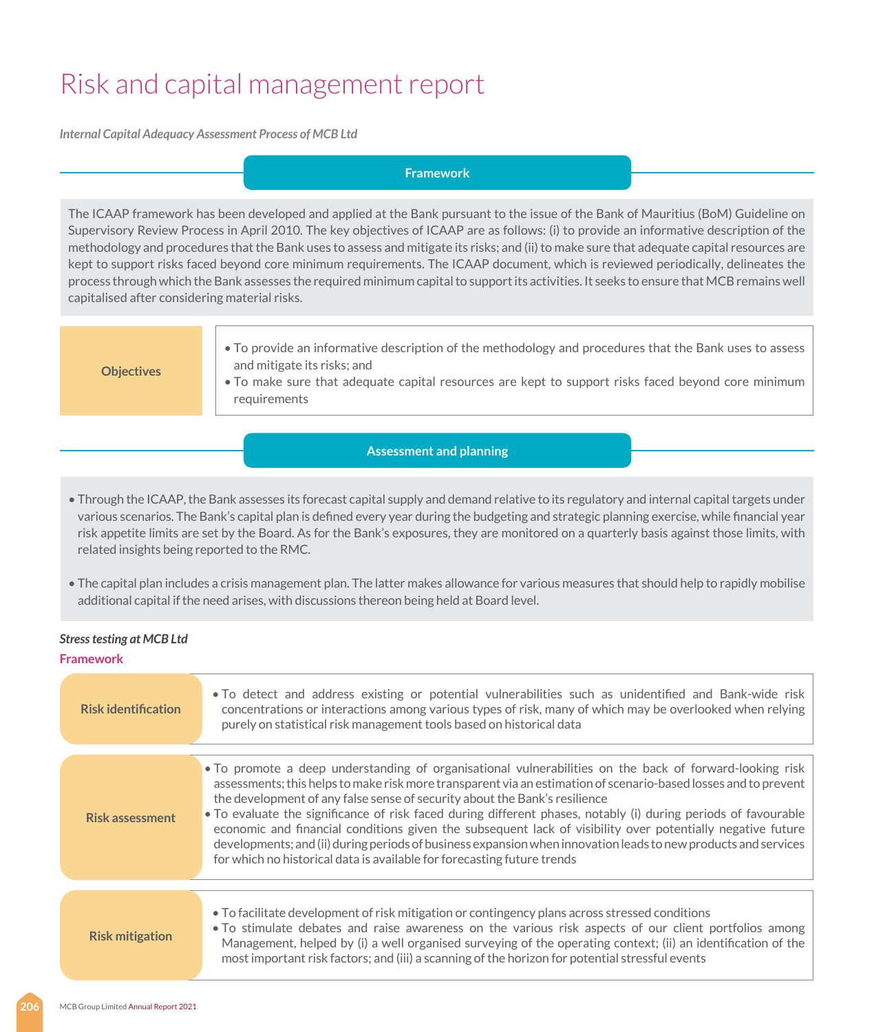# Risk and capital management report

*Internal Capital Adequacy Assessment Process of MCB Ltd*

## Framework

The ICAAP framework has been developed and applied at the Bank pursuant to the issue of the Bank of Mauritius (BoM) Guideline on Supervisory Review Process in April 2010. The key objectives of ICAAP are as follows: (i) to provide an informative description of the methodology and procedures that the Bank uses to assess and mitigate its risks; and (ii) to make sure that adequate capital resources are kept to support risks faced beyond core minimum requirements. The ICAAP document, which is reviewed periodically, delineates the process through which the Bank assesses the required minimum capital to support its activities. It seeks to ensure that MCB remains well capitalised after considering material risks.

| | |
|---|---|
| **Objectives** | • To provide an informative description of the methodology and procedures that the Bank uses to assess and mitigate its risks; and<br>• To make sure that adequate capital resources are kept to support risks faced beyond core minimum requirements |

## Assessment and planning

- Through the ICAAP, the Bank assesses its forecast capital supply and demand relative to its regulatory and internal capital targets under various scenarios. The Bank's capital plan is defined every year during the budgeting and strategic planning exercise, while financial year risk appetite limits are set by the Board. As for the Bank's exposures, they are monitored on a quarterly basis against those limits, with related insights being reported to the RMC.
- The capital plan includes a crisis management plan. The latter makes allowance for various measures that should help to rapidly mobilise additional capital if the need arises, with discussions thereon being held at Board level.

*Stress testing at MCB Ltd*

**Framework**

| | |
|---|---|
| **Risk identification** | • To detect and address existing or potential vulnerabilities such as unidentified and Bank-wide risk concentrations or interactions among various types of risk, many of which may be overlooked when relying purely on statistical risk management tools based on historical data |
| **Risk assessment** | • To promote a deep understanding of organisational vulnerabilities on the back of forward-looking risk assessments; this helps to make risk more transparent via an estimation of scenario-based losses and to prevent the development of any false sense of security about the Bank's resilience<br>• To evaluate the significance of risk faced during different phases, notably (i) during periods of favourable economic and financial conditions given the subsequent lack of visibility over potentially negative future developments; and (ii) during periods of business expansion when innovation leads to new products and services for which no historical data is available for forecasting future trends |
| **Risk mitigation** | • To facilitate development of risk mitigation or contingency plans across stressed conditions<br>• To stimulate debates and raise awareness on the various risk aspects of our client portfolios among Management, helped by (i) a well organised surveying of the operating context; (ii) an identification of the most important risk factors; and (iii) a scanning of the horizon for potential stressful events |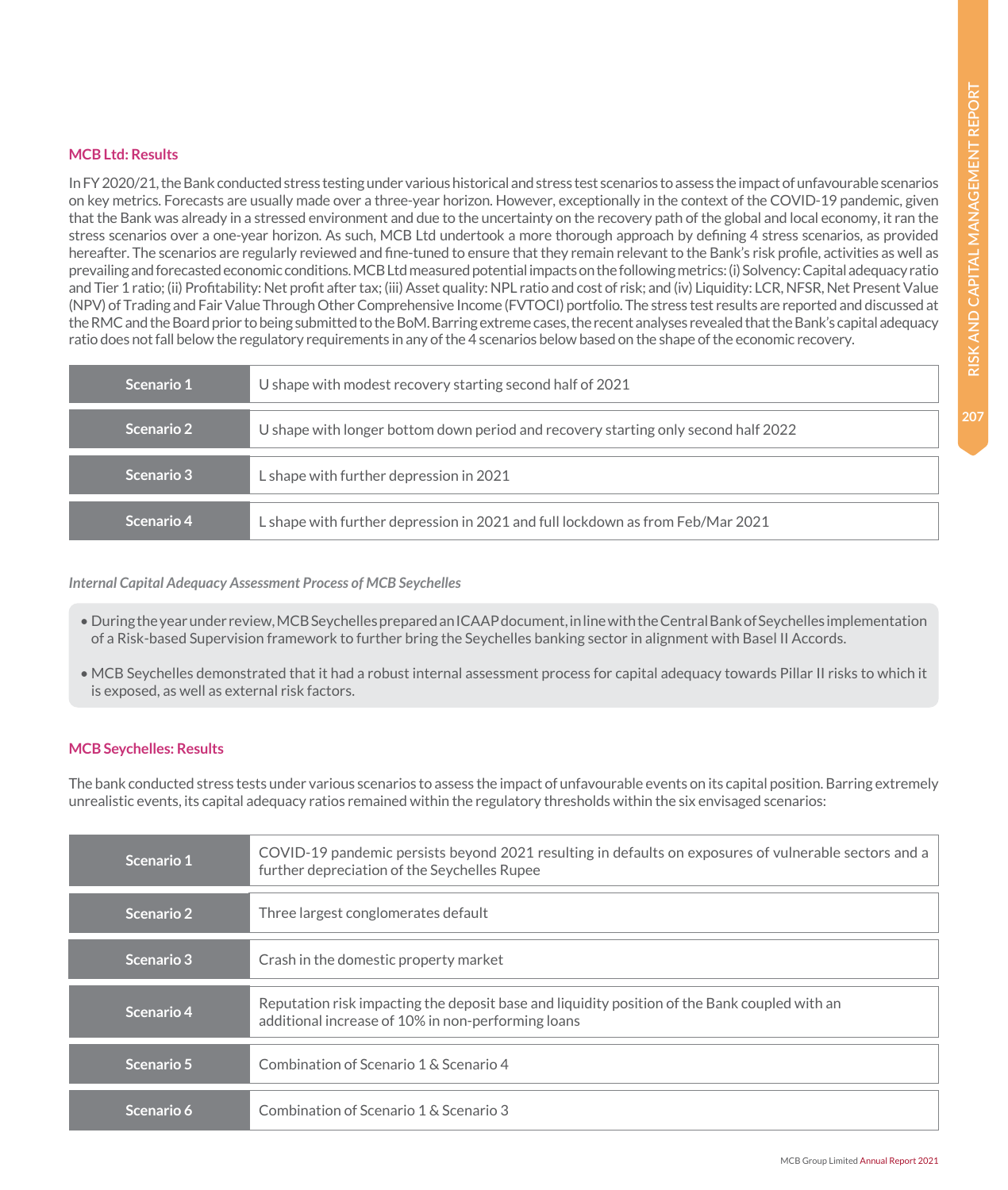### MCB Ltd: Results

In FY 2020/21, the Bank conducted stress testing under various historical and stress test scenarios to assess the impact of unfavourable scenarios on key metrics. Forecasts are usually made over a three-year horizon. However, exceptionally in the context of the COVID-19 pandemic, given that the Bank was already in a stressed environment and due to the uncertainty on the recovery path of the global and local economy, it ran the stress scenarios over a one-year horizon. As such, MCB Ltd undertook a more thorough approach by defining 4 stress scenarios, as provided hereafter. The scenarios are regularly reviewed and fine-tuned to ensure that they remain relevant to the Bank's risk profile, activities as well as prevailing and forecasted economic conditions. MCB Ltd measured potential impacts on the following metrics: (i) Solvency: Capital adequacy ratio and Tier 1 ratio; (ii) Profitability: Net profit after tax; (iii) Asset quality: NPL ratio and cost of risk; and (iv) Liquidity: LCR, NFSR, Net Present Value (NPV) of Trading and Fair Value Through Other Comprehensive Income (FVTOCI) portfolio. The stress test results are reported and discussed at the RMC and the Board prior to being submitted to the BoM. Barring extreme cases, the recent analyses revealed that the Bank's capital adequacy ratio does not fall below the regulatory requirements in any of the 4 scenarios below based on the shape of the economic recovery.

| | |
|---|---|
| **Scenario 1** | U shape with modest recovery starting second half of 2021 |
| **Scenario 2** | U shape with longer bottom down period and recovery starting only second half 2022 |
| **Scenario 3** | L shape with further depression in 2021 |
| **Scenario 4** | L shape with further depression in 2021 and full lockdown as from Feb/Mar 2021 |

*Internal Capital Adequacy Assessment Process of MCB Seychelles*

- During the year under review, MCB Seychelles prepared an ICAAP document, in line with the Central Bank of Seychelles implementation of a Risk-based Supervision framework to further bring the Seychelles banking sector in alignment with Basel II Accords.
- MCB Seychelles demonstrated that it had a robust internal assessment process for capital adequacy towards Pillar II risks to which it is exposed, as well as external risk factors.

### MCB Seychelles: Results

The bank conducted stress tests under various scenarios to assess the impact of unfavourable events on its capital position. Barring extremely unrealistic events, its capital adequacy ratios remained within the regulatory thresholds within the six envisaged scenarios:

| | |
|---|---|
| **Scenario 1** | COVID-19 pandemic persists beyond 2021 resulting in defaults on exposures of vulnerable sectors and a further depreciation of the Seychelles Rupee |
| **Scenario 2** | Three largest conglomerates default |
| **Scenario 3** | Crash in the domestic property market |
| **Scenario 4** | Reputation risk impacting the deposit base and liquidity position of the Bank coupled with an additional increase of 10% in non-performing loans |
| **Scenario 5** | Combination of Scenario 1 & Scenario 4 |
| **Scenario 6** | Combination of Scenario 1 & Scenario 3 |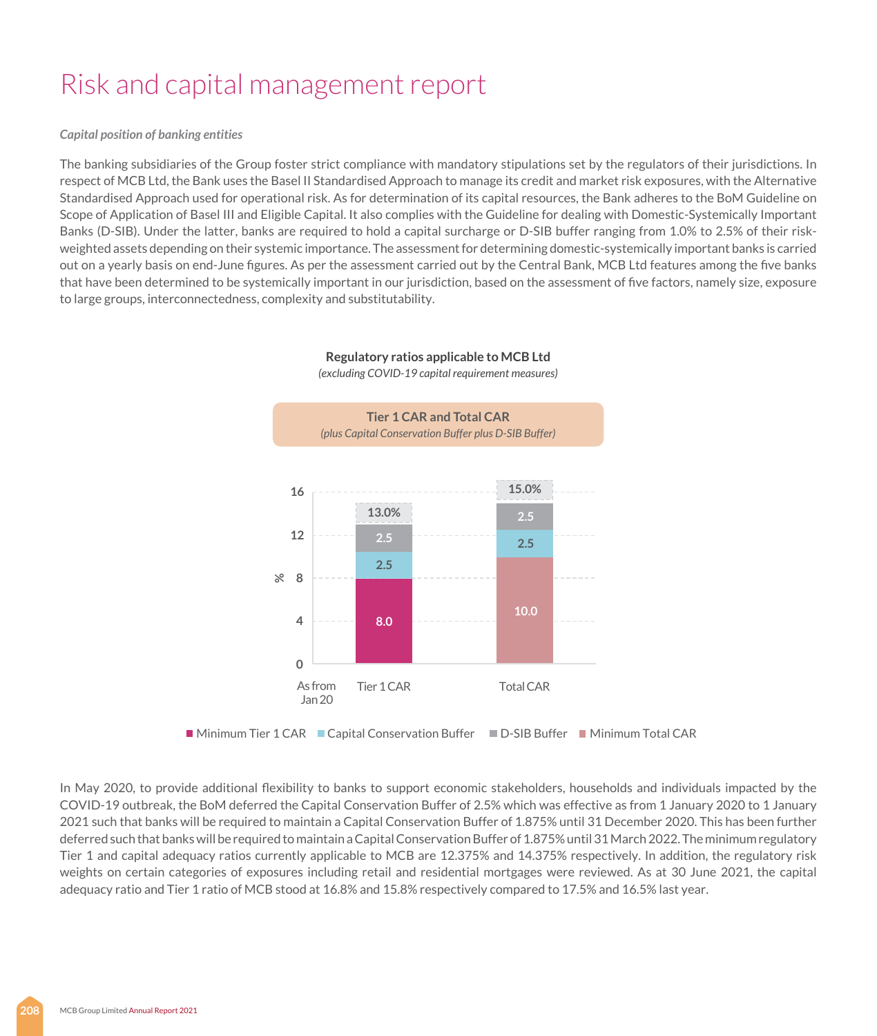# Risk and capital management report

*Capital position of banking entities*

The banking subsidiaries of the Group foster strict compliance with mandatory stipulations set by the regulators of their jurisdictions. In respect of MCB Ltd, the Bank uses the Basel II Standardised Approach to manage its credit and market risk exposures, with the Alternative Standardised Approach used for operational risk. As for determination of its capital resources, the Bank adheres to the BoM Guideline on Scope of Application of Basel III and Eligible Capital. It also complies with the Guideline for dealing with Domestic-Systemically Important Banks (D-SIB). Under the latter, banks are required to hold a capital surcharge or D-SIB buffer ranging from 1.0% to 2.5% of their risk-weighted assets depending on their systemic importance. The assessment for determining domestic-systemically important banks is carried out on a yearly basis on end-June figures. As per the assessment carried out by the Central Bank, MCB Ltd features among the five banks that have been determined to be systemically important in our jurisdiction, based on the assessment of five factors, namely size, exposure to large groups, interconnectedness, complexity and substitutability.

**Regulatory ratios applicable to MCB Ltd**

*(excluding COVID-19 capital requirement measures)*

**Tier 1 CAR and Total CAR**

*(plus Capital Conservation Buffer plus D-SIB Buffer)*

| As from Jan 20 (%) | Tier 1 CAR | Total CAR |
|---|---|---|
| Minimum Tier 1 CAR | 8.0 | |
| Minimum Total CAR | | 10.0 |
| Capital Conservation Buffer | 2.5 | 2.5 |
| D-SIB Buffer | 2.5 | 2.5 |
| Total | 13.0% | 15.0% |

In May 2020, to provide additional flexibility to banks to support economic stakeholders, households and individuals impacted by the COVID-19 outbreak, the BoM deferred the Capital Conservation Buffer of 2.5% which was effective as from 1 January 2020 to 1 January 2021 such that banks will be required to maintain a Capital Conservation Buffer of 1.875% until 31 December 2020. This has been further deferred such that banks will be required to maintain a Capital Conservation Buffer of 1.875% until 31 March 2022. The minimum regulatory Tier 1 and capital adequacy ratios currently applicable to MCB are 12.375% and 14.375% respectively. In addition, the regulatory risk weights on certain categories of exposures including retail and residential mortgages were reviewed. As at 30 June 2021, the capital adequacy ratio and Tier 1 ratio of MCB stood at 16.8% and 15.8% respectively compared to 17.5% and 16.5% last year.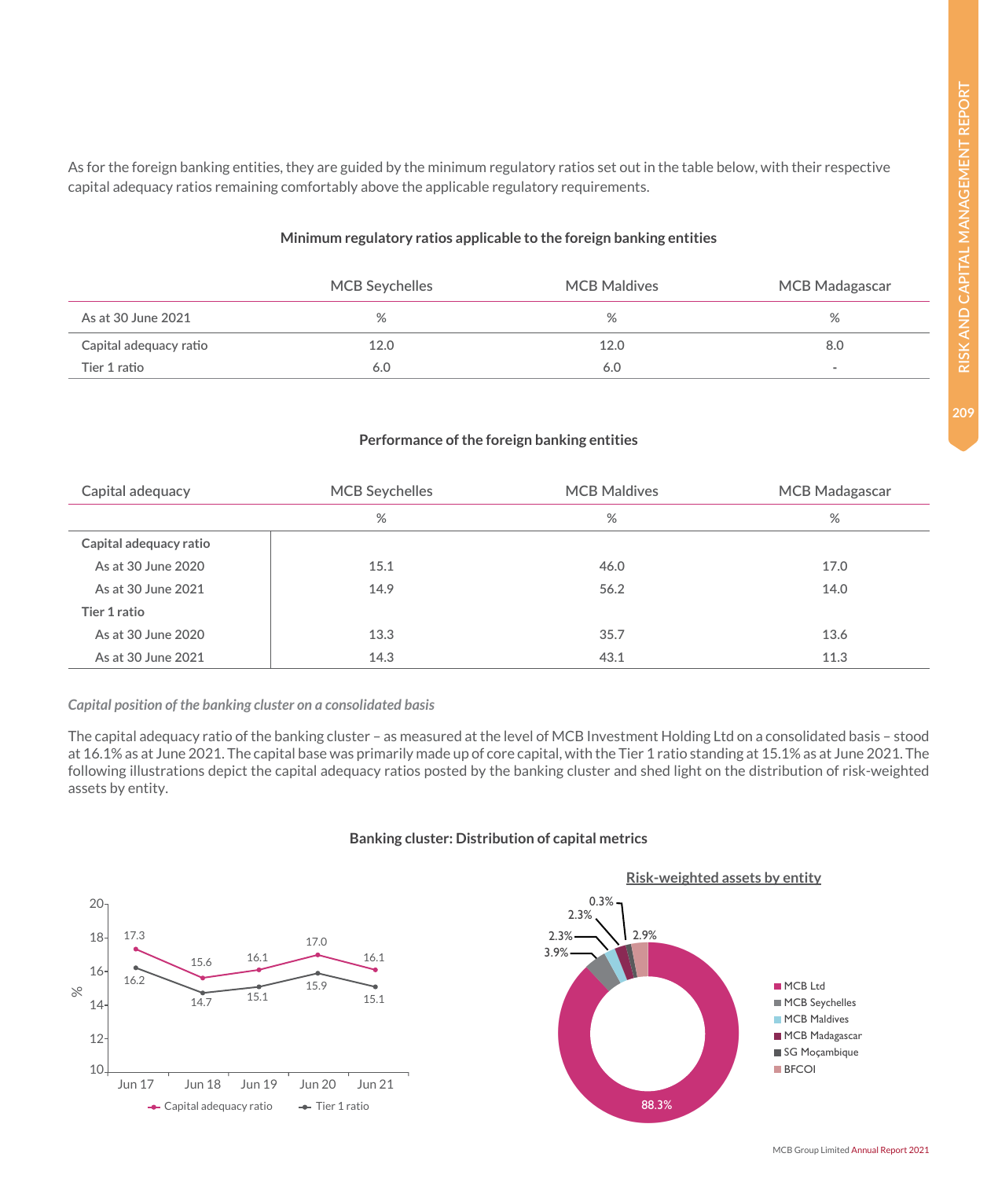As for the foreign banking entities, they are guided by the minimum regulatory ratios set out in the table below, with their respective capital adequacy ratios remaining comfortably above the applicable regulatory requirements.

**Minimum regulatory ratios applicable to the foreign banking entities**

| | MCB Seychelles | MCB Maldives | MCB Madagascar |
|---|---|---|---|
| As at 30 June 2021 | % | % | % |
| Capital adequacy ratio | 12.0 | 12.0 | 8.0 |
| Tier 1 ratio | 6.0 | 6.0 | - |

**Performance of the foreign banking entities**

| Capital adequacy | MCB Seychelles | MCB Maldives | MCB Madagascar |
|---|---|---|---|
| | % | % | % |
| **Capital adequacy ratio** | | | |
| As at 30 June 2020 | 15.1 | 46.0 | 17.0 |
| As at 30 June 2021 | 14.9 | 56.2 | 14.0 |
| **Tier 1 ratio** | | | |
| As at 30 June 2020 | 13.3 | 35.7 | 13.6 |
| As at 30 June 2021 | 14.3 | 43.1 | 11.3 |

*Capital position of the banking cluster on a consolidated basis*

The capital adequacy ratio of the banking cluster – as measured at the level of MCB Investment Holding Ltd on a consolidated basis – stood at 16.1% as at June 2021. The capital base was primarily made up of core capital, with the Tier 1 ratio standing at 15.1% as at June 2021. The following illustrations depict the capital adequacy ratios posted by the banking cluster and shed light on the distribution of risk-weighted assets by entity.

**Banking cluster: Distribution of capital metrics**

| % | Jun 17 | Jun 18 | Jun 19 | Jun 20 | Jun 21 |
|---|---|---|---|---|---|
| Capital adequacy ratio | 17.3 | 15.6 | 16.1 | 17.0 | 16.1 |
| Tier 1 ratio | 16.2 | 14.7 | 15.1 | 15.9 | 15.1 |

**Risk-weighted assets by entity**

| Entity | % |
|---|---|
| MCB Ltd | 88.3% |
| MCB Seychelles | 3.9% |
| MCB Maldives | 2.3% |
| MCB Madagascar | 2.3% |
| SG Moçambique | 0.3% |
| BFCOI | 2.9% |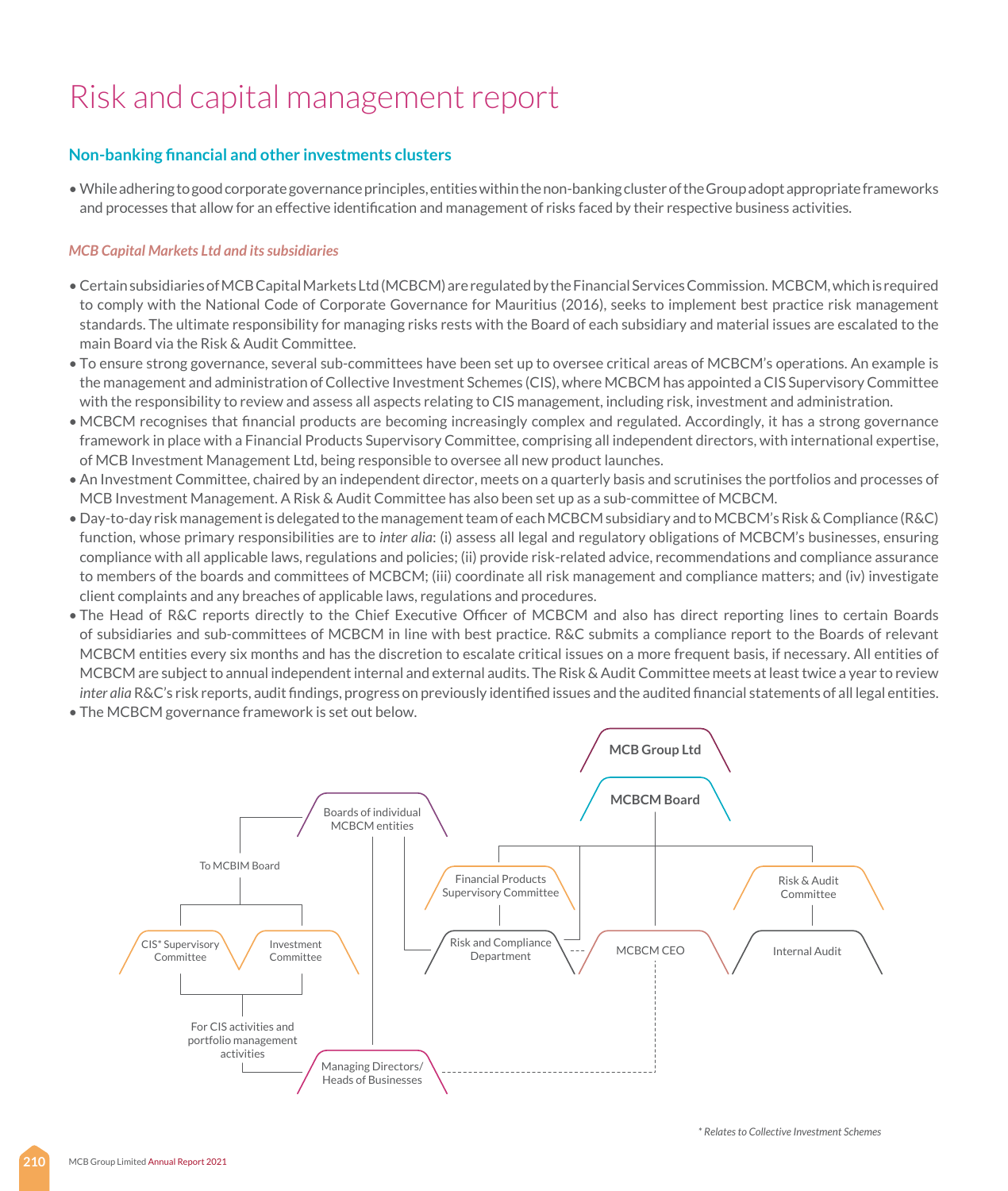# Risk and capital management report

## Non-banking financial and other investments clusters

- While adhering to good corporate governance principles, entities within the non-banking cluster of the Group adopt appropriate frameworks and processes that allow for an effective identification and management of risks faced by their respective business activities.

### *MCB Capital Markets Ltd and its subsidiaries*

- Certain subsidiaries of MCB Capital Markets Ltd (MCBCM) are regulated by the Financial Services Commission. MCBCM, which is required to comply with the National Code of Corporate Governance for Mauritius (2016), seeks to implement best practice risk management standards. The ultimate responsibility for managing risks rests with the Board of each subsidiary and material issues are escalated to the main Board via the Risk & Audit Committee.
- To ensure strong governance, several sub-committees have been set up to oversee critical areas of MCBCM's operations. An example is the management and administration of Collective Investment Schemes (CIS), where MCBCM has appointed a CIS Supervisory Committee with the responsibility to review and assess all aspects relating to CIS management, including risk, investment and administration.
- MCBCM recognises that financial products are becoming increasingly complex and regulated. Accordingly, it has a strong governance framework in place with a Financial Products Supervisory Committee, comprising all independent directors, with international expertise, of MCB Investment Management Ltd, being responsible to oversee all new product launches.
- An Investment Committee, chaired by an independent director, meets on a quarterly basis and scrutinises the portfolios and processes of MCB Investment Management. A Risk & Audit Committee has also been set up as a sub-committee of MCBCM.
- Day-to-day risk management is delegated to the management team of each MCBCM subsidiary and to MCBCM's Risk & Compliance (R&C) function, whose primary responsibilities are to *inter alia*: (i) assess all legal and regulatory obligations of MCBCM's businesses, ensuring compliance with all applicable laws, regulations and policies; (ii) provide risk-related advice, recommendations and compliance assurance to members of the boards and committees of MCBCM; (iii) coordinate all risk management and compliance matters; and (iv) investigate client complaints and any breaches of applicable laws, regulations and procedures.
- The Head of R&C reports directly to the Chief Executive Officer of MCBCM and also has direct reporting lines to certain Boards of subsidiaries and sub-committees of MCBCM in line with best practice. R&C submits a compliance report to the Boards of relevant MCBCM entities every six months and has the discretion to escalate critical issues on a more frequent basis, if necessary. All entities of MCBCM are subject to annual independent internal and external audits. The Risk & Audit Committee meets at least twice a year to review *inter alia* R&C's risk reports, audit findings, progress on previously identified issues and the audited financial statements of all legal entities.
- The MCBCM governance framework is set out below.

MCB Group Ltd

MCBCM Board

Boards of individual MCBCM entities

To MCBIM Board

Financial Products Supervisory Committee

Risk & Audit Committee

CIS* Supervisory Committee

Investment Committee

Risk and Compliance Department

MCBCM CEO

Internal Audit

For CIS activities and portfolio management activities

Managing Directors/ Heads of Businesses

*\* Relates to Collective Investment Schemes*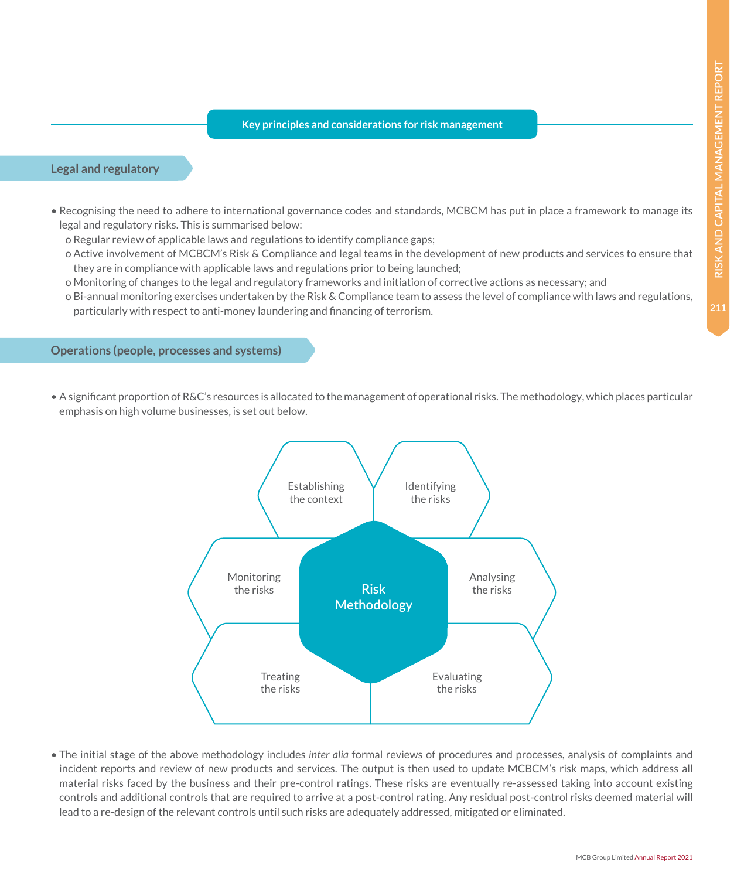## Key principles and considerations for risk management

### Legal and regulatory

- Recognising the need to adhere to international governance codes and standards, MCBCM has put in place a framework to manage its legal and regulatory risks. This is summarised below:
  - o Regular review of applicable laws and regulations to identify compliance gaps;
  - o Active involvement of MCBCM's Risk & Compliance and legal teams in the development of new products and services to ensure that they are in compliance with applicable laws and regulations prior to being launched;
  - o Monitoring of changes to the legal and regulatory frameworks and initiation of corrective actions as necessary; and
  - o Bi-annual monitoring exercises undertaken by the Risk & Compliance team to assess the level of compliance with laws and regulations, particularly with respect to anti-money laundering and financing of terrorism.

### Operations (people, processes and systems)

- A significant proportion of R&C's resources is allocated to the management of operational risks. The methodology, which places particular emphasis on high volume businesses, is set out below.

Risk Methodology

Establishing the context

Identifying the risks

Analysing the risks

Evaluating the risks

Treating the risks

Monitoring the risks

- The initial stage of the above methodology includes *inter alia* formal reviews of procedures and processes, analysis of complaints and incident reports and review of new products and services. The output is then used to update MCBCM's risk maps, which address all material risks faced by the business and their pre-control ratings. These risks are eventually re-assessed taking into account existing controls and additional controls that are required to arrive at a post-control rating. Any residual post-control risks deemed material will lead to a re-design of the relevant controls until such risks are adequately addressed, mitigated or eliminated.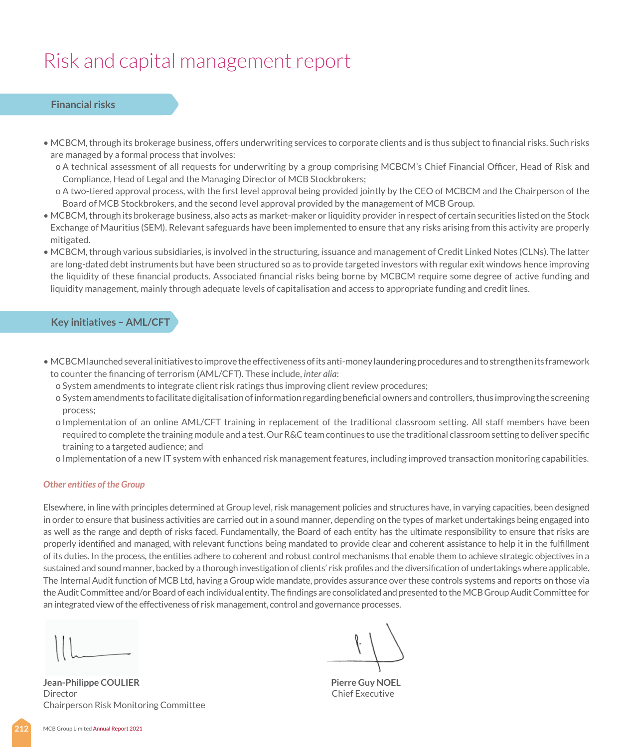# Risk and capital management report

## Financial risks

- MCBCM, through its brokerage business, offers underwriting services to corporate clients and is thus subject to financial risks. Such risks are managed by a formal process that involves:
  - A technical assessment of all requests for underwriting by a group comprising MCBCM's Chief Financial Officer, Head of Risk and Compliance, Head of Legal and the Managing Director of MCB Stockbrokers;
  - A two-tiered approval process, with the first level approval being provided jointly by the CEO of MCBCM and the Chairperson of the Board of MCB Stockbrokers, and the second level approval provided by the management of MCB Group.
- MCBCM, through its brokerage business, also acts as market-maker or liquidity provider in respect of certain securities listed on the Stock Exchange of Mauritius (SEM). Relevant safeguards have been implemented to ensure that any risks arising from this activity are properly mitigated.
- MCBCM, through various subsidiaries, is involved in the structuring, issuance and management of Credit Linked Notes (CLNs). The latter are long-dated debt instruments but have been structured so as to provide targeted investors with regular exit windows hence improving the liquidity of these financial products. Associated financial risks being borne by MCBCM require some degree of active funding and liquidity management, mainly through adequate levels of capitalisation and access to appropriate funding and credit lines.

## Key initiatives – AML/CFT

- MCBCM launched several initiatives to improve the effectiveness of its anti-money laundering procedures and to strengthen its framework to counter the financing of terrorism (AML/CFT). These include, *inter alia*:
  - System amendments to integrate client risk ratings thus improving client review procedures;
  - System amendments to facilitate digitalisation of information regarding beneficial owners and controllers, thus improving the screening process;
  - Implementation of an online AML/CFT training in replacement of the traditional classroom setting. All staff members have been required to complete the training module and a test. Our R&C team continues to use the traditional classroom setting to deliver specific training to a targeted audience; and
  - Implementation of a new IT system with enhanced risk management features, including improved transaction monitoring capabilities.

### *Other entities of the Group*

Elsewhere, in line with principles determined at Group level, risk management policies and structures have, in varying capacities, been designed in order to ensure that business activities are carried out in a sound manner, depending on the types of market undertakings being engaged into as well as the range and depth of risks faced. Fundamentally, the Board of each entity has the ultimate responsibility to ensure that risks are properly identified and managed, with relevant functions being mandated to provide clear and coherent assistance to help it in the fulfillment of its duties. In the process, the entities adhere to coherent and robust control mechanisms that enable them to achieve strategic objectives in a sustained and sound manner, backed by a thorough investigation of clients' risk profiles and the diversification of undertakings where applicable. The Internal Audit function of MCB Ltd, having a Group wide mandate, provides assurance over these controls systems and reports on those via the Audit Committee and/or Board of each individual entity. The findings are consolidated and presented to the MCB Group Audit Committee for an integrated view of the effectiveness of risk management, control and governance processes.

**Jean-Philippe COULIER**
Director
Chairperson Risk Monitoring Committee

**Pierre Guy NOEL**
Chief Executive